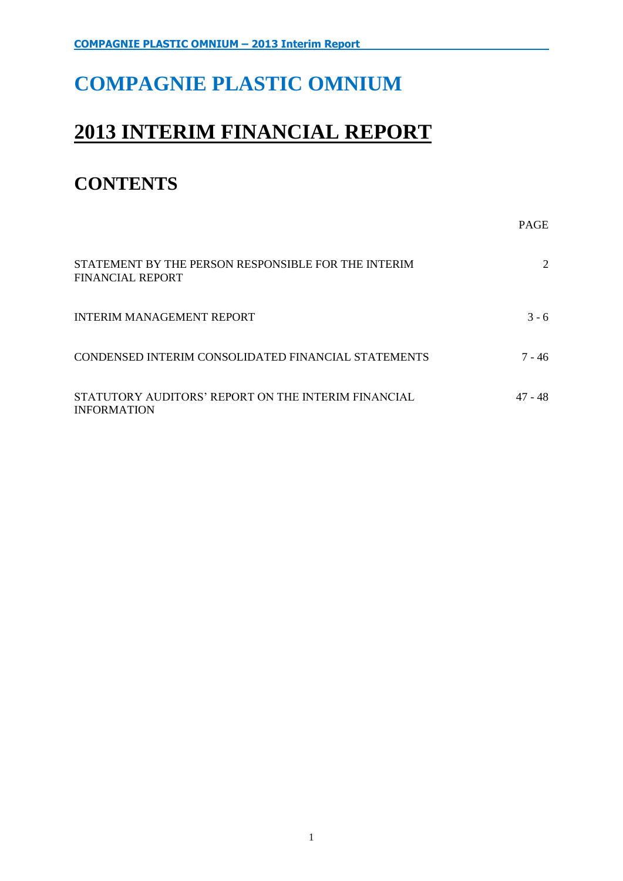# COMPAGNIE PLASTIC OMNIUM

## 2013 INTERIM FINANCIAL REPORT

## CONTENTS

| | PAGE |
|---|---|
| STATEMENT BY THE PERSON RESPONSIBLE FOR THE INTERIM FINANCIAL REPORT | 2 |
| INTERIM MANAGEMENT REPORT | 3 - 6 |
| CONDENSED INTERIM CONSOLIDATED FINANCIAL STATEMENTS | 7 - 46 |
| STATUTORY AUDITORS' REPORT ON THE INTERIM FINANCIAL INFORMATION | 47 - 48 |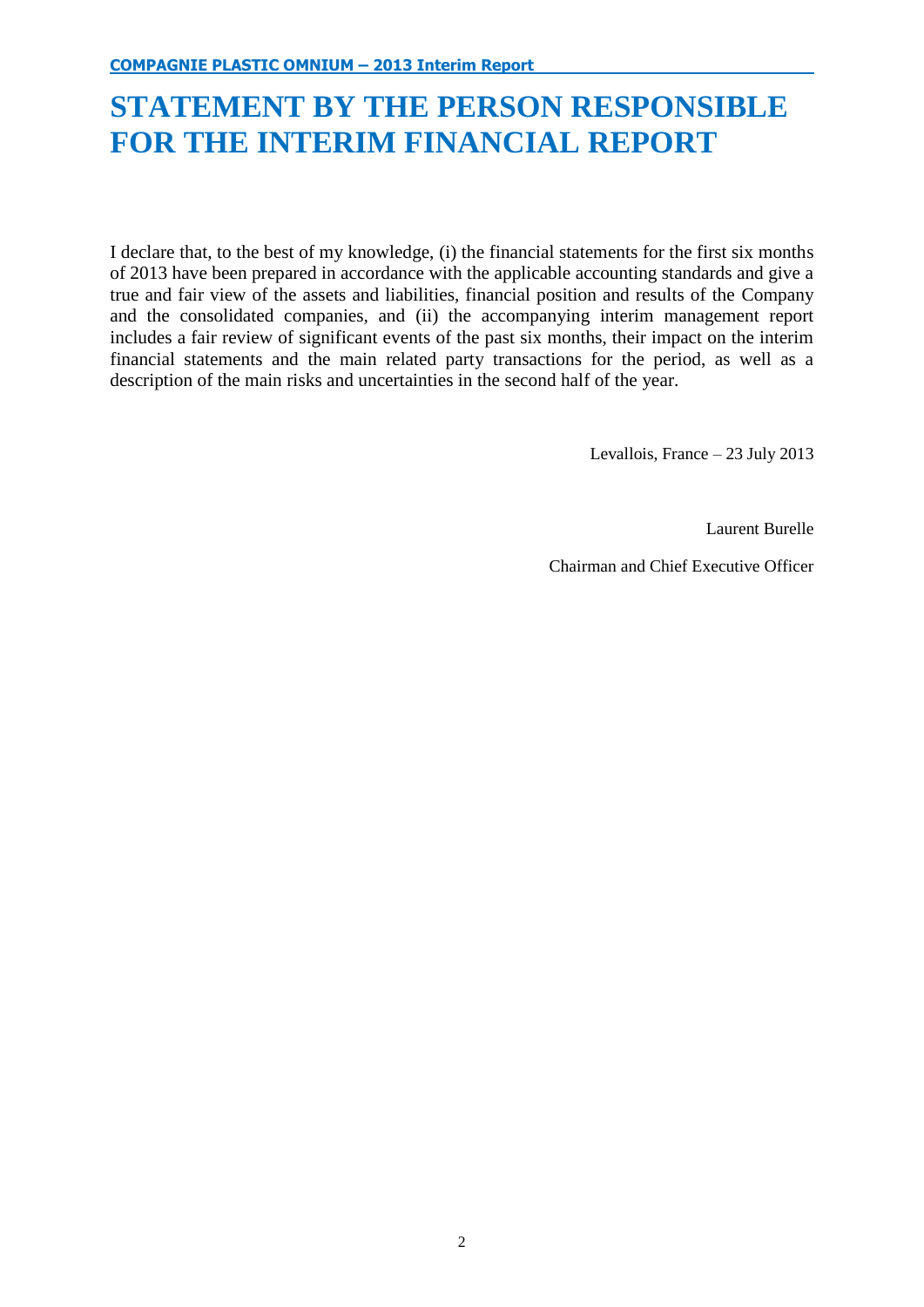# STATEMENT BY THE PERSON RESPONSIBLE FOR THE INTERIM FINANCIAL REPORT

I declare that, to the best of my knowledge, (i) the financial statements for the first six months of 2013 have been prepared in accordance with the applicable accounting standards and give a true and fair view of the assets and liabilities, financial position and results of the Company and the consolidated companies, and (ii) the accompanying interim management report includes a fair review of significant events of the past six months, their impact on the interim financial statements and the main related party transactions for the period, as well as a description of the main risks and uncertainties in the second half of the year.

Levallois, France – 23 July 2013

Laurent Burelle

Chairman and Chief Executive Officer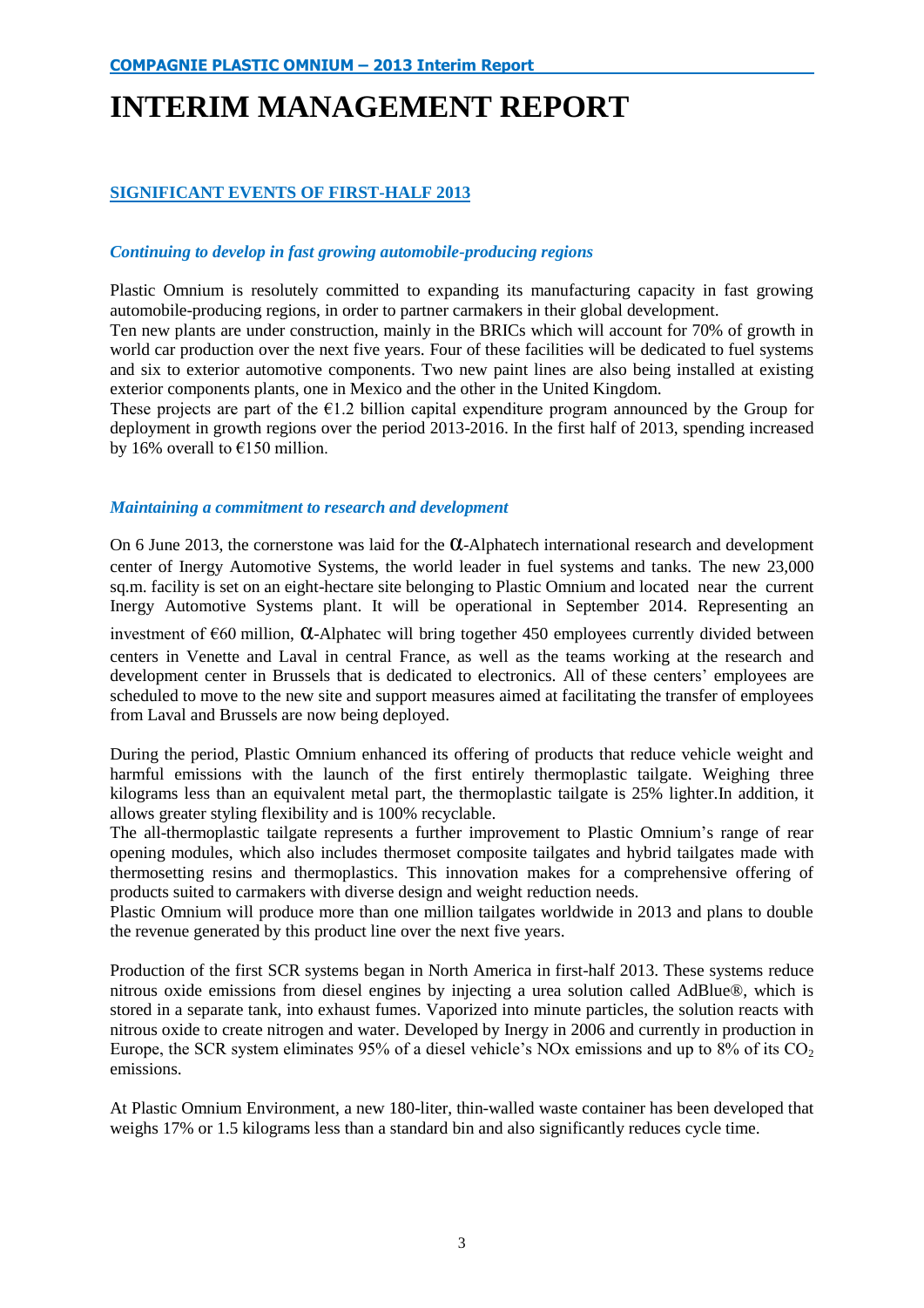# INTERIM MANAGEMENT REPORT

## SIGNIFICANT EVENTS OF FIRST-HALF 2013

### *Continuing to develop in fast growing automobile-producing regions*

Plastic Omnium is resolutely committed to expanding its manufacturing capacity in fast growing automobile-producing regions, in order to partner carmakers in their global development.
Ten new plants are under construction, mainly in the BRICs which will account for 70% of growth in world car production over the next five years. Four of these facilities will be dedicated to fuel systems and six to exterior automotive components. Two new paint lines are also being installed at existing exterior components plants, one in Mexico and the other in the United Kingdom.
These projects are part of the €1.2 billion capital expenditure program announced by the Group for deployment in growth regions over the period 2013-2016. In the first half of 2013, spending increased by 16% overall to €150 million.

### *Maintaining a commitment to research and development*

On 6 June 2013, the cornerstone was laid for the α-Alphatech international research and development center of Inergy Automotive Systems, the world leader in fuel systems and tanks. The new 23,000 sq.m. facility is set on an eight-hectare site belonging to Plastic Omnium and located near the current Inergy Automotive Systems plant. It will be operational in September 2014. Representing an investment of €60 million, α-Alphatec will bring together 450 employees currently divided between centers in Venette and Laval in central France, as well as the teams working at the research and development center in Brussels that is dedicated to electronics. All of these centers' employees are scheduled to move to the new site and support measures aimed at facilitating the transfer of employees from Laval and Brussels are now being deployed.

During the period, Plastic Omnium enhanced its offering of products that reduce vehicle weight and harmful emissions with the launch of the first entirely thermoplastic tailgate. Weighing three kilograms less than an equivalent metal part, the thermoplastic tailgate is 25% lighter.In addition, it allows greater styling flexibility and is 100% recyclable.
The all-thermoplastic tailgate represents a further improvement to Plastic Omnium's range of rear opening modules, which also includes thermoset composite tailgates and hybrid tailgates made with thermosetting resins and thermoplastics. This innovation makes for a comprehensive offering of products suited to carmakers with diverse design and weight reduction needs.
Plastic Omnium will produce more than one million tailgates worldwide in 2013 and plans to double the revenue generated by this product line over the next five years.

Production of the first SCR systems began in North America in first-half 2013. These systems reduce nitrous oxide emissions from diesel engines by injecting a urea solution called AdBlue®, which is stored in a separate tank, into exhaust fumes. Vaporized into minute particles, the solution reacts with nitrous oxide to create nitrogen and water. Developed by Inergy in 2006 and currently in production in Europe, the SCR system eliminates 95% of a diesel vehicle's NOx emissions and up to 8% of its $CO_2$ emissions.

At Plastic Omnium Environment, a new 180-liter, thin-walled waste container has been developed that weighs 17% or 1.5 kilograms less than a standard bin and also significantly reduces cycle time.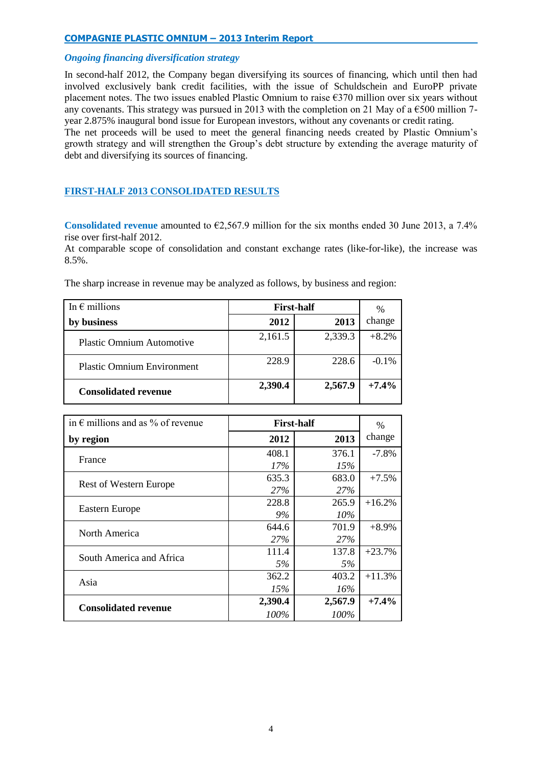### *Ongoing financing diversification strategy*

In second-half 2012, the Company began diversifying its sources of financing, which until then had involved exclusively bank credit facilities, with the issue of Schuldschein and EuroPP private placement notes. The two issues enabled Plastic Omnium to raise €370 million over six years without any covenants. This strategy was pursued in 2013 with the completion on 21 May of a €500 million 7-year 2.875% inaugural bond issue for European investors, without any covenants or credit rating.
The net proceeds will be used to meet the general financing needs created by Plastic Omnium's growth strategy and will strengthen the Group's debt structure by extending the average maturity of debt and diversifying its sources of financing.

## FIRST-HALF 2013 CONSOLIDATED RESULTS

**Consolidated revenue** amounted to €2,567.9 million for the six months ended 30 June 2013, a 7.4% rise over first-half 2012.
At comparable scope of consolidation and constant exchange rates (like-for-like), the increase was 8.5%.

The sharp increase in revenue may be analyzed as follows, by business and region:

| In € millions | First-half | | % |
|---|---|---|---|
| **by business** | **2012** | **2013** | change |
| Plastic Omnium Automotive | 2,161.5 | 2,339.3 | +8.2% |
| Plastic Omnium Environment | 228.9 | 228.6 | -0.1% |
| **Consolidated revenue** | **2,390.4** | **2,567.9** | **+7.4%** |

| in € millions and as % of revenue | First-half | | % |
|---|---|---|---|
| **by region** | **2012** | **2013** | change |
| France | 408.1<br>*17%* | 376.1<br>*15%* | -7.8% |
| Rest of Western Europe | 635.3<br>*27%* | 683.0<br>*27%* | +7.5% |
| Eastern Europe | 228.8<br>*9%* | 265.9<br>*10%* | +16.2% |
| North America | 644.6<br>*27%* | 701.9<br>*27%* | +8.9% |
| South America and Africa | 111.4<br>*5%* | 137.8<br>*5%* | +23.7% |
| Asia | 362.2<br>*15%* | 403.2<br>*16%* | +11.3% |
| **Consolidated revenue** | **2,390.4**<br>*100%* | **2,567.9**<br>*100%* | **+7.4%** |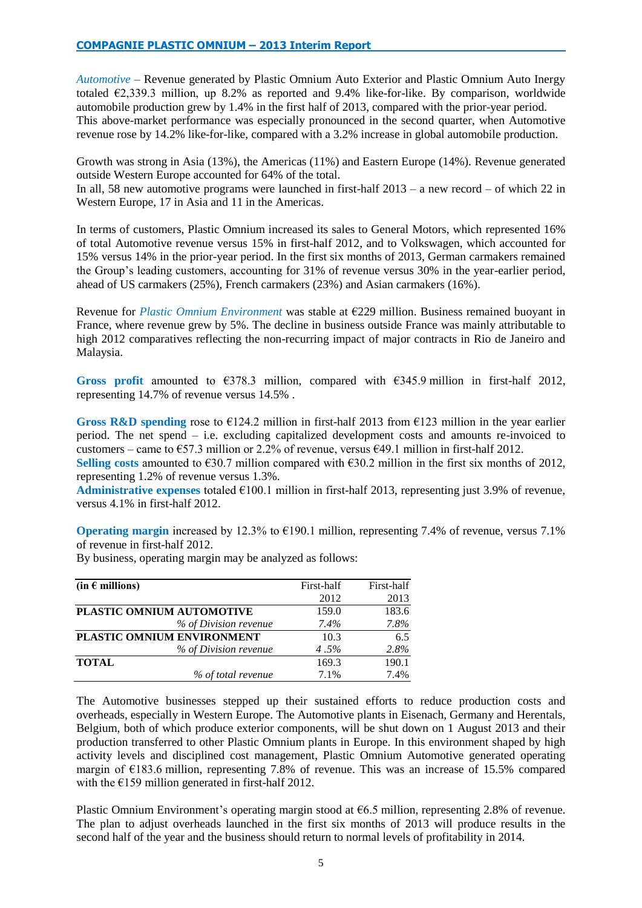*Automotive* – Revenue generated by Plastic Omnium Auto Exterior and Plastic Omnium Auto Inergy totaled €2,339.3 million, up 8.2% as reported and 9.4% like-for-like. By comparison, worldwide automobile production grew by 1.4% in the first half of 2013, compared with the prior-year period. This above-market performance was especially pronounced in the second quarter, when Automotive revenue rose by 14.2% like-for-like, compared with a 3.2% increase in global automobile production.

Growth was strong in Asia (13%), the Americas (11%) and Eastern Europe (14%). Revenue generated outside Western Europe accounted for 64% of the total.
In all, 58 new automotive programs were launched in first-half 2013 – a new record – of which 22 in Western Europe, 17 in Asia and 11 in the Americas.

In terms of customers, Plastic Omnium increased its sales to General Motors, which represented 16% of total Automotive revenue versus 15% in first-half 2012, and to Volkswagen, which accounted for 15% versus 14% in the prior-year period. In the first six months of 2013, German carmakers remained the Group's leading customers, accounting for 31% of revenue versus 30% in the year-earlier period, ahead of US carmakers (25%), French carmakers (23%) and Asian carmakers (16%).

Revenue for *Plastic Omnium Environment* was stable at €229 million. Business remained buoyant in France, where revenue grew by 5%. The decline in business outside France was mainly attributable to high 2012 comparatives reflecting the non-recurring impact of major contracts in Rio de Janeiro and Malaysia.

**Gross profit** amounted to €378.3 million, compared with €345.9 million in first-half 2012, representing 14.7% of revenue versus 14.5% .

**Gross R&D spending** rose to €124.2 million in first-half 2013 from €123 million in the year earlier period. The net spend – i.e. excluding capitalized development costs and amounts re-invoiced to customers – came to €57.3 million or 2.2% of revenue, versus €49.1 million in first-half 2012.
**Selling costs** amounted to €30.7 million compared with €30.2 million in the first six months of 2012, representing 1.2% of revenue versus 1.3%.
**Administrative expenses** totaled €100.1 million in first-half 2013, representing just 3.9% of revenue, versus 4.1% in first-half 2012.

**Operating margin** increased by 12.3% to €190.1 million, representing 7.4% of revenue, versus 7.1% of revenue in first-half 2012.
By business, operating margin may be analyzed as follows:

| (in € millions) | First-half 2012 | First-half 2013 |
|---|---|---|
| **PLASTIC OMNIUM AUTOMOTIVE** | 159.0 | 183.6 |
| *% of Division revenue* | *7.4%* | *7.8%* |
| **PLASTIC OMNIUM ENVIRONMENT** | 10.3 | 6.5 |
| *% of Division revenue* | *4 .5%* | *2.8%* |
| **TOTAL** | 169.3 | 190.1 |
| *% of total revenue* | 7.1% | 7.4% |

The Automotive businesses stepped up their sustained efforts to reduce production costs and overheads, especially in Western Europe. The Automotive plants in Eisenach, Germany and Herentals, Belgium, both of which produce exterior components, will be shut down on 1 August 2013 and their production transferred to other Plastic Omnium plants in Europe. In this environment shaped by high activity levels and disciplined cost management, Plastic Omnium Automotive generated operating margin of €183.6 million, representing 7.8% of revenue. This was an increase of 15.5% compared with the €159 million generated in first-half 2012.

Plastic Omnium Environment's operating margin stood at €6.5 million, representing 2.8% of revenue. The plan to adjust overheads launched in the first six months of 2013 will produce results in the second half of the year and the business should return to normal levels of profitability in 2014.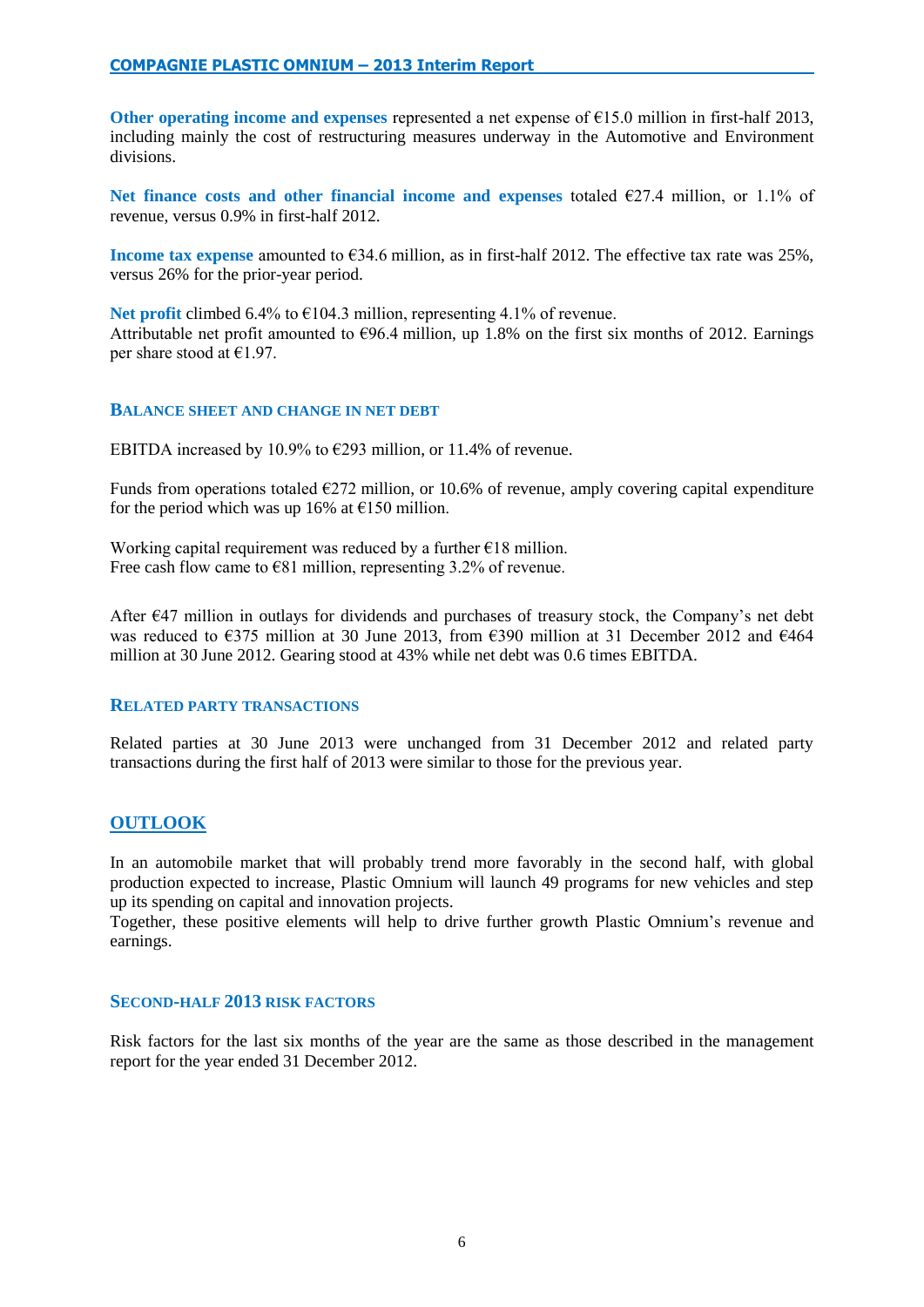**Other operating income and expenses** represented a net expense of €15.0 million in first-half 2013, including mainly the cost of restructuring measures underway in the Automotive and Environment divisions.

**Net finance costs and other financial income and expenses** totaled €27.4 million, or 1.1% of revenue, versus 0.9% in first-half 2012.

**Income tax expense** amounted to €34.6 million, as in first-half 2012. The effective tax rate was 25%, versus 26% for the prior-year period.

**Net profit** climbed 6.4% to €104.3 million, representing 4.1% of revenue.
Attributable net profit amounted to €96.4 million, up 1.8% on the first six months of 2012. Earnings per share stood at €1.97.

### BALANCE SHEET AND CHANGE IN NET DEBT

EBITDA increased by 10.9% to €293 million, or 11.4% of revenue.

Funds from operations totaled €272 million, or 10.6% of revenue, amply covering capital expenditure for the period which was up 16% at €150 million.

Working capital requirement was reduced by a further €18 million.
Free cash flow came to €81 million, representing 3.2% of revenue.

After €47 million in outlays for dividends and purchases of treasury stock, the Company's net debt was reduced to €375 million at 30 June 2013, from €390 million at 31 December 2012 and €464 million at 30 June 2012. Gearing stood at 43% while net debt was 0.6 times EBITDA.

### RELATED PARTY TRANSACTIONS

Related parties at 30 June 2013 were unchanged from 31 December 2012 and related party transactions during the first half of 2013 were similar to those for the previous year.

## OUTLOOK

In an automobile market that will probably trend more favorably in the second half, with global production expected to increase, Plastic Omnium will launch 49 programs for new vehicles and step up its spending on capital and innovation projects.
Together, these positive elements will help to drive further growth Plastic Omnium's revenue and earnings.

### SECOND-HALF 2013 RISK FACTORS

Risk factors for the last six months of the year are the same as those described in the management report for the year ended 31 December 2012.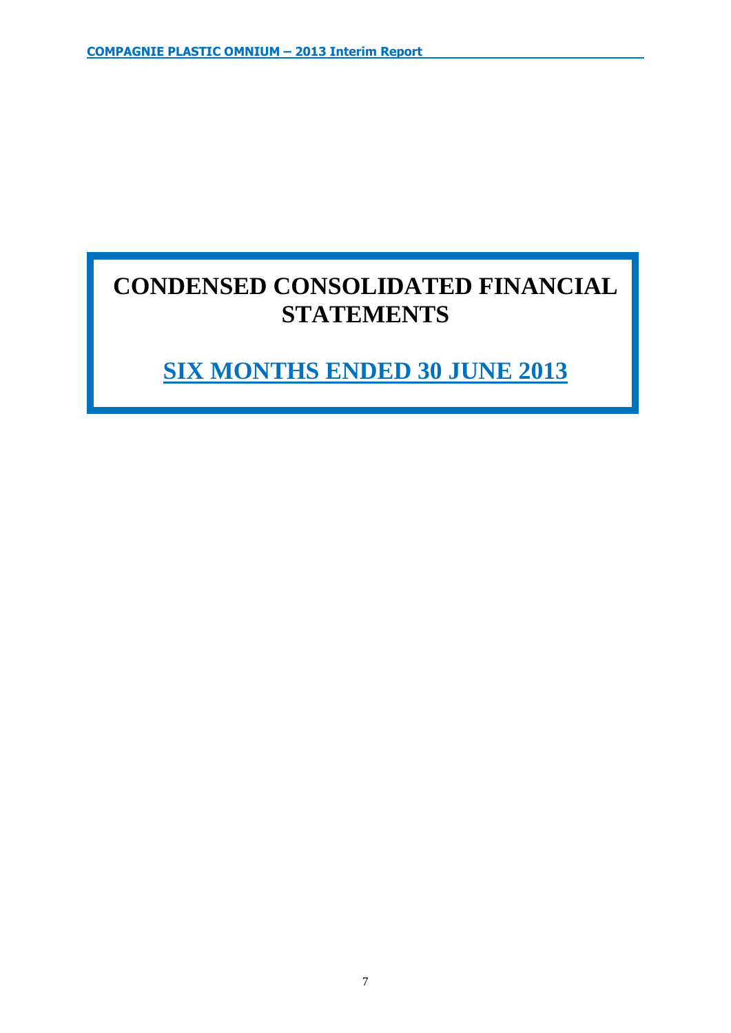# CONDENSED CONSOLIDATED FINANCIAL STATEMENTS

## SIX MONTHS ENDED 30 JUNE 2013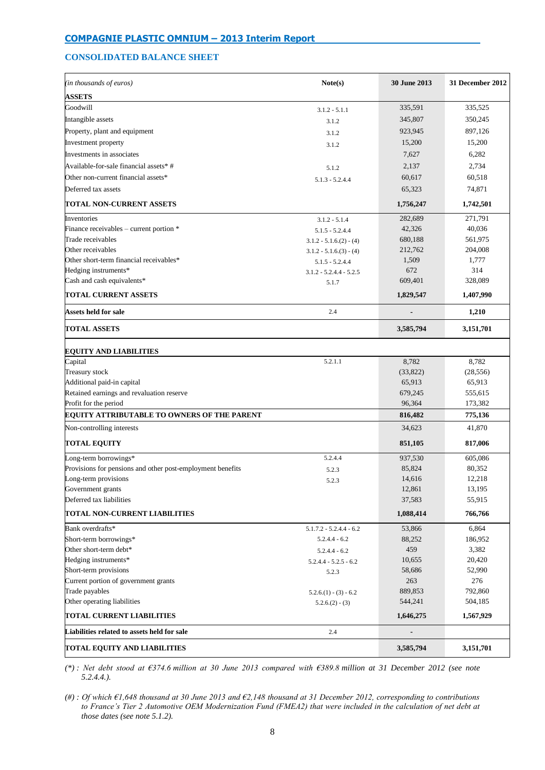## CONSOLIDATED BALANCE SHEET

| *(in thousands of euros)* | Note(s) | 30 June 2013 | 31 December 2012 |
|---|---|---|---|
| **ASSETS** | | | |
| Goodwill | 3.1.2 - 5.1.1 | 335,591 | 335,525 |
| Intangible assets | 3.1.2 | 345,807 | 350,245 |
| Property, plant and equipment | 3.1.2 | 923,945 | 897,126 |
| Investment property | 3.1.2 | 15,200 | 15,200 |
| Investments in associates | | 7,627 | 6,282 |
| Available-for-sale financial assets* # | 5.1.2 | 2,137 | 2,734 |
| Other non-current financial assets* | 5.1.3 - 5.2.4.4 | 60,617 | 60,518 |
| Deferred tax assets | | 65,323 | 74,871 |
| **TOTAL NON-CURRENT ASSETS** | | **1,756,247** | **1,742,501** |
| Inventories | 3.1.2 - 5.1.4 | 282,689 | 271,791 |
| Finance receivables – current portion * | 5.1.5 - 5.2.4.4 | 42,326 | 40,036 |
| Trade receivables | 3.1.2 - 5.1.6.(2) - (4) | 680,188 | 561,975 |
| Other receivables | 3.1.2 - 5.1.6.(3) - (4) | 212,762 | 204,008 |
| Other short-term financial receivables* | 5.1.5 - 5.2.4.4 | 1,509 | 1,777 |
| Hedging instruments* | 3.1.2 - 5.2.4.4 - 5.2.5 | 672 | 314 |
| Cash and cash equivalents* | 5.1.7 | 609,401 | 328,089 |
| **TOTAL CURRENT ASSETS** | | **1,829,547** | **1,407,990** |
| **Assets held for sale** | 2.4 | - | **1,210** |
| **TOTAL ASSETS** | | **3,585,794** | **3,151,701** |
| **EQUITY AND LIABILITIES** | | | |
| Capital | 5.2.1.1 | 8,782 | 8,782 |
| Treasury stock | | (33,822) | (28,556) |
| Additional paid-in capital | | 65,913 | 65,913 |
| Retained earnings and revaluation reserve | | 679,245 | 555,615 |
| Profit for the period | | 96,364 | 173,382 |
| **EQUITY ATTRIBUTABLE TO OWNERS OF THE PARENT** | | **816,482** | **775,136** |
| Non-controlling interests | | 34,623 | 41,870 |
| **TOTAL EQUITY** | | **851,105** | **817,006** |
| Long-term borrowings* | 5.2.4.4 | 937,530 | 605,086 |
| Provisions for pensions and other post-employment benefits | 5.2.3 | 85,824 | 80,352 |
| Long-term provisions | 5.2.3 | 14,616 | 12,218 |
| Government grants | | 12,861 | 13,195 |
| Deferred tax liabilities | | 37,583 | 55,915 |
| **TOTAL NON-CURRENT LIABILITIES** | | **1,088,414** | **766,766** |
| Bank overdrafts* | 5.1.7.2 - 5.2.4.4 - 6.2 | 53,866 | 6,864 |
| Short-term borrowings* | 5.2.4.4 - 6.2 | 88,252 | 186,952 |
| Other short-term debt* | 5.2.4.4 - 6.2 | 459 | 3,382 |
| Hedging instruments* | 5.2.4.4 - 5.2.5 - 6.2 | 10,655 | 20,420 |
| Short-term provisions | 5.2.3 | 58,686 | 52,990 |
| Current portion of government grants | | 263 | 276 |
| Trade payables | 5.2.6.(1) - (3) - 6.2 | 889,853 | 792,860 |
| Other operating liabilities | 5.2.6.(2) - (3) | 544,241 | 504,185 |
| **TOTAL CURRENT LIABILITIES** | | **1,646,275** | **1,567,929** |
| **Liabilities related to assets held for sale** | 2.4 | - | |
| **TOTAL EQUITY AND LIABILITIES** | | **3,585,794** | **3,151,701** |

*(\*) : Net debt stood at €374.6 million at 30 June 2013 compared with €389.8 million at 31 December 2012 (see note 5.2.4.4.).*

*(#) : Of which €1,648 thousand at 30 June 2013 and €2,148 thousand at 31 December 2012, corresponding to contributions to France's Tier 2 Automotive OEM Modernization Fund (FMEA2) that were included in the calculation of net debt at those dates (see note 5.1.2).*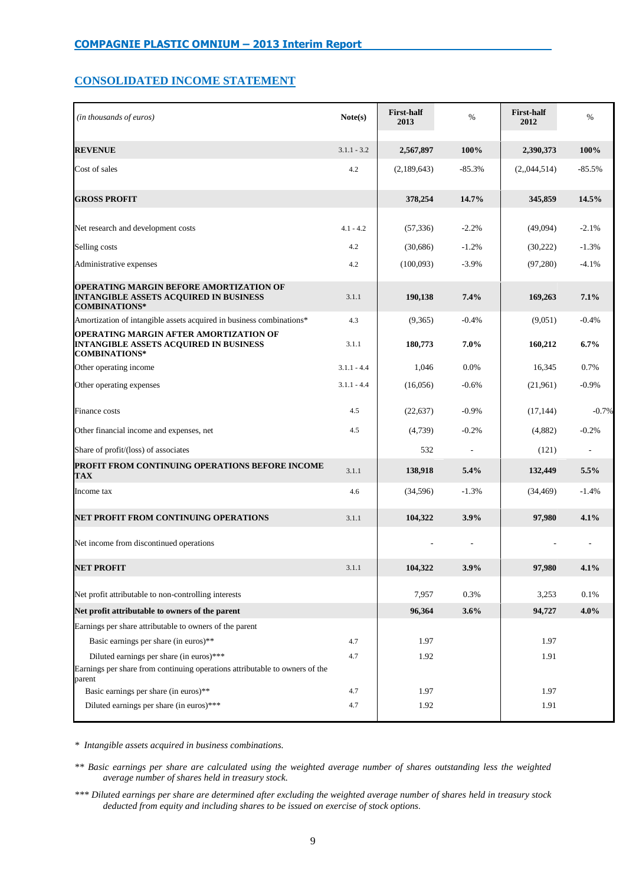## CONSOLIDATED INCOME STATEMENT

| *(in thousands of euros)* | Note(s) | First-half 2013 | % | First-half 2012 | % |
|---|---|---|---|---|---|
| **REVENUE** | 3.1.1 - 3.2 | **2,567,897** | **100%** | **2,390,373** | **100%** |
| Cost of sales | 4.2 | (2,189,643) | -85.3% | (2,,044,514) | -85.5% |
| **GROSS PROFIT** | | **378,254** | **14.7%** | **345,859** | **14.5%** |
| Net research and development costs | 4.1 - 4.2 | (57,336) | -2.2% | (49,094) | -2.1% |
| Selling costs | 4.2 | (30,686) | -1.2% | (30,222) | -1.3% |
| Administrative expenses | 4.2 | (100,093) | -3.9% | (97,280) | -4.1% |
| **OPERATING MARGIN BEFORE AMORTIZATION OF INTANGIBLE ASSETS ACQUIRED IN BUSINESS COMBINATIONS*** | 3.1.1 | **190,138** | **7.4%** | **169,263** | **7.1%** |
| Amortization of intangible assets acquired in business combinations* | 4.3 | (9,365) | -0.4% | (9,051) | -0.4% |
| **OPERATING MARGIN AFTER AMORTIZATION OF INTANGIBLE ASSETS ACQUIRED IN BUSINESS COMBINATIONS*** | 3.1.1 | **180,773** | **7.0%** | **160,212** | **6.7%** |
| Other operating income | 3.1.1 - 4.4 | 1,046 | 0.0% | 16,345 | 0.7% |
| Other operating expenses | 3.1.1 - 4.4 | (16,056) | -0.6% | (21,961) | -0.9% |
| Finance costs | 4.5 | (22,637) | -0.9% | (17,144) | -0.7% |
| Other financial income and expenses, net | 4.5 | (4,739) | -0.2% | (4,882) | -0.2% |
| Share of profit/(loss) of associates | | 532 | - | (121) | - |
| **PROFIT FROM CONTINUING OPERATIONS BEFORE INCOME TAX** | 3.1.1 | **138,918** | **5.4%** | **132,449** | **5.5%** |
| Income tax | 4.6 | (34,596) | -1.3% | (34,469) | -1.4% |
| **NET PROFIT FROM CONTINUING OPERATIONS** | 3.1.1 | **104,322** | **3.9%** | **97,980** | **4.1%** |
| Net income from discontinued operations | | - | - | - | - |
| **NET PROFIT** | 3.1.1 | **104,322** | **3.9%** | **97,980** | **4.1%** |
| Net profit attributable to non-controlling interests | | 7,957 | 0.3% | 3,253 | 0.1% |
| **Net profit attributable to owners of the parent** | | **96,364** | **3.6%** | **94,727** | **4.0%** |
| Earnings per share attributable to owners of the parent | | | | | |
| Basic earnings per share (in euros)** | 4.7 | 1.97 | | 1.97 | |
| Diluted earnings per share (in euros)*** | 4.7 | 1.92 | | 1.91 | |
| Earnings per share from continuing operations attributable to owners of the parent | | | | | |
| Basic earnings per share (in euros)** | 4.7 | 1.97 | | 1.97 | |
| Diluted earnings per share (in euros)*** | 4.7 | 1.92 | | 1.91 | |

*\* Intangible assets acquired in business combinations.*

*\*\* Basic earnings per share are calculated using the weighted average number of shares outstanding less the weighted average number of shares held in treasury stock.*

*\*\*\* Diluted earnings per share are determined after excluding the weighted average number of shares held in treasury stock deducted from equity and including shares to be issued on exercise of stock options.*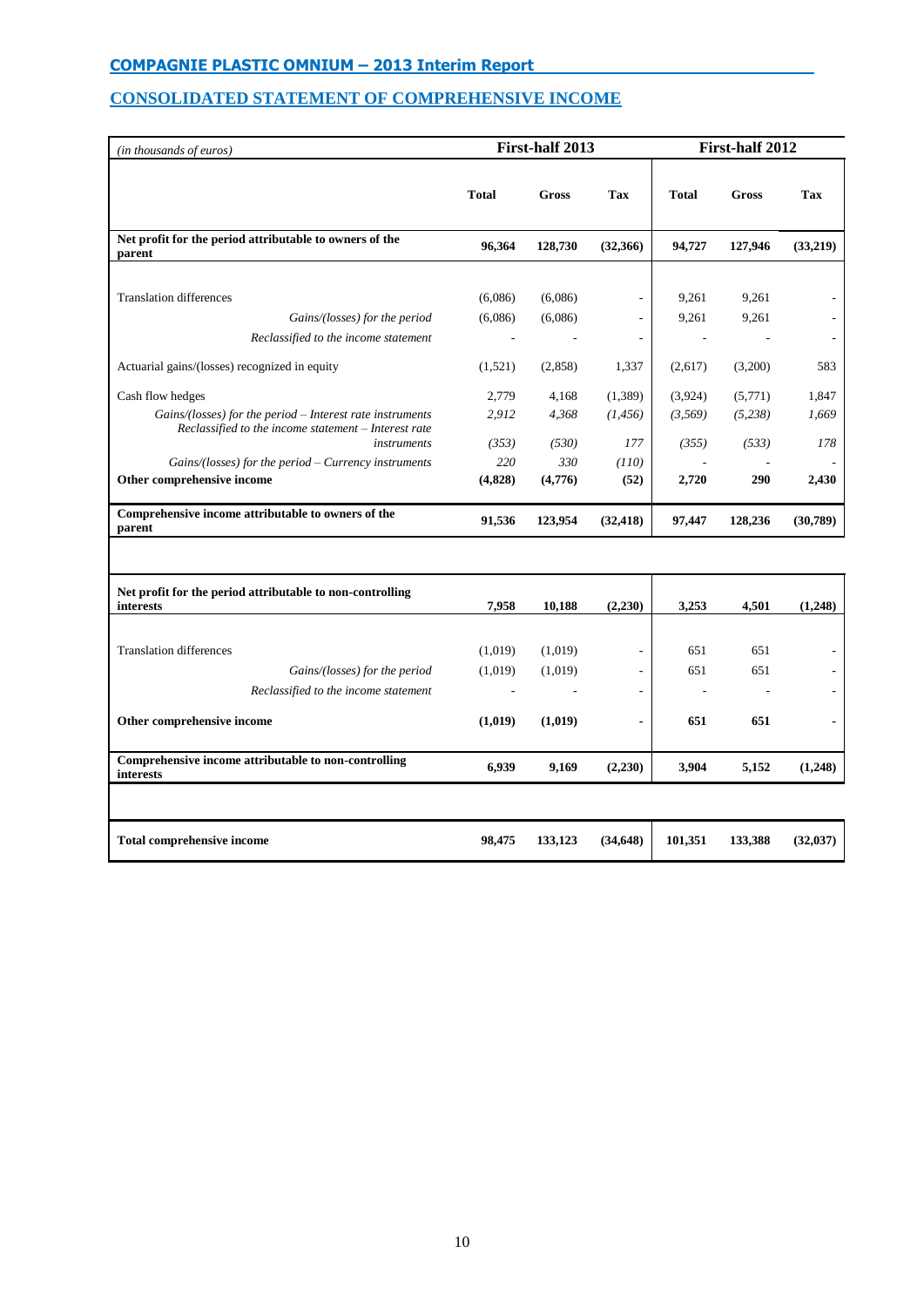## CONSOLIDATED STATEMENT OF COMPREHENSIVE INCOME

| *(in thousands of euros)* | First-half 2013 | | | First-half 2012 | | |
|---|---|---|---|---|---|---|
| | **Total** | **Gross** | **Tax** | **Total** | **Gross** | **Tax** |
| **Net profit for the period attributable to owners of the parent** | **96,364** | **128,730** | **(32,366)** | **94,727** | **127,946** | **(33,219)** |
| Translation differences | (6,086) | (6,086) | - | 9,261 | 9,261 | - |
| *Gains/(losses) for the period* | (6,086) | (6,086) | - | 9,261 | 9,261 | - |
| *Reclassified to the income statement* | - | - | - | - | - | - |
| Actuarial gains/(losses) recognized in equity | (1,521) | (2,858) | 1,337 | (2,617) | (3,200) | 583 |
| Cash flow hedges | 2,779 | 4,168 | (1,389) | (3,924) | (5,771) | 1,847 |
| *Gains/(losses) for the period – Interest rate instruments* | *2,912* | *4,368* | *(1,456)* | *(3,569)* | *(5,238)* | *1,669* |
| *Reclassified to the income statement – Interest rate instruments* | *(353)* | *(530)* | *177* | *(355)* | *(533)* | *178* |
| *Gains/(losses) for the period – Currency instruments* | *220* | *330* | *(110)* | - | - | - |
| **Other comprehensive income** | **(4,828)** | **(4,776)** | **(52)** | **2,720** | **290** | **2,430** |
| **Comprehensive income attributable to owners of the parent** | **91,536** | **123,954** | **(32,418)** | **97,447** | **128,236** | **(30,789)** |
| **Net profit for the period attributable to non-controlling interests** | **7,958** | **10,188** | **(2,230)** | **3,253** | **4,501** | **(1,248)** |
| Translation differences | (1,019) | (1,019) | - | 651 | 651 | - |
| *Gains/(losses) for the period* | (1,019) | (1,019) | - | 651 | 651 | - |
| *Reclassified to the income statement* | - | - | - | - | - | - |
| **Other comprehensive income** | **(1,019)** | **(1,019)** | **-** | **651** | **651** | **-** |
| **Comprehensive income attributable to non-controlling interests** | **6,939** | **9,169** | **(2,230)** | **3,904** | **5,152** | **(1,248)** |
| **Total comprehensive income** | **98,475** | **133,123** | **(34,648)** | **101,351** | **133,388** | **(32,037)** |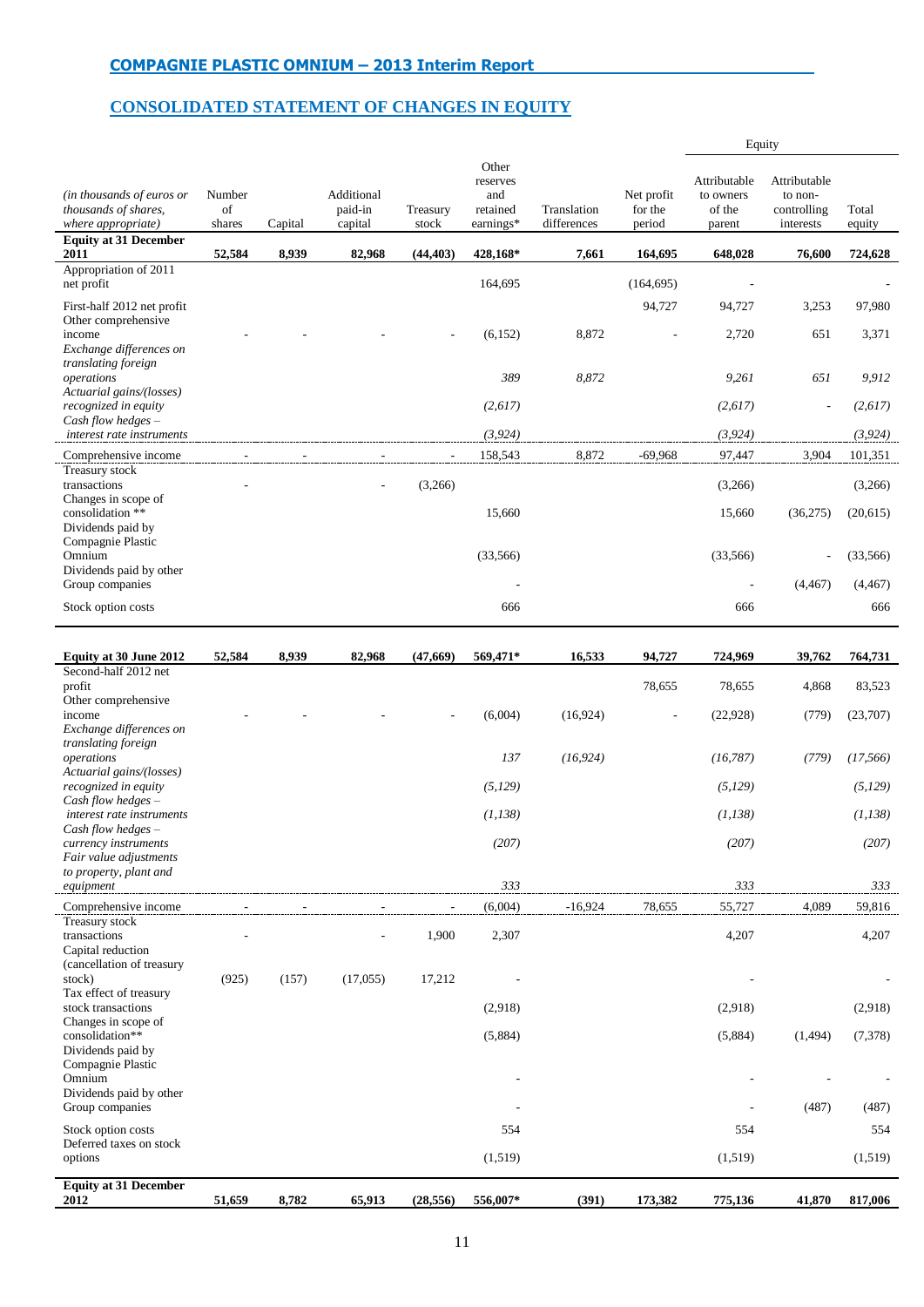## CONSOLIDATED STATEMENT OF CHANGES IN EQUITY

| *(in thousands of euros or thousands of shares, where appropriate)* | Number of shares | Capital | Additional paid-in capital | Treasury stock | Other reserves and retained earnings* | Translation differences | Net profit for the period | Equity | | |
|---|---|---|---|---|---|---|---|---|---|---|
| | | | | | | | | Attributable to owners of the parent | Attributable to non-controlling interests | Total equity |
| **Equity at 31 December 2011** | **52,584** | **8,939** | **82,968** | **(44,403)** | **428,168*** | **7,661** | **164,695** | **648,028** | **76,600** | **724,628** |
| Appropriation of 2011 net profit | | | | | 164,695 | | (164,695) | - | | - |
| First-half 2012 net profit | | | | | | | 94,727 | 94,727 | 3,253 | 97,980 |
| Other comprehensive income | - | - | - | - | (6,152) | 8,872 | - | 2,720 | 651 | 3,371 |
| *Exchange differences on translating foreign operations* | | | | | *389* | *8,872* | | *9,261* | *651* | *9,912* |
| *Actuarial gains/(losses) recognized in equity* | | | | | *(2,617)* | | | *(2,617)* | - | *(2,617)* |
| *Cash flow hedges – interest rate instruments* | | | | | *(3,924)* | | | *(3,924)* | | *(3,924)* |
| Comprehensive income | - | - | - | - | 158,543 | 8,872 | -69,968 | 97,447 | 3,904 | 101,351 |
| Treasury stock transactions | - | | - | (3,266) | | | | (3,266) | | (3,266) |
| Changes in scope of consolidation ** | | | | | 15,660 | | | 15,660 | (36,275) | (20,615) |
| Dividends paid by Compagnie Plastic Omnium | | | | | (33,566) | | | (33,566) | - | (33,566) |
| Dividends paid by other Group companies | | | | | - | | | - | (4,467) | (4,467) |
| Stock option costs | | | | | 666 | | | 666 | | 666 |
| **Equity at 30 June 2012** | **52,584** | **8,939** | **82,968** | **(47,669)** | **569,471*** | **16,533** | **94,727** | **724,969** | **39,762** | **764,731** |
| Second-half 2012 net profit | | | | | | | 78,655 | 78,655 | 4,868 | 83,523 |
| Other comprehensive income | - | - | - | - | (6,004) | (16,924) | - | (22,928) | (779) | (23,707) |
| *Exchange differences on translating foreign operations* | | | | | *137* | *(16,924)* | | *(16,787)* | *(779)* | *(17,566)* |
| *Actuarial gains/(losses) recognized in equity* | | | | | *(5,129)* | | | *(5,129)* | | *(5,129)* |
| *Cash flow hedges – interest rate instruments* | | | | | *(1,138)* | | | *(1,138)* | | *(1,138)* |
| *Cash flow hedges – currency instruments* | | | | | *(207)* | | | *(207)* | | *(207)* |
| *Fair value adjustments to property, plant and equipment* | | | | | *333* | | | *333* | | *333* |
| Comprehensive income | - | - | - | - | (6,004) | -16,924 | 78,655 | 55,727 | 4,089 | 59,816 |
| Treasury stock transactions | - | | - | 1,900 | 2,307 | | | 4,207 | | 4,207 |
| Capital reduction (cancellation of treasury stock) | (925) | (157) | (17,055) | 17,212 | - | | | - | | - |
| Tax effect of treasury stock transactions | | | | | (2,918) | | | (2,918) | | (2,918) |
| Changes in scope of consolidation** | | | | | (5,884) | | | (5,884) | (1,494) | (7,378) |
| Dividends paid by Compagnie Plastic Omnium | | | | | - | | | - | - | - |
| Dividends paid by other Group companies | | | | | - | | | - | (487) | (487) |
| Stock option costs | | | | | 554 | | | 554 | | 554 |
| Deferred taxes on stock options | | | | | (1,519) | | | (1,519) | | (1,519) |
| **Equity at 31 December 2012** | **51,659** | **8,782** | **65,913** | **(28,556)** | **556,007*** | **(391)** | **173,382** | **775,136** | **41,870** | **817,006** |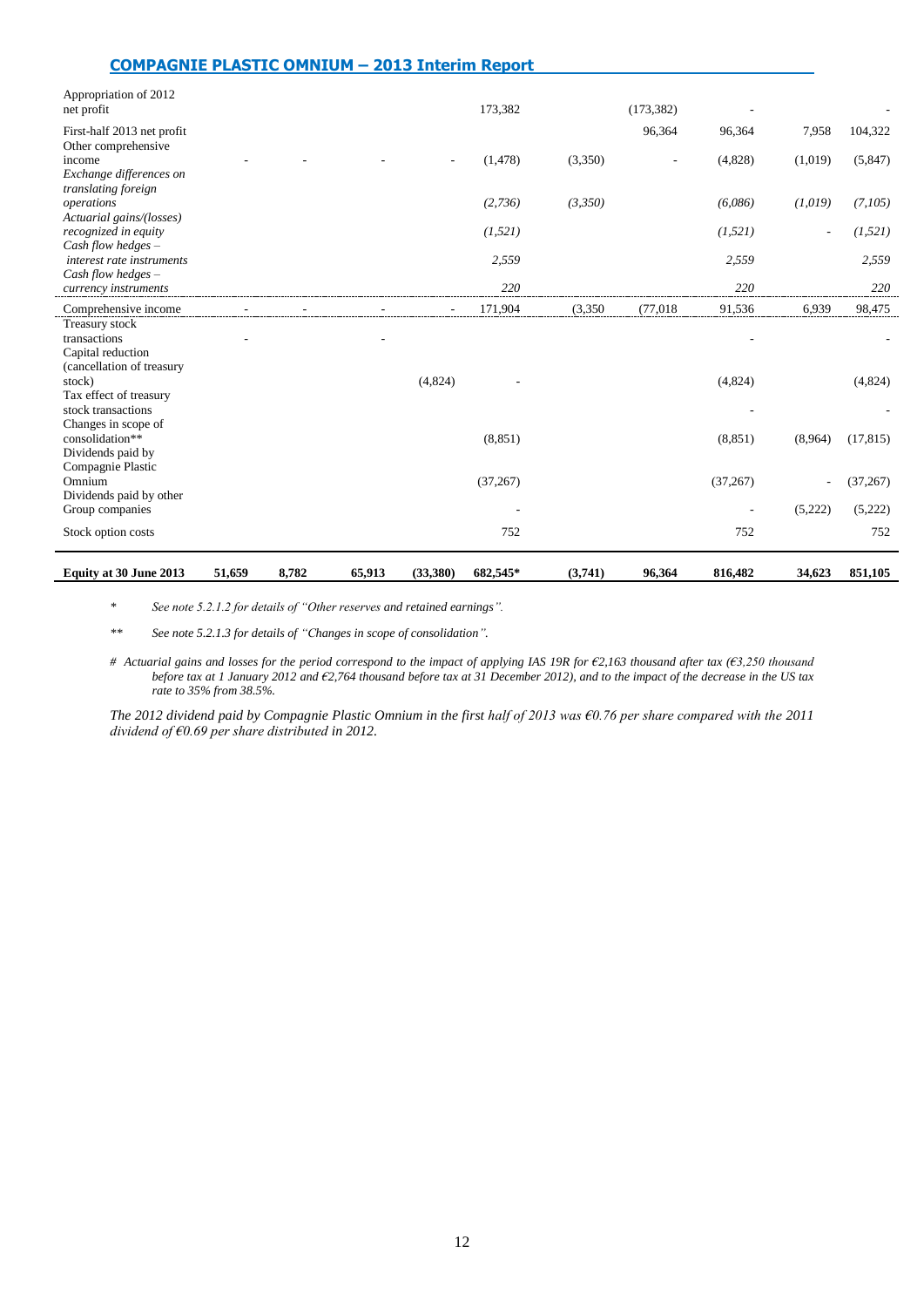| | | | | | | | | | | |
|---|---|---|---|---|---|---|---|---|---|---|
| Appropriation of 2012 net profit | | | | | 173,382 | | (173,382) | - | | - |
| First-half 2013 net profit | | | | | | | 96,364 | 96,364 | 7,958 | 104,322 |
| Other comprehensive income | - | - | - | - | (1,478) | (3,350) | - | (4,828) | (1,019) | (5,847) |
| *Exchange differences on translating foreign operations* | | | | | *(2,736)* | *(3,350)* | | *(6,086)* | *(1,019)* | *(7,105)* |
| *Actuarial gains/(losses) recognized in equity* | | | | | *(1,521)* | | | *(1,521)* | - | *(1,521)* |
| *Cash flow hedges – interest rate instruments* | | | | | *2,559* | | | *2,559* | | *2,559* |
| *Cash flow hedges – currency instruments* | | | | | *220* | | | *220* | | *220* |
| Comprehensive income | - | - | - | - | 171,904 | (3,350 | (77,018 | 91,536 | 6,939 | 98,475 |
| Treasury stock transactions | - | | - | | | | | - | | - |
| Capital reduction (cancellation of treasury stock) | | | | (4,824) | - | | | (4,824) | | (4,824) |
| Tax effect of treasury stock transactions | | | | | | | | - | | - |
| Changes in scope of consolidation** | | | | | (8,851) | | | (8,851) | (8,964) | (17,815) |
| Dividends paid by Compagnie Plastic Omnium | | | | | (37,267) | | | (37,267) | - | (37,267) |
| Dividends paid by other Group companies | | | | | - | | | - | (5,222) | (5,222) |
| Stock option costs | | | | | 752 | | | 752 | | 752 |
| **Equity at 30 June 2013** | **51,659** | **8,782** | **65,913** | **(33,380)** | **682,545*** | **(3,741)** | **96,364** | **816,482** | **34,623** | **851,105** |

\* *See note 5.2.1.2 for details of "Other reserves and retained earnings".*

\*\* *See note 5.2.1.3 for details of "Changes in scope of consolidation".*

\# *Actuarial gains and losses for the period correspond to the impact of applying IAS 19R for €2,163 thousand after tax (€3,250 thousand before tax at 1 January 2012 and €2,764 thousand before tax at 31 December 2012), and to the impact of the decrease in the US tax rate to 35% from 38.5%.*

*The 2012 dividend paid by Compagnie Plastic Omnium in the first half of 2013 was €0.76 per share compared with the 2011 dividend of €0.69 per share distributed in 2012.*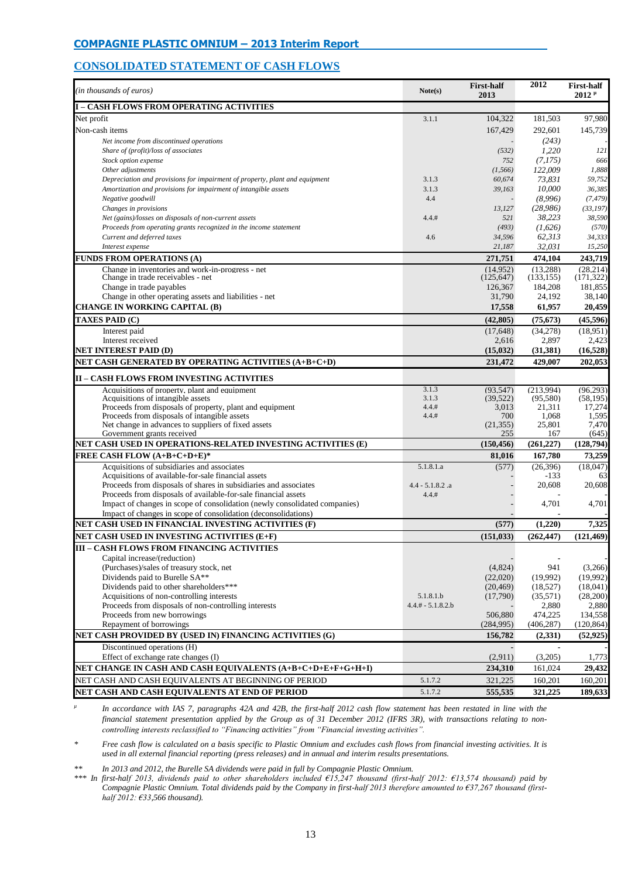## CONSOLIDATED STATEMENT OF CASH FLOWS

| *(in thousands of euros)* | Note(s) | First-half 2013 | 2012 | First-half 2012 µ |
|---|---|---|---|---|
| **I – CASH FLOWS FROM OPERATING ACTIVITIES** | | | | |
| Net profit | 3.1.1 | 104,322 | 181,503 | 97,980 |
| Non-cash items | | 167,429 | 292,601 | 145,739 |
| *Net income from discontinued operations* | | *-* | *(243)* | *-* |
| *Share of (profit)/loss of associates* | | *(532)* | *1,220* | *121* |
| *Stock option expense* | | *752* | *(7,175)* | *666* |
| *Other adjustments* | | *(1,566)* | *122,009* | *1,888* |
| *Depreciation and provisions for impairment of property, plant and equipment* | 3.1.3 | *60,674* | *73,831* | *59,752* |
| *Amortization and provisions for impairment of intangible assets* | 3.1.3 | *39,163* | *10,000* | *36,385* |
| *Negative goodwill* | 4.4 | *-* | *(8,996)* | *(7,479)* |
| *Changes in provisions* | | *13,127* | *(28,986)* | *(33,197)* |
| *Net (gains)/losses on disposals of non-current assets* | 4.4.# | *521* | *38,223* | *38,590* |
| *Proceeds from operating grants recognized in the income statement* | | *(493)* | *(1,626)* | *(570)* |
| *Current and deferred taxes* | 4.6 | *34,596* | *62,313* | *34,333* |
| *Interest expense* | | *21,187* | *32,031* | *15,250* |
| **FUNDS FROM OPERATIONS (A)** | | **271,751** | **474,104** | **243,719** |
| Change in inventories and work-in-progress - net | | (14,952) | (13,288) | (28,214) |
| Change in trade receivables - net | | (125,647) | (133,155) | (171,322) |
| Change in trade payables | | 126,367 | 184,208 | 181,855 |
| Change in other operating assets and liabilities - net | | 31,790 | 24,192 | 38,140 |
| **CHANGE IN WORKING CAPITAL (B)** | | **17,558** | **61,957** | **20,459** |
| **TAXES PAID (C)** | | **(42,805)** | **(75,673)** | **(45,596)** |
| Interest paid | | (17,648) | (34,278) | (18,951) |
| Interest received | | 2,616 | 2,897 | 2,423 |
| **NET INTEREST PAID (D)** | | **(15,032)** | **(31,381)** | **(16,528)** |
| **NET CASH GENERATED BY OPERATING ACTIVITIES (A+B+C+D)** | | **231,472** | **429,007** | **202,053** |
| **II – CASH FLOWS FROM INVESTING ACTIVITIES** | | | | |
| Acquisitions of property, plant and equipment | 3.1.3 | (93,547) | (213,994) | (96,293) |
| Acquisitions of intangible assets | 3.1.3 | (39,522) | (95,580) | (58,195) |
| Proceeds from disposals of property, plant and equipment | 4.4.# | 3,013 | 21,311 | 17,274 |
| Proceeds from disposals of intangible assets | 4.4.# | 700 | 1,068 | 1,595 |
| Net change in advances to suppliers of fixed assets | | (21,355) | 25,801 | 7,470 |
| Government grants received | | 255 | 167 | (645) |
| **NET CASH USED IN OPERATIONS-RELATED INVESTING ACTIVITIES (E)** | | **(150,456)** | **(261,227)** | **(128,794)** |
| **FREE CASH FLOW (A+B+C+D+E)*** | | **81,016** | **167,780** | **73,259** |
| Acquisitions of subsidiaries and associates | 5.1.8.1.a | (577) | (26,396) | (18,047) |
| Acquisitions of available-for-sale financial assets | | - | -133 | 63 |
| Proceeds from disposals of shares in subsidiaries and associates | 4.4 - 5.1.8.2 .a | - | 20,608 | 20,608 |
| Proceeds from disposals of available-for-sale financial assets | 4.4.# | - | - | - |
| Impact of changes in scope of consolidation (newly consolidated companies) | | - | 4,701 | 4,701 |
| Impact of changes in scope of consolidation (deconsolidations) | | - | - | - |
| **NET CASH USED IN FINANCIAL INVESTING ACTIVITIES (F)** | | **(577)** | **(1,220)** | **7,325** |
| **NET CASH USED IN INVESTING ACTIVITIES (E+F)** | | **(151,033)** | **(262,447)** | **(121,469)** |
| **III – CASH FLOWS FROM FINANCING ACTIVITIES** | | | | |
| Capital increase/(reduction) | | - | - | - |
| (Purchases)/sales of treasury stock, net | | (4,824) | 941 | (3,266) |
| Dividends paid to Burelle SA** | | (22,020) | (19,992) | (19,992) |
| Dividends paid to other shareholders*** | | (20,469) | (18,527) | (18,041) |
| Acquisitions of non-controlling interests | 5.1.8.1.b | (17,790) | (35,571) | (28,200) |
| Proceeds from disposals of non-controlling interests | 4.4.# - 5.1.8.2.b | - | 2,880 | 2,880 |
| Proceeds from new borrowings | | 506,880 | 474,225 | 134,558 |
| Repayment of borrowings | | (284,995) | (406,287) | (120,864) |
| **NET CASH PROVIDED BY (USED IN) FINANCING ACTIVITIES (G)** | | **156,782** | **(2,331)** | **(52,925)** |
| Discontinued operations (H) | | - | - | - |
| Effect of exchange rate changes (I) | | (2,911) | (3,205) | 1,773 |
| **NET CHANGE IN CASH AND CASH EQUIVALENTS (A+B+C+D+E+F+G+H+I)** | | **234,310** | 161,024 | **29,432** |
| NET CASH AND CASH EQUIVALENTS AT BEGINNING OF PERIOD | 5.1.7.2 | 321,225 | 160,201 | 160,201 |
| **NET CASH AND CASH EQUIVALENTS AT END OF PERIOD** | 5.1.7.2 | **555,535** | 321,225 | **189,633** |

µ *In accordance with IAS 7, paragraphs 42A and 42B, the first-half 2012 cash flow statement has been restated in line with the financial statement presentation applied by the Group as of 31 December 2012 (IFRS 3R), with transactions relating to non-controlling interests reclassified to "Financing activities" from "Financial investing activities".*

\* *Free cash flow is calculated on a basis specific to Plastic Omnium and excludes cash flows from financial investing activities. It is used in all external financial reporting (press releases) and in annual and interim results presentations.*

\*\* *In 2013 and 2012, the Burelle SA dividends were paid in full by Compagnie Plastic Omnium.*

\*\*\* *In first-half 2013, dividends paid to other shareholders included €15,247 thousand (first-half 2012: €13,574 thousand) paid by Compagnie Plastic Omnium. Total dividends paid by the Company in first-half 2013 therefore amounted to €37,267 thousand (first-half 2012: €33,566 thousand).*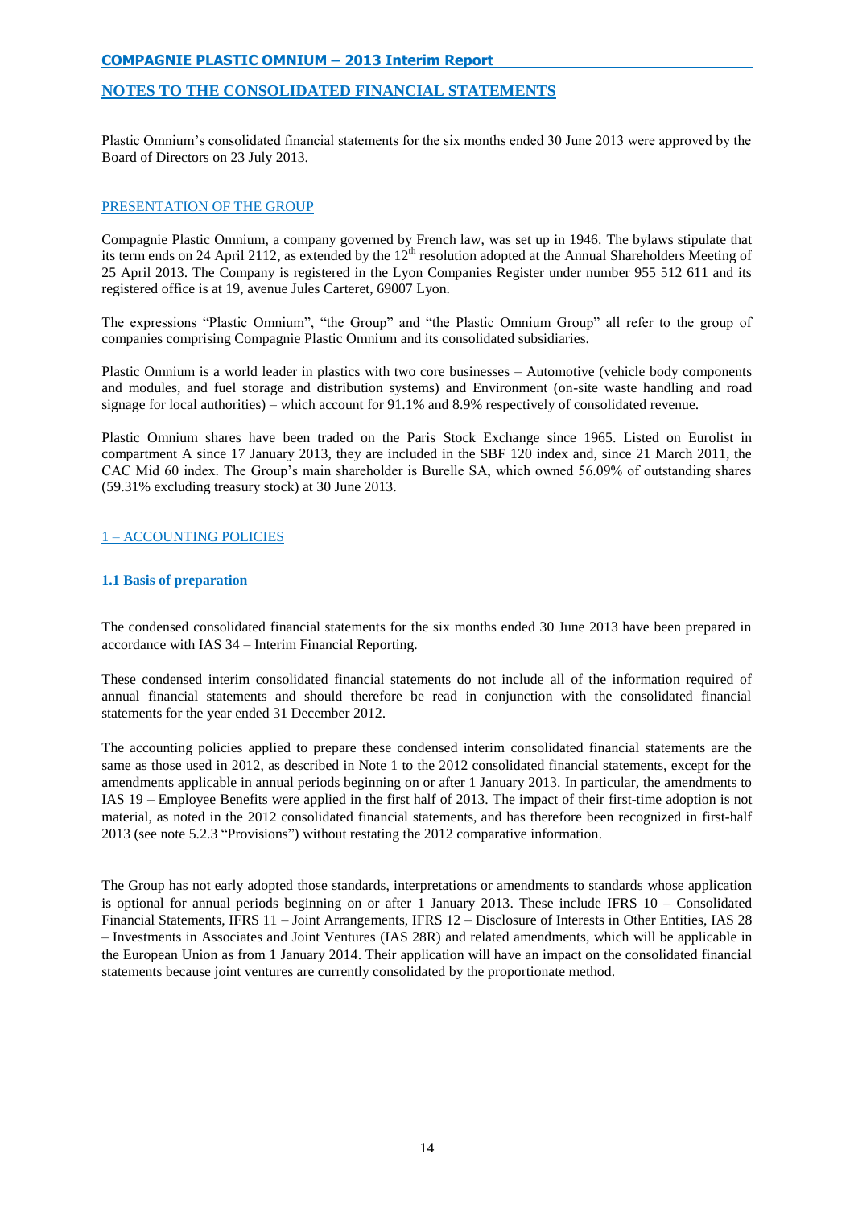## NOTES TO THE CONSOLIDATED FINANCIAL STATEMENTS

Plastic Omnium's consolidated financial statements for the six months ended 30 June 2013 were approved by the Board of Directors on 23 July 2013.

### PRESENTATION OF THE GROUP

Compagnie Plastic Omnium, a company governed by French law, was set up in 1946. The bylaws stipulate that its term ends on 24 April 2112, as extended by the 12th resolution adopted at the Annual Shareholders Meeting of 25 April 2013. The Company is registered in the Lyon Companies Register under number 955 512 611 and its registered office is at 19, avenue Jules Carteret, 69007 Lyon.

The expressions "Plastic Omnium", "the Group" and "the Plastic Omnium Group" all refer to the group of companies comprising Compagnie Plastic Omnium and its consolidated subsidiaries.

Plastic Omnium is a world leader in plastics with two core businesses – Automotive (vehicle body components and modules, and fuel storage and distribution systems) and Environment (on-site waste handling and road signage for local authorities) – which account for 91.1% and 8.9% respectively of consolidated revenue.

Plastic Omnium shares have been traded on the Paris Stock Exchange since 1965. Listed on Eurolist in compartment A since 17 January 2013, they are included in the SBF 120 index and, since 21 March 2011, the CAC Mid 60 index. The Group's main shareholder is Burelle SA, which owned 56.09% of outstanding shares (59.31% excluding treasury stock) at 30 June 2013.

### 1 – ACCOUNTING POLICIES

#### 1.1 Basis of preparation

The condensed consolidated financial statements for the six months ended 30 June 2013 have been prepared in accordance with IAS 34 – Interim Financial Reporting.

These condensed interim consolidated financial statements do not include all of the information required of annual financial statements and should therefore be read in conjunction with the consolidated financial statements for the year ended 31 December 2012.

The accounting policies applied to prepare these condensed interim consolidated financial statements are the same as those used in 2012, as described in Note 1 to the 2012 consolidated financial statements, except for the amendments applicable in annual periods beginning on or after 1 January 2013. In particular, the amendments to IAS 19 – Employee Benefits were applied in the first half of 2013. The impact of their first-time adoption is not material, as noted in the 2012 consolidated financial statements, and has therefore been recognized in first-half 2013 (see note 5.2.3 "Provisions") without restating the 2012 comparative information.

The Group has not early adopted those standards, interpretations or amendments to standards whose application is optional for annual periods beginning on or after 1 January 2013. These include IFRS 10 – Consolidated Financial Statements, IFRS 11 – Joint Arrangements, IFRS 12 – Disclosure of Interests in Other Entities, IAS 28 – Investments in Associates and Joint Ventures (IAS 28R) and related amendments, which will be applicable in the European Union as from 1 January 2014. Their application will have an impact on the consolidated financial statements because joint ventures are currently consolidated by the proportionate method.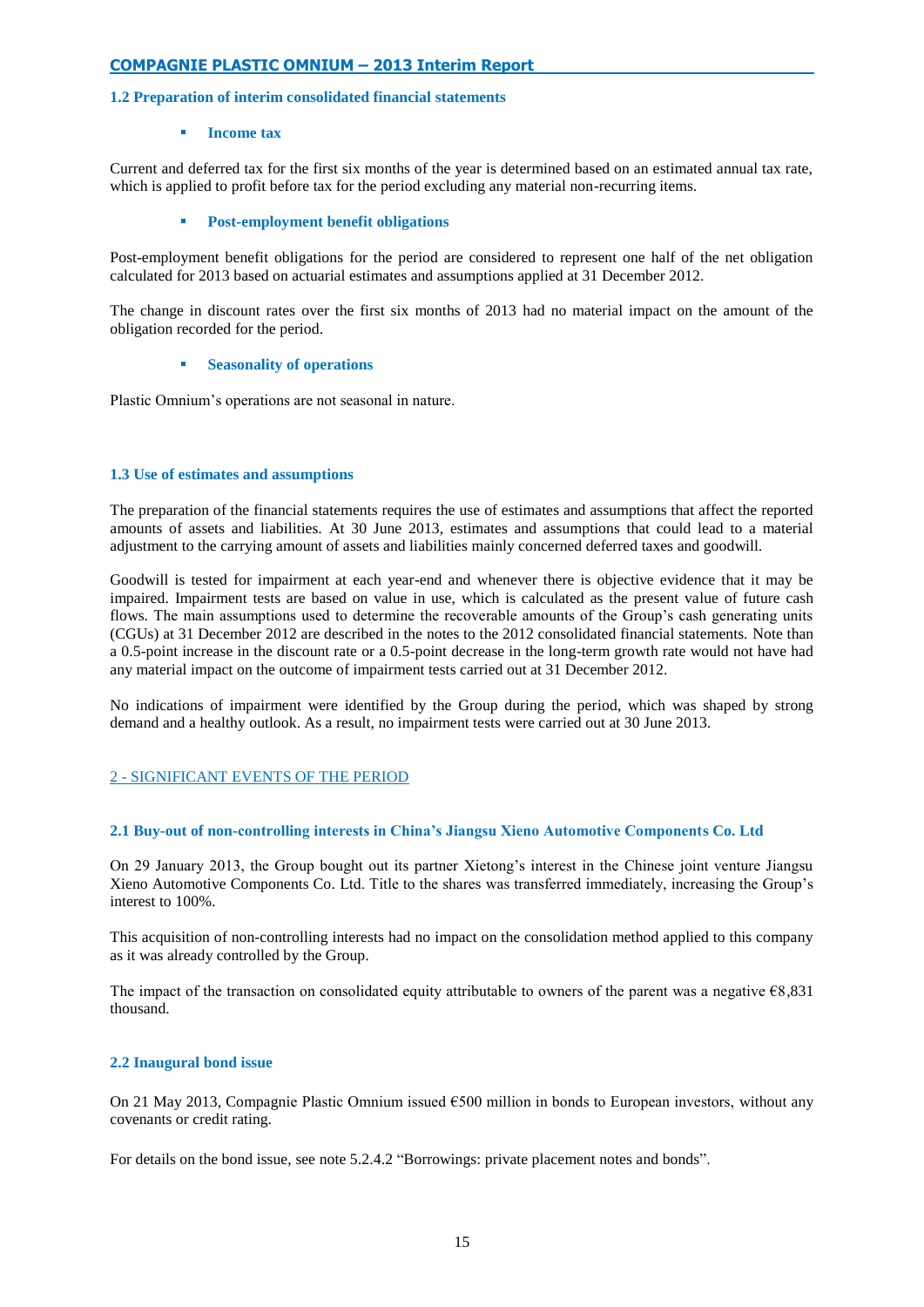### 1.2 Preparation of interim consolidated financial statements

- **Income tax**

Current and deferred tax for the first six months of the year is determined based on an estimated annual tax rate, which is applied to profit before tax for the period excluding any material non-recurring items.

- **Post-employment benefit obligations**

Post-employment benefit obligations for the period are considered to represent one half of the net obligation calculated for 2013 based on actuarial estimates and assumptions applied at 31 December 2012.

The change in discount rates over the first six months of 2013 had no material impact on the amount of the obligation recorded for the period.

- **Seasonality of operations**

Plastic Omnium's operations are not seasonal in nature.

### 1.3 Use of estimates and assumptions

The preparation of the financial statements requires the use of estimates and assumptions that affect the reported amounts of assets and liabilities. At 30 June 2013, estimates and assumptions that could lead to a material adjustment to the carrying amount of assets and liabilities mainly concerned deferred taxes and goodwill.

Goodwill is tested for impairment at each year-end and whenever there is objective evidence that it may be impaired. Impairment tests are based on value in use, which is calculated as the present value of future cash flows. The main assumptions used to determine the recoverable amounts of the Group's cash generating units (CGUs) at 31 December 2012 are described in the notes to the 2012 consolidated financial statements. Note than a 0.5-point increase in the discount rate or a 0.5-point decrease in the long-term growth rate would not have had any material impact on the outcome of impairment tests carried out at 31 December 2012.

No indications of impairment were identified by the Group during the period, which was shaped by strong demand and a healthy outlook. As a result, no impairment tests were carried out at 30 June 2013.

## 2 - SIGNIFICANT EVENTS OF THE PERIOD

### 2.1 Buy-out of non-controlling interests in China's Jiangsu Xieno Automotive Components Co. Ltd

On 29 January 2013, the Group bought out its partner Xietong's interest in the Chinese joint venture Jiangsu Xieno Automotive Components Co. Ltd. Title to the shares was transferred immediately, increasing the Group's interest to 100%.

This acquisition of non-controlling interests had no impact on the consolidation method applied to this company as it was already controlled by the Group.

The impact of the transaction on consolidated equity attributable to owners of the parent was a negative €8,831 thousand.

### 2.2 Inaugural bond issue

On 21 May 2013, Compagnie Plastic Omnium issued €500 million in bonds to European investors, without any covenants or credit rating.

For details on the bond issue, see note 5.2.4.2 "Borrowings: private placement notes and bonds".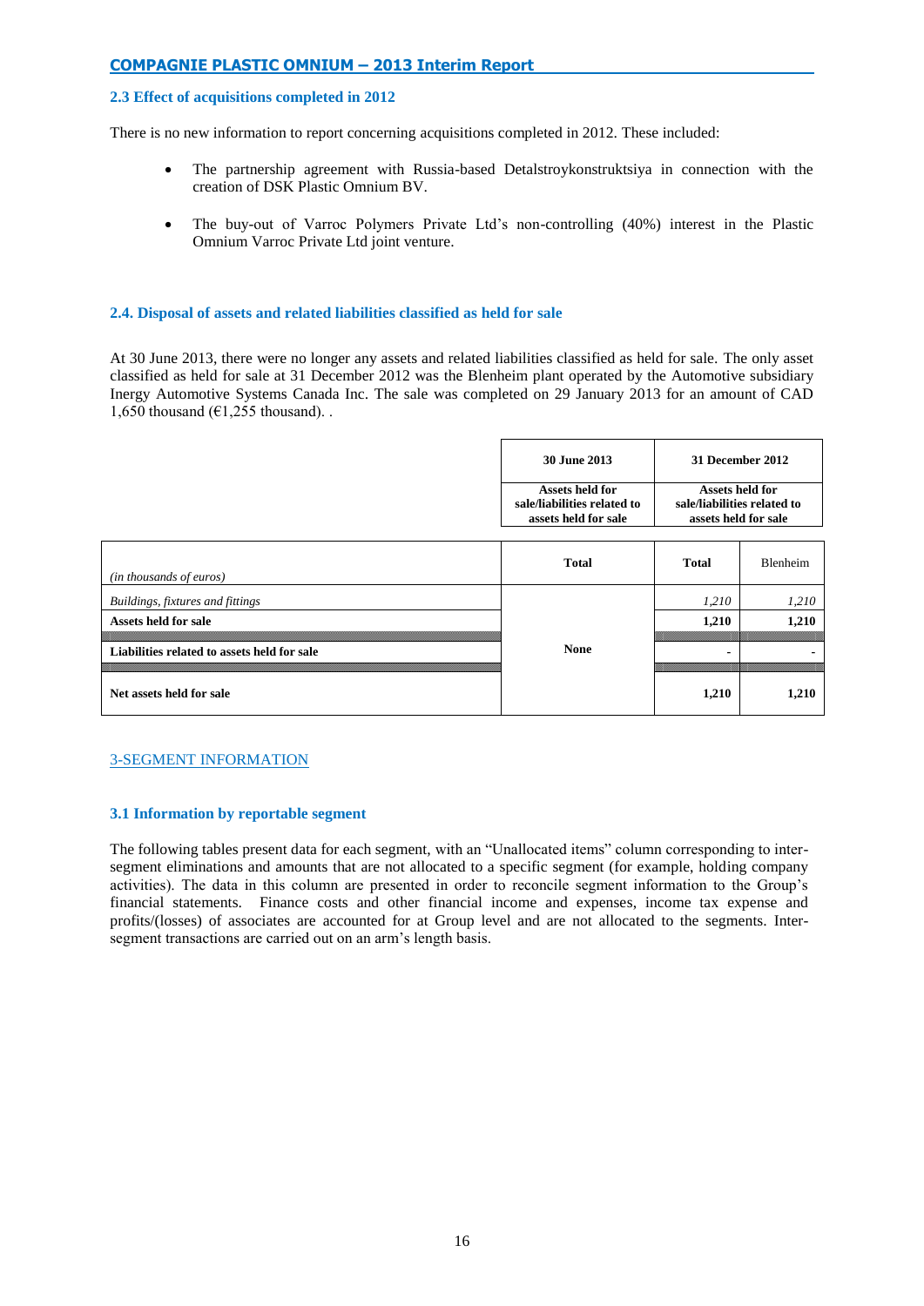## 2.3 Effect of acquisitions completed in 2012

There is no new information to report concerning acquisitions completed in 2012. These included:

- The partnership agreement with Russia-based Detalstroykonstruktsiya in connection with the creation of DSK Plastic Omnium BV.
- The buy-out of Varroc Polymers Private Ltd's non-controlling (40%) interest in the Plastic Omnium Varroc Private Ltd joint venture.

## 2.4. Disposal of assets and related liabilities classified as held for sale

At 30 June 2013, there were no longer any assets and related liabilities classified as held for sale. The only asset classified as held for sale at 31 December 2012 was the Blenheim plant operated by the Automotive subsidiary Inergy Automotive Systems Canada Inc. The sale was completed on 29 January 2013 for an amount of CAD 1,650 thousand (€1,255 thousand). .

| | 30 June 2013 | 31 December 2012 | |
|---|---|---|---|
| | Assets held for sale/liabilities related to assets held for sale | Assets held for sale/liabilities related to assets held for sale | |
| *(in thousands of euros)* | Total | Total | Blenheim |
| *Buildings, fixtures and fittings* | None | *1,210* | *1,210* |
| **Assets held for sale** | | **1,210** | **1,210** |
| **Liabilities related to assets held for sale** | | **-** | **-** |
| **Net assets held for sale** | | **1,210** | **1,210** |

# 3-SEGMENT INFORMATION

## 3.1 Information by reportable segment

The following tables present data for each segment, with an "Unallocated items" column corresponding to inter-segment eliminations and amounts that are not allocated to a specific segment (for example, holding company activities). The data in this column are presented in order to reconcile segment information to the Group's financial statements. Finance costs and other financial income and expenses, income tax expense and profits/(losses) of associates are accounted for at Group level and are not allocated to the segments. Inter-segment transactions are carried out on an arm's length basis.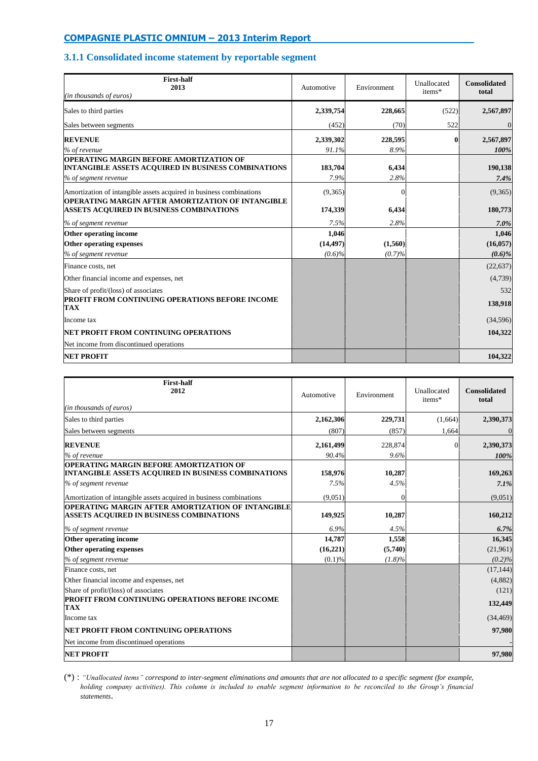## 3.1.1 Consolidated income statement by reportable segment

| First-half 2013 (in thousands of euros) | Automotive | Environment | Unallocated items* | Consolidated total |
|---|---|---|---|---|
| Sales to third parties | **2,339,754** | **228,665** | (522) | **2,567,897** |
| Sales between segments | (452) | (70) | 522 | 0 |
| **REVENUE** | **2,339,302** | **228,595** | **0** | **2,567,897** |
| *% of revenue* | *91.1%* | *8.9%* | | ***100%*** |
| **OPERATING MARGIN BEFORE AMORTIZATION OF INTANGIBLE ASSETS ACQUIRED IN BUSINESS COMBINATIONS** | **183,704** | **6,434** | | **190,138** |
| *% of segment revenue* | *7.9%* | *2.8%* | | ***7.4%*** |
| Amortization of intangible assets acquired in business combinations | (9,365) | 0 | | (9,365) |
| **OPERATING MARGIN AFTER AMORTIZATION OF INTANGIBLE ASSETS ACQUIRED IN BUSINESS COMBINATIONS** | **174,339** | **6,434** | | **180,773** |
| *% of segment revenue* | *7.5%* | *2.8%* | | ***7.0%*** |
| **Other operating income** | **1,046** | | | **1,046** |
| **Other operating expenses** | **(14,497)** | **(1,560)** | | **(16,057)** |
| *% of segment revenue* | *(0.6)%* | *(0.7)%* | | ***(0.6)%*** |
| Finance costs, net | | | | (22,637) |
| Other financial income and expenses, net | | | | (4,739) |
| Share of profit/(loss) of associates | | | | 532 |
| **PROFIT FROM CONTINUING OPERATIONS BEFORE INCOME TAX** | | | | **138,918** |
| Income tax | | | | (34,596) |
| **NET PROFIT FROM CONTINUING OPERATIONS** | | | | **104,322** |
| Net income from discontinued operations | | | | |
| **NET PROFIT** | | | | **104,322** |

| First-half 2012 (in thousands of euros) | Automotive | Environment | Unallocated items* | Consolidated total |
|---|---|---|---|---|
| Sales to third parties | **2,162,306** | **229,731** | (1,664) | **2,390,373** |
| Sales between segments | (807) | (857) | 1,664 | 0 |
| **REVENUE** | **2,161,499** | 228,874 | 0 | **2,390,373** |
| *% of revenue* | *90.4%* | *9.6%* | | ***100%*** |
| **OPERATING MARGIN BEFORE AMORTIZATION OF INTANGIBLE ASSETS ACQUIRED IN BUSINESS COMBINATIONS** | **158,976** | **10,287** | | **169,263** |
| *% of segment revenue* | *7.5%* | *4.5%* | | ***7.1%*** |
| Amortization of intangible assets acquired in business combinations | (9,051) | 0 | | (9,051) |
| **OPERATING MARGIN AFTER AMORTIZATION OF INTANGIBLE ASSETS ACQUIRED IN BUSINESS COMBINATIONS** | **149,925** | **10,287** | | **160,212** |
| *% of segment revenue* | *6.9%* | *4.5%* | | ***6.7%*** |
| **Other operating income** | **14,787** | **1,558** | | **16,345** |
| **Other operating expenses** | **(16,221)** | **(5,740)** | | (21,961) |
| *% of segment revenue* | (0.1)% | *(1.8)%* | | *(0.2)%* |
| Finance costs, net | | | | (17,144) |
| Other financial income and expenses, net | | | | (4,882) |
| Share of profit/(loss) of associates | | | | (121) |
| **PROFIT FROM CONTINUING OPERATIONS BEFORE INCOME TAX** | | | | **132,449** |
| Income tax | | | | (34,469) |
| **NET PROFIT FROM CONTINUING OPERATIONS** | | | | **97,980** |
| Net income from discontinued operations | | | | - |
| **NET PROFIT** | | | | **97,980** |

(*) : *"Unallocated items" correspond to inter-segment eliminations and amounts that are not allocated to a specific segment (for example, holding company activities). This column is included to enable segment information to be reconciled to the Group's financial statements.*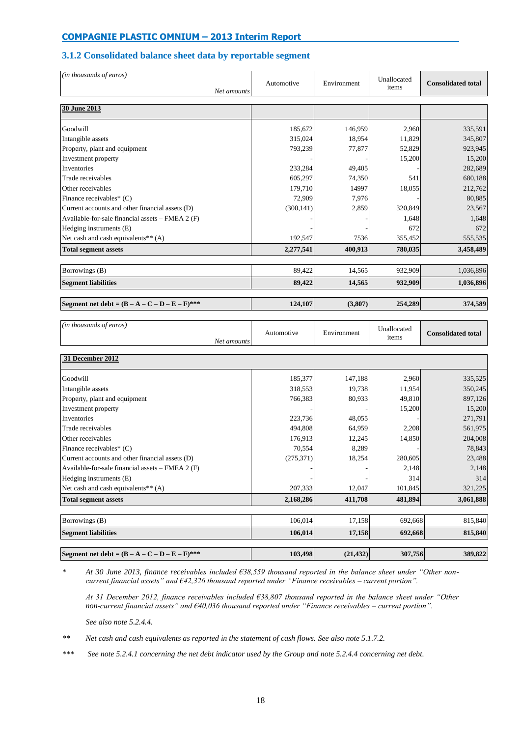### 3.1.2 Consolidated balance sheet data by reportable segment

| *(in thousands of euros)* *Net amounts* | Automotive | Environment | Unallocated items | **Consolidated total** |
|---|---|---|---|---|
| **30 June 2013** | | | | |
| Goodwill | 185,672 | 146,959 | 2,960 | 335,591 |
| Intangible assets | 315,024 | 18,954 | 11,829 | 345,807 |
| Property, plant and equipment | 793,239 | 77,877 | 52,829 | 923,945 |
| Investment property | - | - | 15,200 | 15,200 |
| Inventories | 233,284 | 49,405 | - | 282,689 |
| Trade receivables | 605,297 | 74,350 | 541 | 680,188 |
| Other receivables | 179,710 | 14997 | 18,055 | 212,762 |
| Finance receivables* (C) | 72,909 | 7,976 | - | 80,885 |
| Current accounts and other financial assets (D) | (300,141) | 2,859 | 320,849 | 23,567 |
| Available-for-sale financial assets – FMEA 2 (F) | - | - | 1,648 | 1,648 |
| Hedging instruments (E) | - | - | 672 | 672 |
| Net cash and cash equivalents** (A) | 192,547 | 7536 | 355,452 | 555,535 |
| **Total segment assets** | **2,277,541** | **400,913** | **780,035** | **3,458,489** |
| Borrowings (B) | 89,422 | 14,565 | 932,909 | 1,036,896 |
| **Segment liabilities** | **89,422** | **14,565** | **932,909** | **1,036,896** |
| **Segment net debt = (B – A – C – D – E – F)*** ** | **124,107** | **(3,807)** | **254,289** | **374,589** |

| *(in thousands of euros)* *Net amounts* | Automotive | Environment | Unallocated items | **Consolidated total** |
|---|---|---|---|---|
| **31 December 2012** | | | | |
| Goodwill | 185,377 | 147,188 | 2,960 | 335,525 |
| Intangible assets | 318,553 | 19,738 | 11,954 | 350,245 |
| Property, plant and equipment | 766,383 | 80,933 | 49,810 | 897,126 |
| Investment property | - | - | 15,200 | 15,200 |
| Inventories | 223,736 | 48,055 | - | 271,791 |
| Trade receivables | 494,808 | 64,959 | 2,208 | 561,975 |
| Other receivables | 176,913 | 12,245 | 14,850 | 204,008 |
| Finance receivables* (C) | 70,554 | 8,289 | - | 78,843 |
| Current accounts and other financial assets (D) | (275,371) | 18,254 | 280,605 | 23,488 |
| Available-for-sale financial assets – FMEA 2 (F) | - | - | 2,148 | 2,148 |
| Hedging instruments (E) | - | - | 314 | 314 |
| Net cash and cash equivalents** (A) | 207,333 | 12,047 | 101,845 | 321,225 |
| **Total segment assets** | **2,168,286** | **411,708** | **481,894** | **3,061,888** |
| Borrowings (B) | 106,014 | 17,158 | 692,668 | 815,840 |
| **Segment liabilities** | **106,014** | **17,158** | **692,668** | **815,840** |
| **Segment net debt = (B – A – C – D – E – F)*** ** | **103,498** | **(21,432)** | **307,756** | **389,822** |

\* *At 30 June 2013, finance receivables included €38,559 thousand reported in the balance sheet under "Other non-current financial assets" and €42,326 thousand reported under "Finance receivables – current portion".*

*At 31 December 2012, finance receivables included €38,807 thousand reported in the balance sheet under "Other non-current financial assets" and €40,036 thousand reported under "Finance receivables – current portion".*

*See also note 5.2.4.4.*

\** *Net cash and cash equivalents as reported in the statement of cash flows. See also note 5.1.7.2.*

\*** *See note 5.2.4.1 concerning the net debt indicator used by the Group and note 5.2.4.4 concerning net debt.*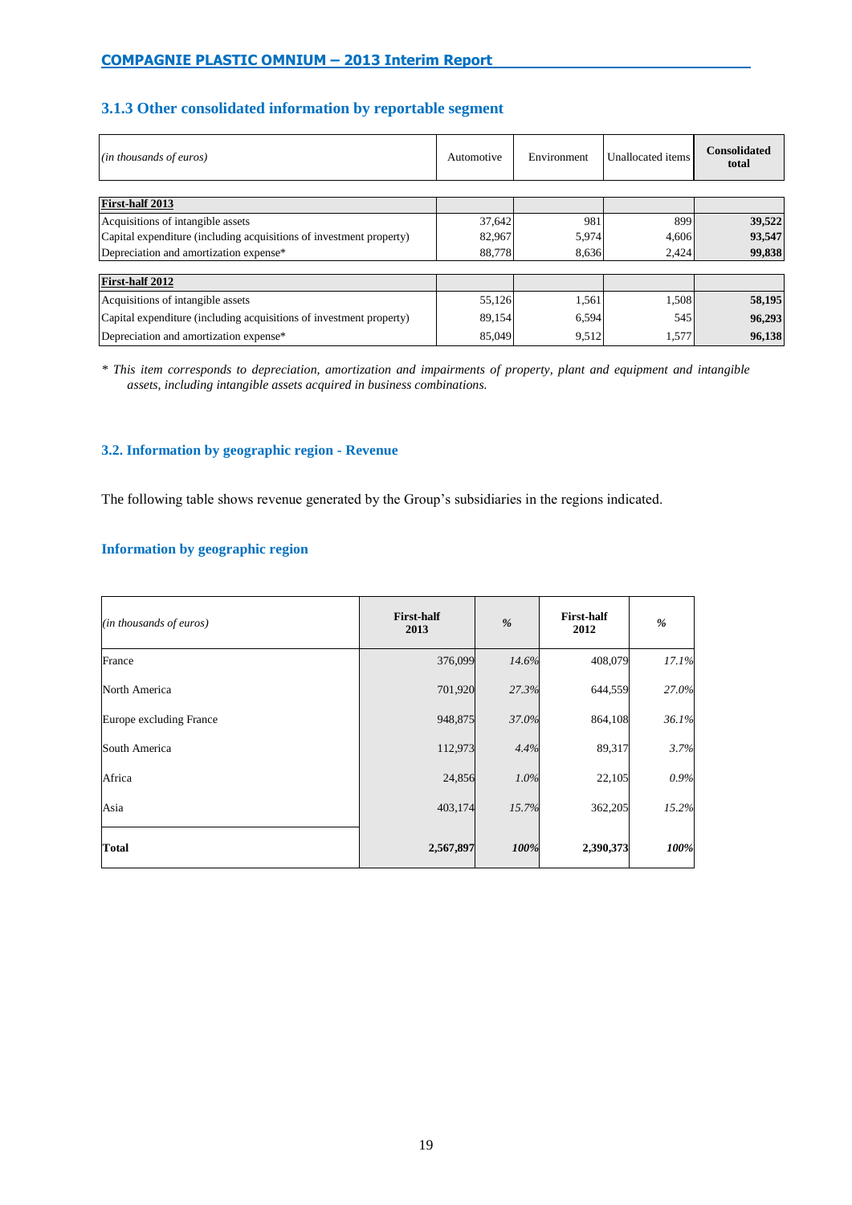### 3.1.3 Other consolidated information by reportable segment

| *(in thousands of euros)* | Automotive | Environment | Unallocated items | Consolidated total |
|---|---|---|---|---|
| **First-half 2013** | | | | |
| Acquisitions of intangible assets | 37,642 | 981 | 899 | **39,522** |
| Capital expenditure (including acquisitions of investment property) | 82,967 | 5,974 | 4,606 | **93,547** |
| Depreciation and amortization expense* | 88,778 | 8,636 | 2,424 | **99,838** |
| **First-half 2012** | | | | |
| Acquisitions of intangible assets | 55,126 | 1,561 | 1,508 | **58,195** |
| Capital expenditure (including acquisitions of investment property) | 89,154 | 6,594 | 545 | **96,293** |
| Depreciation and amortization expense* | 85,049 | 9,512 | 1,577 | **96,138** |

*\* This item corresponds to depreciation, amortization and impairments of property, plant and equipment and intangible assets, including intangible assets acquired in business combinations.*

### 3.2. Information by geographic region - Revenue

The following table shows revenue generated by the Group's subsidiaries in the regions indicated.

### Information by geographic region

| *(in thousands of euros)* | First-half 2013 | *%* | First-half 2012 | *%* |
|---|---|---|---|---|
| France | 376,099 | *14.6%* | 408,079 | *17.1%* |
| North America | 701,920 | *27.3%* | 644,559 | *27.0%* |
| Europe excluding France | 948,875 | *37.0%* | 864,108 | *36.1%* |
| South America | 112,973 | *4.4%* | 89,317 | *3.7%* |
| Africa | 24,856 | *1.0%* | 22,105 | *0.9%* |
| Asia | 403,174 | *15.7%* | 362,205 | *15.2%* |
| **Total** | **2,567,897** | ***100%*** | **2,390,373** | ***100%*** |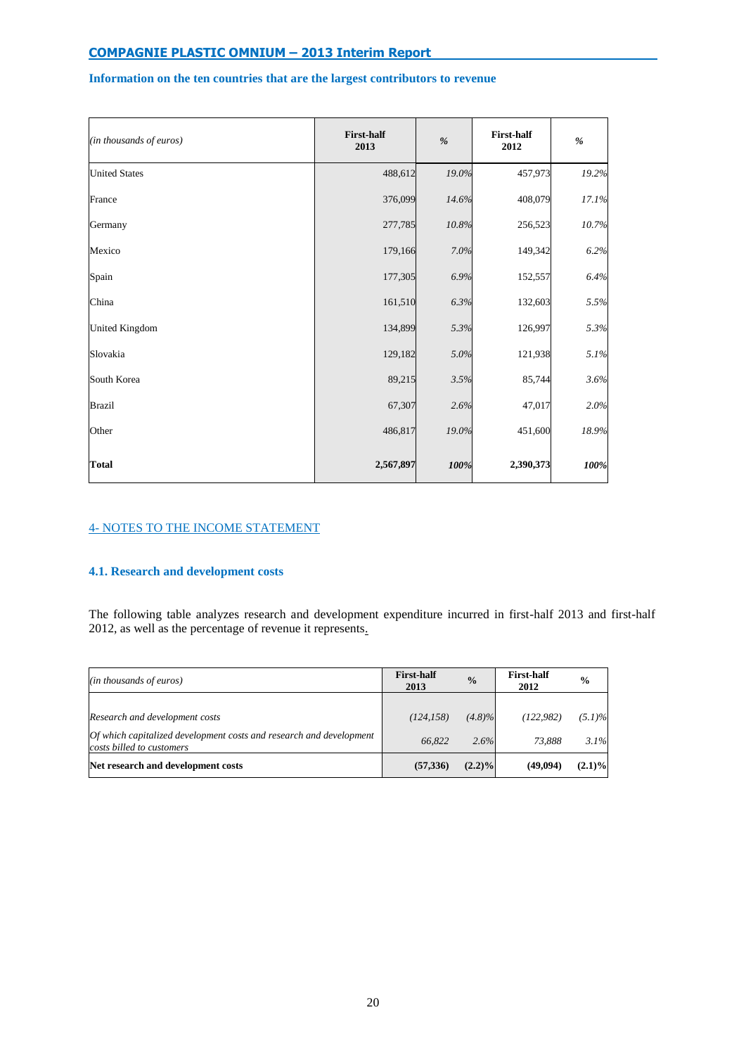**Information on the ten countries that are the largest contributors to revenue**

| *(in thousands of euros)* | First-half 2013 | % | First-half 2012 | % |
|---|---|---|---|---|
| United States | 488,612 | *19.0%* | 457,973 | *19.2%* |
| France | 376,099 | *14.6%* | 408,079 | *17.1%* |
| Germany | 277,785 | *10.8%* | 256,523 | *10.7%* |
| Mexico | 179,166 | *7.0%* | 149,342 | *6.2%* |
| Spain | 177,305 | *6.9%* | 152,557 | *6.4%* |
| China | 161,510 | *6.3%* | 132,603 | *5.5%* |
| United Kingdom | 134,899 | *5.3%* | 126,997 | *5.3%* |
| Slovakia | 129,182 | *5.0%* | 121,938 | *5.1%* |
| South Korea | 89,215 | *3.5%* | 85,744 | *3.6%* |
| Brazil | 67,307 | *2.6%* | 47,017 | *2.0%* |
| Other | 486,817 | *19.0%* | 451,600 | *18.9%* |
| **Total** | **2,567,897** | ***100%*** | **2,390,373** | ***100%*** |

## 4- NOTES TO THE INCOME STATEMENT

### 4.1. Research and development costs

The following table analyzes research and development expenditure incurred in first-half 2013 and first-half 2012, as well as the percentage of revenue it represents.

| *(in thousands of euros)* | First-half 2013 | % | First-half 2012 | % |
|---|---|---|---|---|
| *Research and development costs* | *(124,158)* | *(4.8)%* | *(122,982)* | *(5.1)%* |
| *Of which capitalized development costs and research and development costs billed to customers* | *66,822* | *2.6%* | *73,888* | *3.1%* |
| **Net research and development costs** | **(57,336)** | **(2.2)%** | **(49,094)** | **(2.1)%** |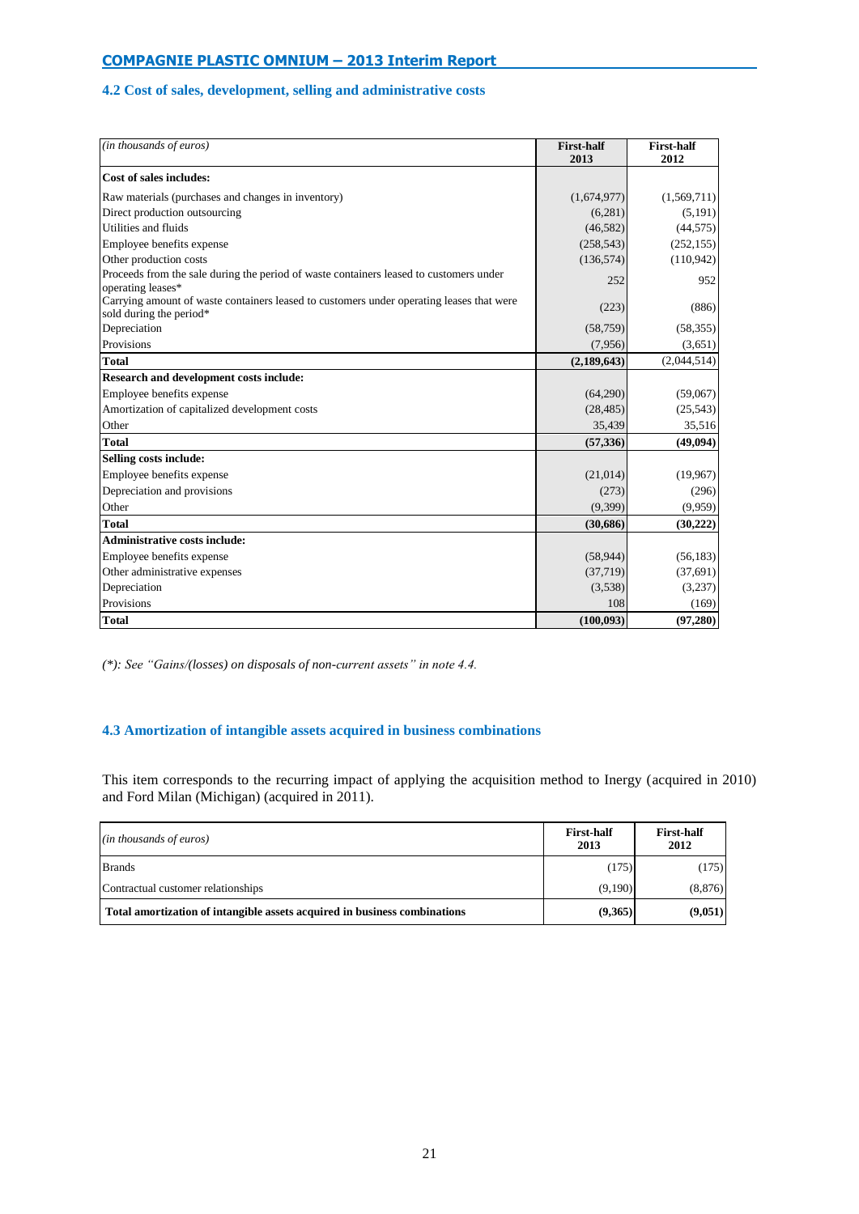### 4.2 Cost of sales, development, selling and administrative costs

| *(in thousands of euros)* | First-half 2013 | First-half 2012 |
|---|---|---|
| **Cost of sales includes:** | | |
| Raw materials (purchases and changes in inventory) | (1,674,977) | (1,569,711) |
| Direct production outsourcing | (6,281) | (5,191) |
| Utilities and fluids | (46,582) | (44,575) |
| Employee benefits expense | (258,543) | (252,155) |
| Other production costs | (136,574) | (110,942) |
| Proceeds from the sale during the period of waste containers leased to customers under operating leases* | 252 | 952 |
| Carrying amount of waste containers leased to customers under operating leases that were sold during the period* | (223) | (886) |
| Depreciation | (58,759) | (58,355) |
| Provisions | (7,956) | (3,651) |
| **Total** | **(2,189,643)** | (2,044,514) |
| **Research and development costs include:** | | |
| Employee benefits expense | (64,290) | (59,067) |
| Amortization of capitalized development costs | (28,485) | (25,543) |
| Other | 35,439 | 35,516 |
| **Total** | **(57,336)** | **(49,094)** |
| **Selling costs include:** | | |
| Employee benefits expense | (21,014) | (19,967) |
| Depreciation and provisions | (273) | (296) |
| Other | (9,399) | (9,959) |
| **Total** | **(30,686)** | **(30,222)** |
| **Administrative costs include:** | | |
| Employee benefits expense | (58,944) | (56,183) |
| Other administrative expenses | (37,719) | (37,691) |
| Depreciation | (3,538) | (3,237) |
| Provisions | 108 | (169) |
| **Total** | **(100,093)** | **(97,280)** |

*(\*): See "Gains/(losses) on disposals of non-current assets" in note 4.4.*

### 4.3 Amortization of intangible assets acquired in business combinations

This item corresponds to the recurring impact of applying the acquisition method to Inergy (acquired in 2010) and Ford Milan (Michigan) (acquired in 2011).

| *(in thousands of euros)* | First-half 2013 | First-half 2012 |
|---|---|---|
| Brands | (175) | (175) |
| Contractual customer relationships | (9,190) | (8,876) |
| **Total amortization of intangible assets acquired in business combinations** | **(9,365)** | **(9,051)** |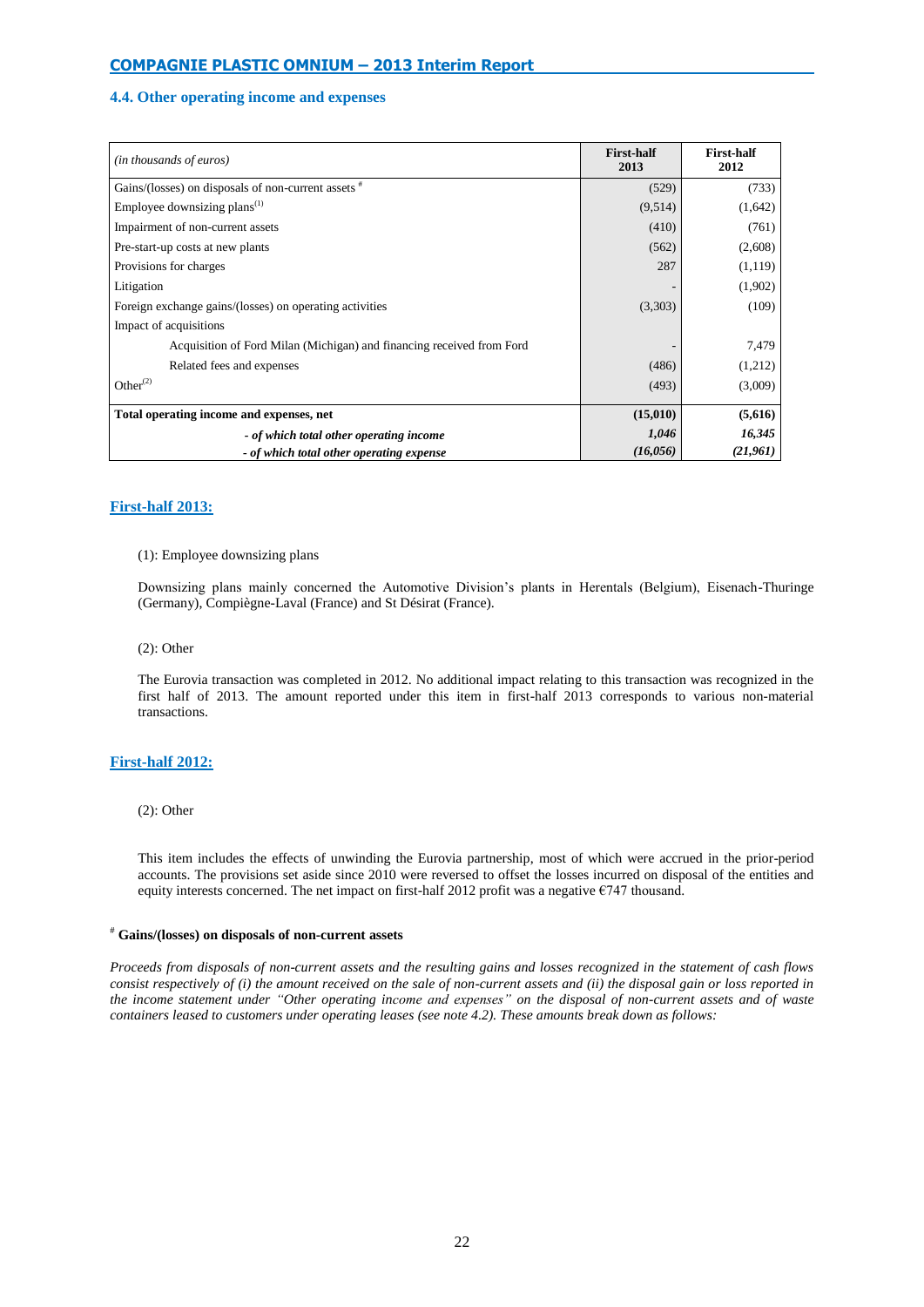### 4.4. Other operating income and expenses

| *(in thousands of euros)* | First-half 2013 | First-half 2012 |
|---|---|---|
| Gains/(losses) on disposals of non-current assets # | (529) | (733) |
| Employee downsizing plans(1) | (9,514) | (1,642) |
| Impairment of non-current assets | (410) | (761) |
| Pre-start-up costs at new plants | (562) | (2,608) |
| Provisions for charges | 287 | (1,119) |
| Litigation | - | (1,902) |
| Foreign exchange gains/(losses) on operating activities | (3,303) | (109) |
| Impact of acquisitions | | |
| Acquisition of Ford Milan (Michigan) and financing received from Ford | - | 7,479 |
| Related fees and expenses | (486) | (1,212) |
| Other(2) | (493) | (3,009) |
| **Total operating income and expenses, net** | **(15,010)** | **(5,616)** |
| ***- of which total other operating income*** | ***1,046*** | ***16,345*** |
| ***- of which total other operating expense*** | ***(16,056)*** | ***(21,961)*** |

**First-half 2013:**

(1): Employee downsizing plans

Downsizing plans mainly concerned the Automotive Division's plants in Herentals (Belgium), Eisenach-Thuringe (Germany), Compiègne-Laval (France) and St Désirat (France).

(2): Other

The Eurovia transaction was completed in 2012. No additional impact relating to this transaction was recognized in the first half of 2013. The amount reported under this item in first-half 2013 corresponds to various non-material transactions.

**First-half 2012:**

(2): Other

This item includes the effects of unwinding the Eurovia partnership, most of which were accrued in the prior-period accounts. The provisions set aside since 2010 were reversed to offset the losses incurred on disposal of the entities and equity interests concerned. The net impact on first-half 2012 profit was a negative €747 thousand.

**# Gains/(losses) on disposals of non-current assets**

*Proceeds from disposals of non-current assets and the resulting gains and losses recognized in the statement of cash flows consist respectively of (i) the amount received on the sale of non-current assets and (ii) the disposal gain or loss reported in the income statement under "Other operating income and expenses" on the disposal of non-current assets and of waste containers leased to customers under operating leases (see note 4.2). These amounts break down as follows:*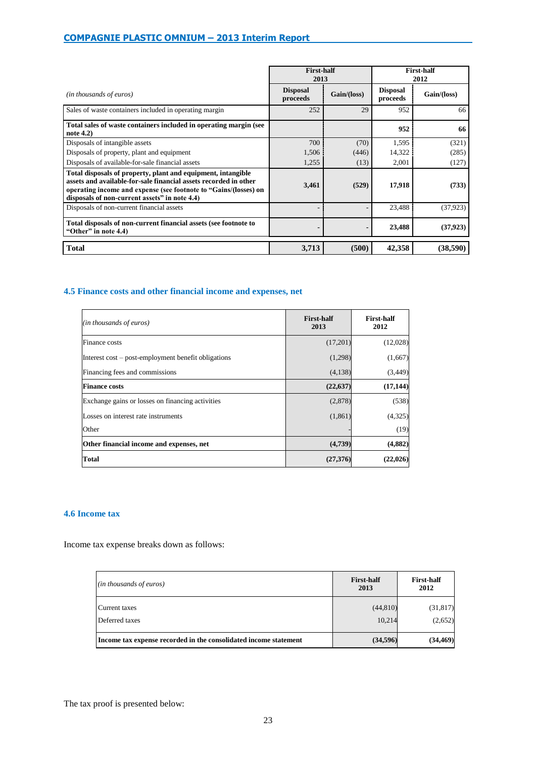| *(in thousands of euros)* | First-half 2013 | | First-half 2012 | |
|---|---|---|---|---|
| | Disposal proceeds | Gain/(loss) | Disposal proceeds | Gain/(loss) |
| Sales of waste containers included in operating margin | 252 | 29 | 952 | 66 |
| **Total sales of waste containers included in operating margin (see note 4.2)** | | | **952** | **66** |
| Disposals of intangible assets | 700 | (70) | 1,595 | (321) |
| Disposals of property, plant and equipment | 1,506 | (446) | 14,322 | (285) |
| Disposals of available-for-sale financial assets | 1,255 | (13) | 2,001 | (127) |
| **Total disposals of property, plant and equipment, intangible assets and available-for-sale financial assets recorded in other operating income and expense (see footnote to "Gains/(losses) on disposals of non-current assets" in note 4.4)** | **3,461** | **(529)** | **17,918** | **(733)** |
| Disposals of non-current financial assets | - | - | 23,488 | (37,923) |
| **Total disposals of non-current financial assets (see footnote to "Other" in note 4.4)** | **-** | **-** | **23,488** | **(37,923)** |
| **Total** | **3,713** | **(500)** | **42,358** | **(38,590)** |

### 4.5 Finance costs and other financial income and expenses, net

| *(in thousands of euros)* | First-half 2013 | First-half 2012 |
|---|---|---|
| Finance costs | (17,201) | (12,028) |
| Interest cost – post-employment benefit obligations | (1,298) | (1,667) |
| Financing fees and commissions | (4,138) | (3,449) |
| **Finance costs** | **(22,637)** | **(17,144)** |
| Exchange gains or losses on financing activities | (2,878) | (538) |
| Losses on interest rate instruments | (1,861) | (4,325) |
| Other | - | (19) |
| **Other financial income and expenses, net** | **(4,739)** | **(4,882)** |
| **Total** | **(27,376)** | **(22,026)** |

### 4.6 Income tax

Income tax expense breaks down as follows:

| *(in thousands of euros)* | First-half 2013 | First-half 2012 |
|---|---|---|
| Current taxes | (44,810) | (31,817) |
| Deferred taxes | 10,214 | (2,652) |
| **Income tax expense recorded in the consolidated income statement** | **(34,596)** | **(34,469)** |

The tax proof is presented below: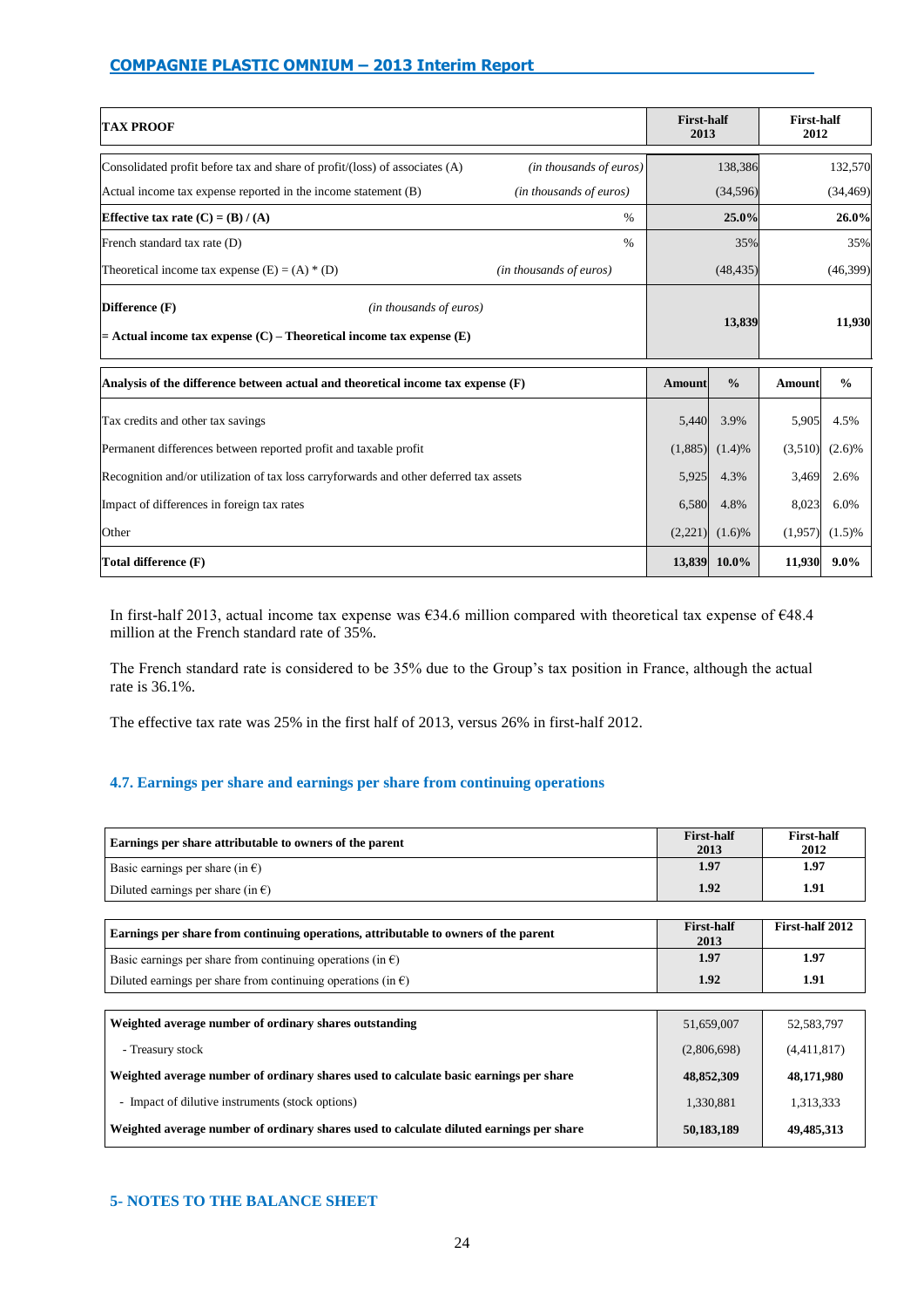| TAX PROOF | | First-half 2013 | First-half 2012 |
|---|---|---|---|
| Consolidated profit before tax and share of profit/(loss) of associates (A) | *(in thousands of euros)* | 138,386 | 132,570 |
| Actual income tax expense reported in the income statement (B) | *(in thousands of euros)* | (34,596) | (34,469) |
| **Effective tax rate (C) = (B) / (A)** | % | **25.0%** | **26.0%** |
| French standard tax rate (D) | % | 35% | 35% |
| Theoretical income tax expense (E) = (A) * (D) | *(in thousands of euros)* | (48,435) | (46,399) |
| **Difference (F)** **= Actual income tax expense (C) – Theoretical income tax expense (E)** | *(in thousands of euros)* | **13,839** | **11,930** |

| Analysis of the difference between actual and theoretical income tax expense (F) | Amount | % | Amount | % |
|---|---|---|---|---|
| Tax credits and other tax savings | 5,440 | 3.9% | 5,905 | 4.5% |
| Permanent differences between reported profit and taxable profit | (1,885) | (1.4)% | (3,510) | (2.6)% |
| Recognition and/or utilization of tax loss carryforwards and other deferred tax assets | 5,925 | 4.3% | 3,469 | 2.6% |
| Impact of differences in foreign tax rates | 6,580 | 4.8% | 8,023 | 6.0% |
| Other | (2,221) | (1.6)% | (1,957) | (1.5)% |
| **Total difference (F)** | **13,839** | **10.0%** | **11,930** | **9.0%** |

In first-half 2013, actual income tax expense was €34.6 million compared with theoretical tax expense of €48.4 million at the French standard rate of 35%.

The French standard rate is considered to be 35% due to the Group's tax position in France, although the actual rate is 36.1%.

The effective tax rate was 25% in the first half of 2013, versus 26% in first-half 2012.

### 4.7. Earnings per share and earnings per share from continuing operations

| Earnings per share attributable to owners of the parent | First-half 2013 | First-half 2012 |
|---|---|---|
| Basic earnings per share (in €) | **1.97** | **1.97** |
| Diluted earnings per share (in €) | **1.92** | **1.91** |

| Earnings per share from continuing operations, attributable to owners of the parent | First-half 2013 | First-half 2012 |
|---|---|---|
| Basic earnings per share from continuing operations (in €) | **1.97** | **1.97** |
| Diluted earnings per share from continuing operations (in €) | **1.92** | **1.91** |

| | | |
|---|---|---|
| **Weighted average number of ordinary shares outstanding** | 51,659,007 | 52,583,797 |
| - Treasury stock | (2,806,698) | (4,411,817) |
| **Weighted average number of ordinary shares used to calculate basic earnings per share** | **48,852,309** | **48,171,980** |
| - Impact of dilutive instruments (stock options) | 1,330,881 | 1,313,333 |
| **Weighted average number of ordinary shares used to calculate diluted earnings per share** | **50,183,189** | **49,485,313** |

## 5- NOTES TO THE BALANCE SHEET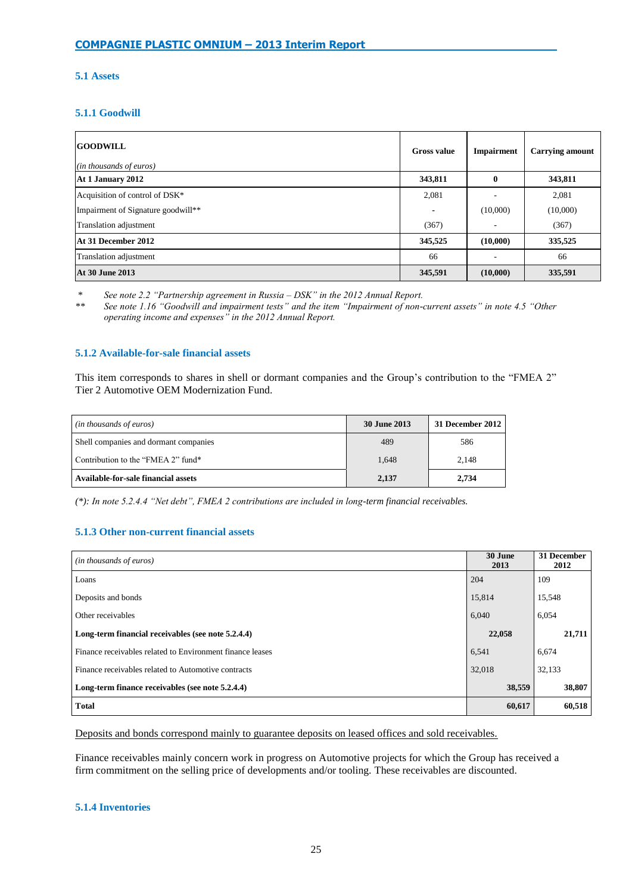## 5.1 Assets

### 5.1.1 Goodwill

| GOODWILL<br>*(in thousands of euros)* | Gross value | Impairment | Carrying amount |
|---|---|---|---|
| **At 1 January 2012** | **343,811** | **0** | **343,811** |
| Acquisition of control of DSK* | 2,081 | - | 2,081 |
| Impairment of Signature goodwill** | - | (10,000) | (10,000) |
| Translation adjustment | (367) | - | (367) |
| **At 31 December 2012** | **345,525** | **(10,000)** | **335,525** |
| Translation adjustment | 66 | - | 66 |
| **At 30 June 2013** | **345,591** | **(10,000)** | **335,591** |

\* *See note 2.2 "Partnership agreement in Russia – DSK" in the 2012 Annual Report.*

\*\* *See note 1.16 "Goodwill and impairment tests" and the item "Impairment of non-current assets" in note 4.5 "Other operating income and expenses" in the 2012 Annual Report.*

### 5.1.2 Available-for-sale financial assets

This item corresponds to shares in shell or dormant companies and the Group's contribution to the "FMEA 2" Tier 2 Automotive OEM Modernization Fund.

| *(in thousands of euros)* | 30 June 2013 | 31 December 2012 |
|---|---|---|
| Shell companies and dormant companies | 489 | 586 |
| Contribution to the "FMEA 2" fund* | 1,648 | 2,148 |
| **Available-for-sale financial assets** | **2,137** | **2,734** |

*(\*): In note 5.2.4.4 "Net debt", FMEA 2 contributions are included in long-term financial receivables.*

### 5.1.3 Other non-current financial assets

| *(in thousands of euros)* | 30 June 2013 | 31 December 2012 |
|---|---|---|
| Loans | 204 | 109 |
| Deposits and bonds | 15,814 | 15,548 |
| Other receivables | 6,040 | 6,054 |
| **Long-term financial receivables (see note 5.2.4.4)** | **22,058** | **21,711** |
| Finance receivables related to Environment finance leases | 6,541 | 6,674 |
| Finance receivables related to Automotive contracts | 32,018 | 32,133 |
| **Long-term finance receivables (see note 5.2.4.4)** | **38,559** | **38,807** |
| **Total** | **60,617** | **60,518** |

Deposits and bonds correspond mainly to guarantee deposits on leased offices and sold receivables.

Finance receivables mainly concern work in progress on Automotive projects for which the Group has received a firm commitment on the selling price of developments and/or tooling. These receivables are discounted.

### 5.1.4 Inventories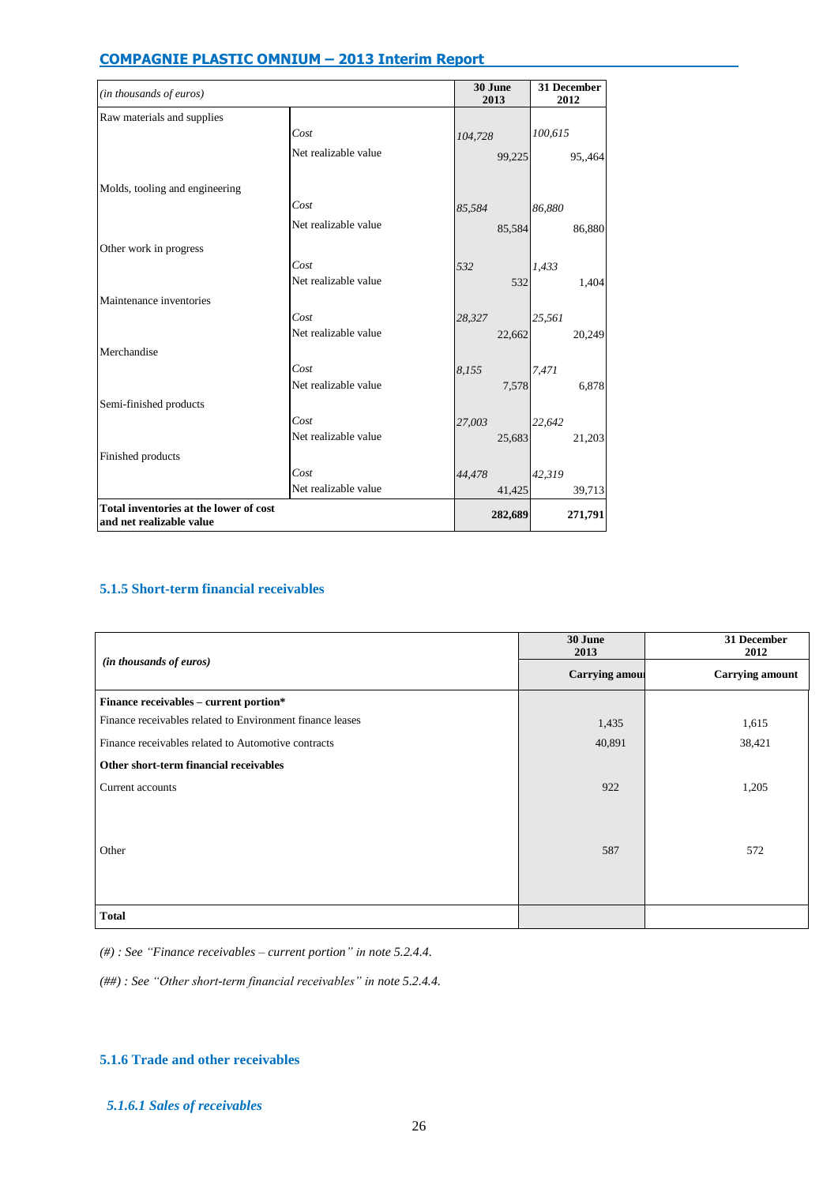| *(in thousands of euros)* | | 30 June 2013 | 31 December 2012 |
|---|---|---|---|
| Raw materials and supplies | | | |
| | *Cost* | *104,728* | *100,615* |
| | Net realizable value | 99,225 | 95,,464 |
| Molds, tooling and engineering | | | |
| | *Cost* | *85,584* | *86,880* |
| | Net realizable value | 85,584 | 86,880 |
| Other work in progress | | | |
| | *Cost* | *532* | *1,433* |
| | Net realizable value | 532 | 1,404 |
| Maintenance inventories | | | |
| | *Cost* | *28,327* | *25,561* |
| | Net realizable value | 22,662 | 20,249 |
| Merchandise | | | |
| | *Cost* | *8,155* | *7,471* |
| | Net realizable value | 7,578 | 6,878 |
| Semi-finished products | | | |
| | *Cost* | *27,003* | *22,642* |
| | Net realizable value | 25,683 | 21,203 |
| Finished products | | | |
| | *Cost* | *44,478* | *42,319* |
| | Net realizable value | 41,425 | 39,713 |
| **Total inventories at the lower of cost and net realizable value** | | **282,689** | **271,791** |

### 5.1.5 Short-term financial receivables

| *(in thousands of euros)* | 30 June 2013 | 31 December 2012 |
|---|---|---|
| | Carrying amou | Carrying amount |
| **Finance receivables – current portion*** | | |
| Finance receivables related to Environment finance leases | 1,435 | 1,615 |
| Finance receivables related to Automotive contracts | 40,891 | 38,421 |
| **Other short-term financial receivables** | | |
| Current accounts | 922 | 1,205 |
| Other | 587 | 572 |
| **Total** | | |

*(#) : See "Finance receivables – current portion" in note 5.2.4.4.*

*(##) : See "Other short-term financial receivables" in note 5.2.4.4.*

### 5.1.6 Trade and other receivables

#### *5.1.6.1 Sales of receivables*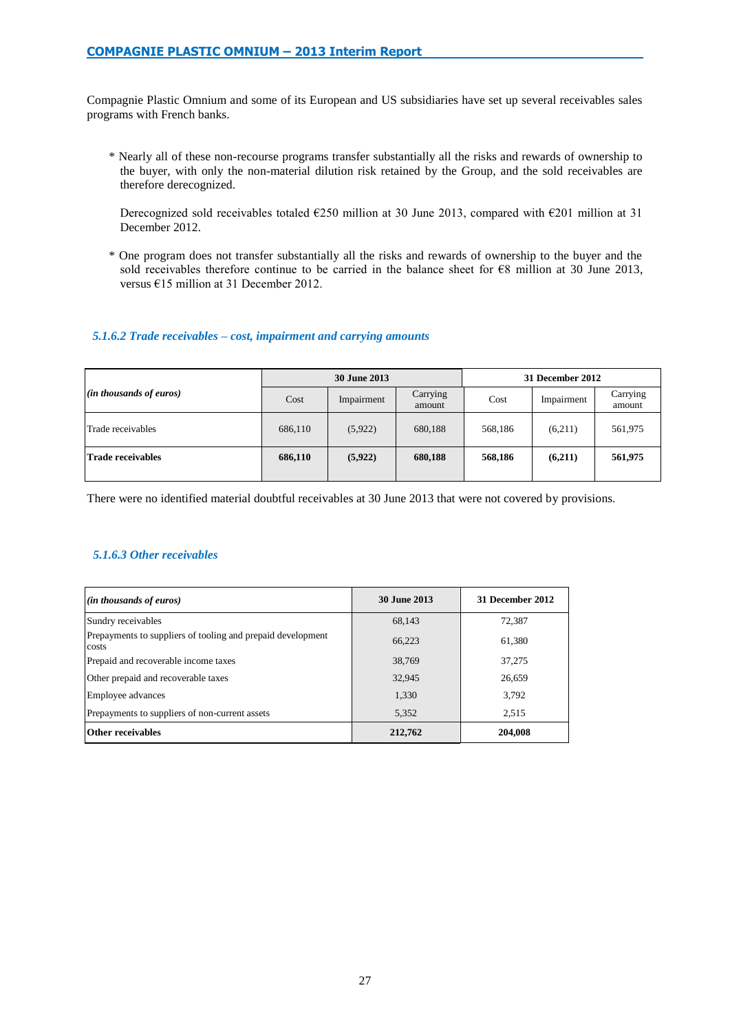Compagnie Plastic Omnium and some of its European and US subsidiaries have set up several receivables sales programs with French banks.

* Nearly all of these non-recourse programs transfer substantially all the risks and rewards of ownership to the buyer, with only the non-material dilution risk retained by the Group, and the sold receivables are therefore derecognized.

  Derecognized sold receivables totaled €250 million at 30 June 2013, compared with €201 million at 31 December 2012.

* One program does not transfer substantially all the risks and rewards of ownership to the buyer and the sold receivables therefore continue to be carried in the balance sheet for €8 million at 30 June 2013, versus €15 million at 31 December 2012.

### *5.1.6.2 Trade receivables – cost, impairment and carrying amounts*

| *(in thousands of euros)* | **30 June 2013** | | | **31 December 2012** | | |
|---|---|---|---|---|---|---|
| | Cost | Impairment | Carrying amount | Cost | Impairment | Carrying amount |
| Trade receivables | 686,110 | (5,922) | 680,188 | 568,186 | (6,211) | 561,975 |
| **Trade receivables** | **686,110** | **(5,922)** | **680,188** | **568,186** | **(6,211)** | **561,975** |

There were no identified material doubtful receivables at 30 June 2013 that were not covered by provisions.

### *5.1.6.3 Other receivables*

| *(in thousands of euros)* | **30 June 2013** | **31 December 2012** |
|---|---|---|
| Sundry receivables | 68,143 | 72,387 |
| Prepayments to suppliers of tooling and prepaid development costs | 66,223 | 61,380 |
| Prepaid and recoverable income taxes | 38,769 | 37,275 |
| Other prepaid and recoverable taxes | 32,945 | 26,659 |
| Employee advances | 1,330 | 3,792 |
| Prepayments to suppliers of non-current assets | 5,352 | 2,515 |
| **Other receivables** | **212,762** | **204,008** |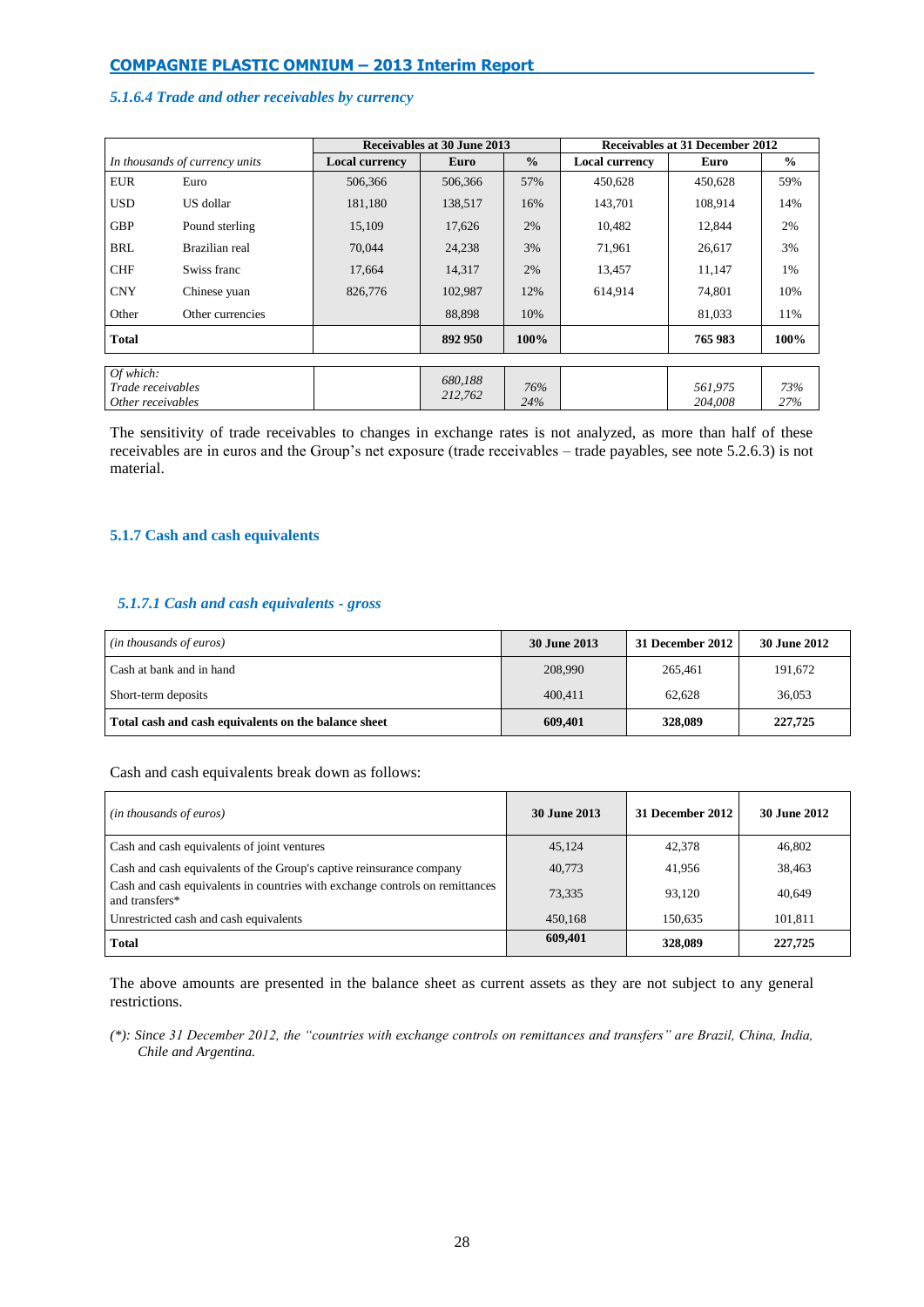#### 5.1.6.4 Trade and other receivables by currency

| In thousands of currency units | | Receivables at 30 June 2013 | | | Receivables at 31 December 2012 | | |
|---|---|---|---|---|---|---|---|
| | | Local currency | Euro | % | Local currency | Euro | % |
| EUR | Euro | 506,366 | 506,366 | 57% | 450,628 | 450,628 | 59% |
| USD | US dollar | 181,180 | 138,517 | 16% | 143,701 | 108,914 | 14% |
| GBP | Pound sterling | 15,109 | 17,626 | 2% | 10,482 | 12,844 | 2% |
| BRL | Brazilian real | 70,044 | 24,238 | 3% | 71,961 | 26,617 | 3% |
| CHF | Swiss franc | 17,664 | 14,317 | 2% | 13,457 | 11,147 | 1% |
| CNY | Chinese yuan | 826,776 | 102,987 | 12% | 614,914 | 74,801 | 10% |
| Other | Other currencies | | 88,898 | 10% | | 81,033 | 11% |
| **Total** | | | **892 950** | **100%** | | **765 983** | **100%** |
| *Of which:* | | | | | | | |
| *Trade receivables* | | | *680,188* | *76%* | | *561,975* | *73%* |
| *Other receivables* | | | *212,762* | *24%* | | *204,008* | *27%* |

The sensitivity of trade receivables to changes in exchange rates is not analyzed, as more than half of these receivables are in euros and the Group's net exposure (trade receivables – trade payables, see note 5.2.6.3) is not material.

### 5.1.7 Cash and cash equivalents

#### 5.1.7.1 Cash and cash equivalents - gross

| *(in thousands of euros)* | 30 June 2013 | 31 December 2012 | 30 June 2012 |
|---|---|---|---|
| Cash at bank and in hand | 208,990 | 265,461 | 191,672 |
| Short-term deposits | 400,411 | 62,628 | 36,053 |
| **Total cash and cash equivalents on the balance sheet** | **609,401** | **328,089** | **227,725** |

Cash and cash equivalents break down as follows:

| *(in thousands of euros)* | 30 June 2013 | 31 December 2012 | 30 June 2012 |
|---|---|---|---|
| Cash and cash equivalents of joint ventures | 45,124 | 42,378 | 46,802 |
| Cash and cash equivalents of the Group's captive reinsurance company | 40,773 | 41,956 | 38,463 |
| Cash and cash equivalents in countries with exchange controls on remittances and transfers* | 73,335 | 93,120 | 40,649 |
| Unrestricted cash and cash equivalents | 450,168 | 150,635 | 101,811 |
| **Total** | **609,401** | **328,089** | **227,725** |

The above amounts are presented in the balance sheet as current assets as they are not subject to any general restrictions.

*(\*): Since 31 December 2012, the "countries with exchange controls on remittances and transfers" are Brazil, China, India, Chile and Argentina.*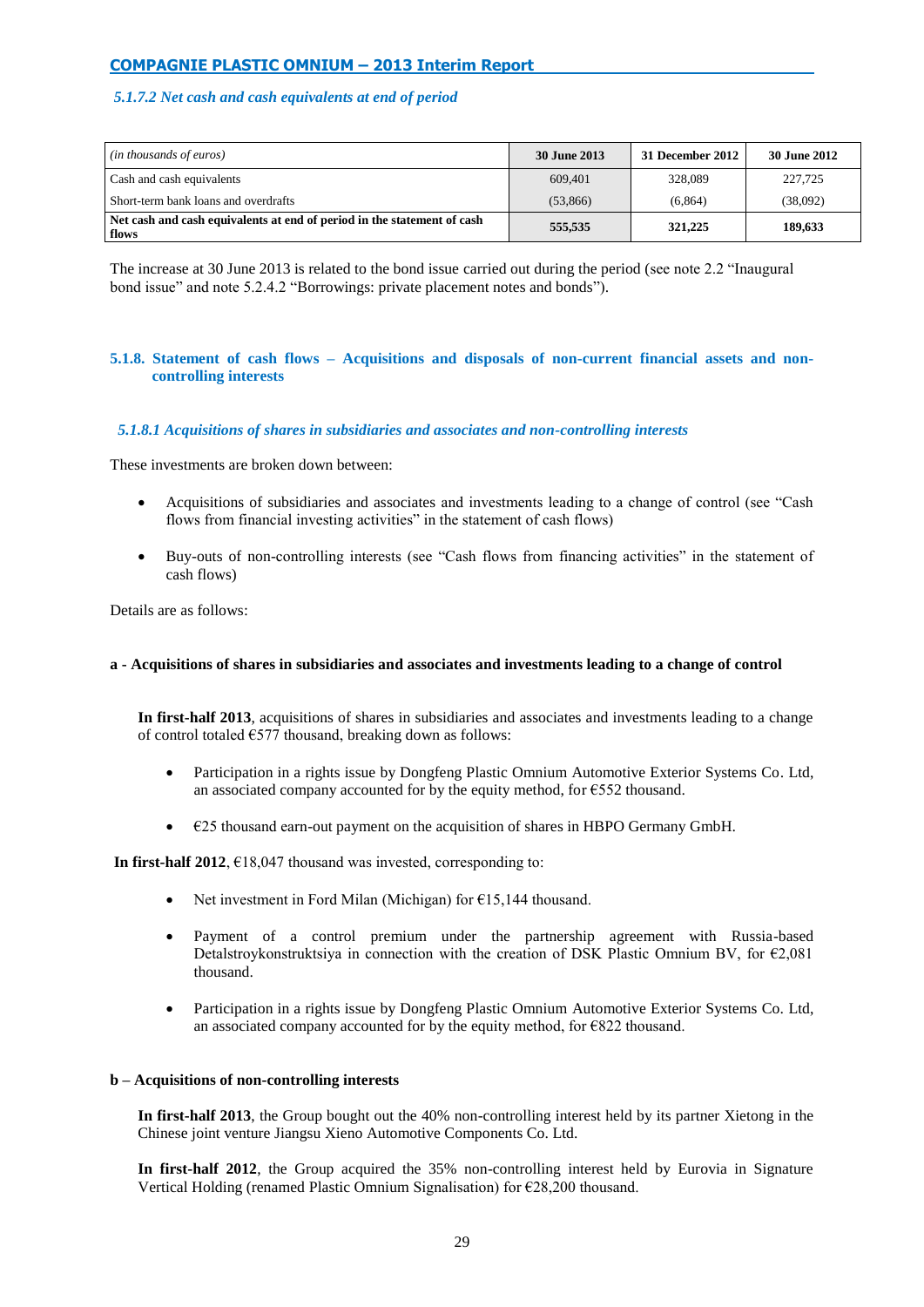#### *5.1.7.2 Net cash and cash equivalents at end of period*

| *(in thousands of euros)* | **30 June 2013** | **31 December 2012** | **30 June 2012** |
|---|---|---|---|
| Cash and cash equivalents | 609,401 | 328,089 | 227,725 |
| Short-term bank loans and overdrafts | (53,866) | (6,864) | (38,092) |
| **Net cash and cash equivalents at end of period in the statement of cash flows** | **555,535** | **321,225** | **189,633** |

The increase at 30 June 2013 is related to the bond issue carried out during the period (see note 2.2 "Inaugural bond issue" and note 5.2.4.2 "Borrowings: private placement notes and bonds").

### 5.1.8. Statement of cash flows – Acquisitions and disposals of non-current financial assets and non-controlling interests

#### *5.1.8.1 Acquisitions of shares in subsidiaries and associates and non-controlling interests*

These investments are broken down between:

- Acquisitions of subsidiaries and associates and investments leading to a change of control (see "Cash flows from financial investing activities" in the statement of cash flows)
- Buy-outs of non-controlling interests (see "Cash flows from financing activities" in the statement of cash flows)

Details are as follows:

**a - Acquisitions of shares in subsidiaries and associates and investments leading to a change of control**

**In first-half 2013**, acquisitions of shares in subsidiaries and associates and investments leading to a change of control totaled €577 thousand, breaking down as follows:

- Participation in a rights issue by Dongfeng Plastic Omnium Automotive Exterior Systems Co. Ltd, an associated company accounted for by the equity method, for €552 thousand.
- €25 thousand earn-out payment on the acquisition of shares in HBPO Germany GmbH.

**In first-half 2012**, €18,047 thousand was invested, corresponding to:

- Net investment in Ford Milan (Michigan) for €15,144 thousand.
- Payment of a control premium under the partnership agreement with Russia-based Detalstroykonstruktsiya in connection with the creation of DSK Plastic Omnium BV, for €2,081 thousand.
- Participation in a rights issue by Dongfeng Plastic Omnium Automotive Exterior Systems Co. Ltd, an associated company accounted for by the equity method, for €822 thousand.

**b – Acquisitions of non-controlling interests**

**In first-half 2013**, the Group bought out the 40% non-controlling interest held by its partner Xietong in the Chinese joint venture Jiangsu Xieno Automotive Components Co. Ltd.

**In first-half 2012**, the Group acquired the 35% non-controlling interest held by Eurovia in Signature Vertical Holding (renamed Plastic Omnium Signalisation) for €28,200 thousand.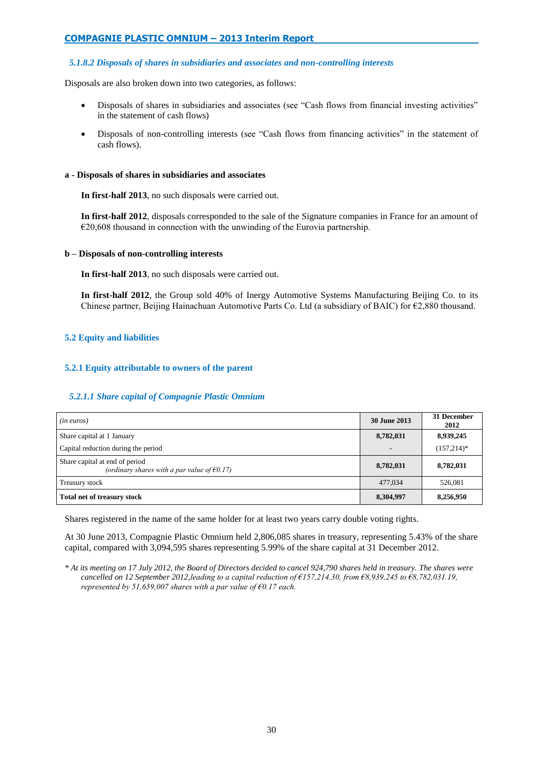#### *5.1.8.2 Disposals of shares in subsidiaries and associates and non-controlling interests*

Disposals are also broken down into two categories, as follows:

- Disposals of shares in subsidiaries and associates (see "Cash flows from financial investing activities" in the statement of cash flows)
- Disposals of non-controlling interests (see "Cash flows from financing activities" in the statement of cash flows).

**a - Disposals of shares in subsidiaries and associates**

**In first-half 2013**, no such disposals were carried out.

**In first-half 2012**, disposals corresponded to the sale of the Signature companies in France for an amount of €20,608 thousand in connection with the unwinding of the Eurovia partnership.

**b – Disposals of non-controlling interests**

**In first-half 2013**, no such disposals were carried out.

**In first-half 2012**, the Group sold 40% of Inergy Automotive Systems Manufacturing Beijing Co. to its Chinese partner, Beijing Hainachuan Automotive Parts Co. Ltd (a subsidiary of BAIC) for €2,880 thousand.

## 5.2 Equity and liabilities

### 5.2.1 Equity attributable to owners of the parent

#### *5.2.1.1 Share capital of Compagnie Plastic Omnium*

| *(in euros)* | **30 June 2013** | **31 December 2012** |
|---|---|---|
| Share capital at 1 January | **8,782,031** | **8,939,245** |
| Capital reduction during the period | - | (157,214)* |
| Share capital at end of period *(ordinary shares with a par value of €0.17)* | **8,782,031** | **8,782,031** |
| Treasury stock | 477,034 | 526,081 |
| **Total net of treasury stock** | **8,304,997** | **8,256,950** |

Shares registered in the name of the same holder for at least two years carry double voting rights.

At 30 June 2013, Compagnie Plastic Omnium held 2,806,085 shares in treasury, representing 5.43% of the share capital, compared with 3,094,595 shares representing 5.99% of the share capital at 31 December 2012.

*\* At its meeting on 17 July 2012, the Board of Directors decided to cancel 924,790 shares held in treasury. The shares were cancelled on 12 September 2012,leading to a capital reduction of €157,214.30, from €8,939,245 to €8,782,031.19, represented by 51,659,007 shares with a par value of €0.17 each.*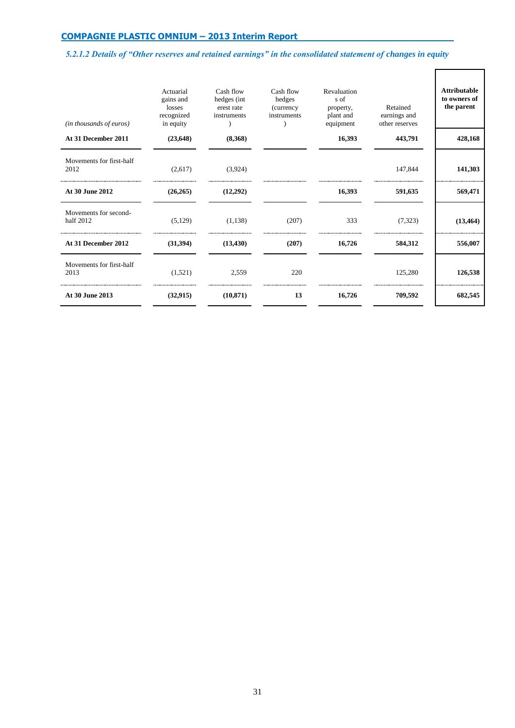### *5.2.1.2 Details of "Other reserves and retained earnings" in the consolidated statement of changes in equity*

| *(in thousands of euros)* | Actuarial gains and losses recognized in equity | Cash flow hedges (interest rate instruments) | Cash flow hedges (currency instruments) | Revaluations of property, plant and equipment | Retained earnings and other reserves | **Attributable to owners of the parent** |
|---|---|---|---|---|---|---|
| **At 31 December 2011** | **(23,648)** | **(8,368)** | | **16,393** | **443,791** | **428,168** |
| Movements for first-half 2012 | (2,617) | (3,924) | | | 147,844 | **141,303** |
| **At 30 June 2012** | **(26,265)** | **(12,292)** | | **16,393** | **591,635** | **569,471** |
| Movements for second-half 2012 | (5,129) | (1,138) | (207) | 333 | (7,323) | **(13,464)** |
| **At 31 December 2012** | **(31,394)** | **(13,430)** | **(207)** | **16,726** | **584,312** | **556,007** |
| Movements for first-half 2013 | (1,521) | 2,559 | 220 | | 125,280 | **126,538** |
| **At 30 June 2013** | **(32,915)** | **(10,871)** | **13** | **16,726** | **709,592** | **682,545** |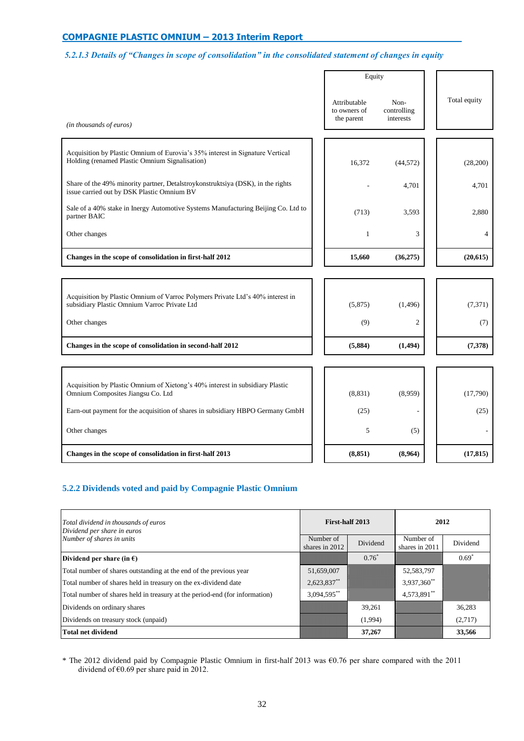### 5.2.1.3 Details of "Changes in scope of consolidation" in the consolidated statement of changes in equity

| *(in thousands of euros)* | Equity | | Total equity |
|---|---|---|---|
| | Attributable to owners of the parent | Non-controlling interests | |
| Acquisition by Plastic Omnium of Eurovia's 35% interest in Signature Vertical Holding (renamed Plastic Omnium Signalisation) | 16,372 | (44,572) | (28,200) |
| Share of the 49% minority partner, Detalstroykonstruktsiya (DSK), in the rights issue carried out by DSK Plastic Omnium BV | - | 4,701 | 4,701 |
| Sale of a 40% stake in Inergy Automotive Systems Manufacturing Beijing Co. Ltd to partner BAIC | (713) | 3,593 | 2,880 |
| Other changes | 1 | 3 | 4 |
| **Changes in the scope of consolidation in first-half 2012** | **15,660** | **(36,275)** | **(20,615)** |
| Acquisition by Plastic Omnium of Varroc Polymers Private Ltd's 40% interest in subsidiary Plastic Omnium Varroc Private Ltd | (5,875) | (1,496) | (7,371) |
| Other changes | (9) | 2 | (7) |
| **Changes in the scope of consolidation in second-half 2012** | **(5,884)** | **(1,494)** | **(7,378)** |
| Acquisition by Plastic Omnium of Xietong's 40% interest in subsidiary Plastic Omnium Composites Jiangsu Co. Ltd | (8,831) | (8,959) | (17,790) |
| Earn-out payment for the acquisition of shares in subsidiary HBPO Germany GmbH | (25) | - | (25) |
| Other changes | 5 | (5) | - |
| **Changes in the scope of consolidation in first-half 2013** | **(8,851)** | **(8,964)** | **(17,815)** |

## 5.2.2 Dividends voted and paid by Compagnie Plastic Omnium

| *Total dividend in thousands of euros*<br>*Dividend per share in euros*<br>*Number of shares in units* | **First-half 2013** | | **2012** | |
|---|---|---|---|---|
| | Number of shares in 2012 | Dividend | Number of shares in 2011 | Dividend |
| **Dividend per share (in €)** | | 0.76* | | 0.69* |
| Total number of shares outstanding at the end of the previous year | 51,659,007 | | 52,583,797 | |
| Total number of shares held in treasury on the ex-dividend date | 2,623,837** | | 3,937,360** | |
| Total number of shares held in treasury at the period-end (for information) | 3,094,595** | | 4,573,891** | |
| Dividends on ordinary shares | | 39,261 | | 36,283 |
| Dividends on treasury stock (unpaid) | | (1,994) | | (2,717) |
| **Total net dividend** | | **37,267** | | **33,566** |

\* The 2012 dividend paid by Compagnie Plastic Omnium in first-half 2013 was €0.76 per share compared with the 2011 dividend of €0.69 per share paid in 2012.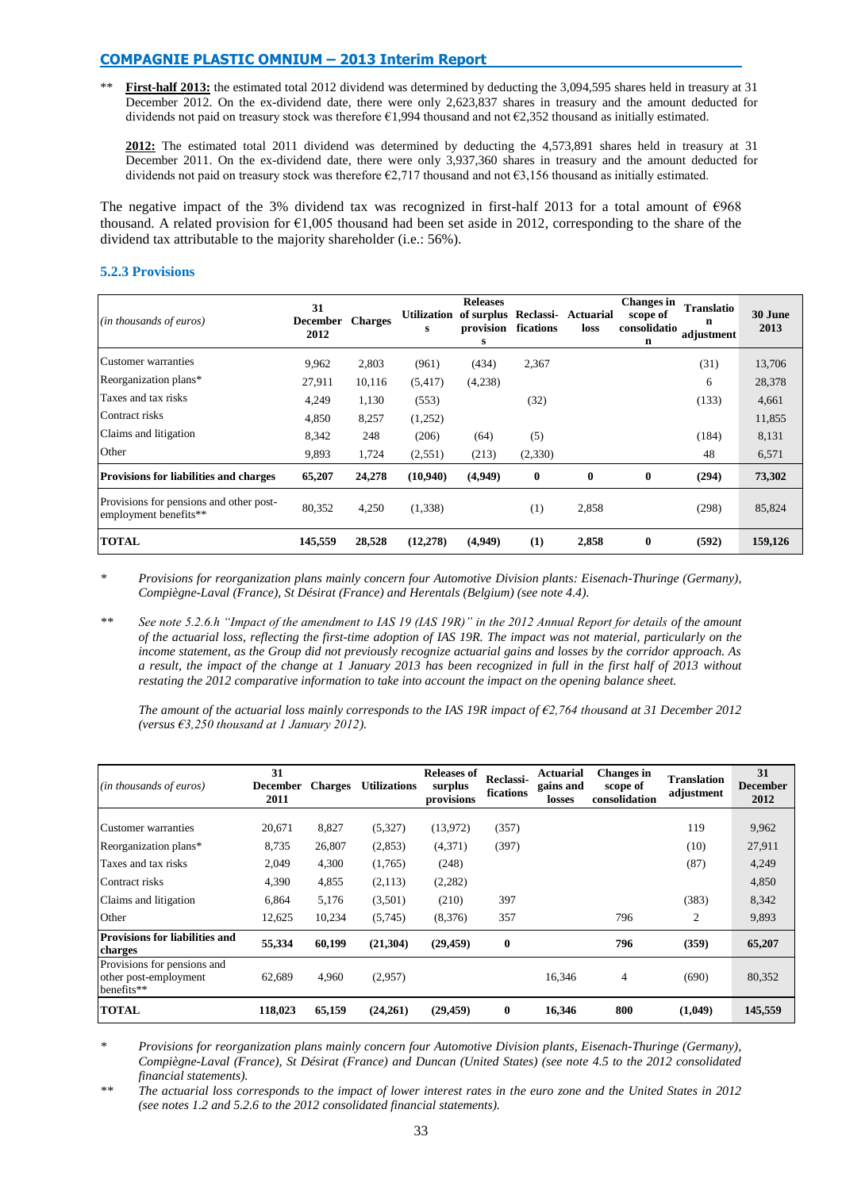** **First-half 2013:** the estimated total 2012 dividend was determined by deducting the 3,094,595 shares held in treasury at 31 December 2012. On the ex-dividend date, there were only 2,623,837 shares in treasury and the amount deducted for dividends not paid on treasury stock was therefore €1,994 thousand and not €2,352 thousand as initially estimated.

**2012:** The estimated total 2011 dividend was determined by deducting the 4,573,891 shares held in treasury at 31 December 2011. On the ex-dividend date, there were only 3,937,360 shares in treasury and the amount deducted for dividends not paid on treasury stock was therefore €2,717 thousand and not €3,156 thousand as initially estimated.

The negative impact of the 3% dividend tax was recognized in first-half 2013 for a total amount of €968 thousand. A related provision for €1,005 thousand had been set aside in 2012, corresponding to the share of the dividend tax attributable to the majority shareholder (i.e.: 56%).

### 5.2.3 Provisions

| *(in thousands of euros)* | 31 December 2012 | Charges | Utilizations | Releases of surplus provisions | Reclassi-fications | Actuarial loss | Changes in scope of consolidation | Translation adjustment | 30 June 2013 |
|---|---|---|---|---|---|---|---|---|---|
| Customer warranties | 9,962 | 2,803 | (961) | (434) | 2,367 | | | (31) | 13,706 |
| Reorganization plans* | 27,911 | 10,116 | (5,417) | (4,238) | | | | 6 | 28,378 |
| Taxes and tax risks | 4,249 | 1,130 | (553) | | (32) | | | (133) | 4,661 |
| Contract risks | 4,850 | 8,257 | (1,252) | | | | | | 11,855 |
| Claims and litigation | 8,342 | 248 | (206) | (64) | (5) | | | (184) | 8,131 |
| Other | 9,893 | 1,724 | (2,551) | (213) | (2,330) | | | 48 | 6,571 |
| **Provisions for liabilities and charges** | **65,207** | **24,278** | **(10,940)** | **(4,949)** | **0** | **0** | **0** | **(294)** | **73,302** |
| Provisions for pensions and other post-employment benefits** | 80,352 | 4,250 | (1,338) | | (1) | 2,858 | | (298) | 85,824 |
| **TOTAL** | **145,559** | **28,528** | **(12,278)** | **(4,949)** | **(1)** | **2,858** | **0** | **(592)** | **159,126** |

\* *Provisions for reorganization plans mainly concern four Automotive Division plants: Eisenach-Thuringe (Germany), Compiègne-Laval (France), St Désirat (France) and Herentals (Belgium) (see note 4.4).*

** *See note 5.2.6.h "Impact of the amendment to IAS 19 (IAS 19R)" in the 2012 Annual Report for details of the amount of the actuarial loss, reflecting the first-time adoption of IAS 19R. The impact was not material, particularly on the income statement, as the Group did not previously recognize actuarial gains and losses by the corridor approach. As a result, the impact of the change at 1 January 2013 has been recognized in full in the first half of 2013 without restating the 2012 comparative information to take into account the impact on the opening balance sheet.*

*The amount of the actuarial loss mainly corresponds to the IAS 19R impact of €2,764 thousand at 31 December 2012 (versus €3,250 thousand at 1 January 2012).*

| *(in thousands of euros)* | 31 December 2011 | Charges | Utilizations | Releases of surplus provisions | Reclassi-fications | Actuarial gains and losses | Changes in scope of consolidation | Translation adjustment | 31 December 2012 |
|---|---|---|---|---|---|---|---|---|---|
| Customer warranties | 20,671 | 8,827 | (5,327) | (13,972) | (357) | | | 119 | 9,962 |
| Reorganization plans* | 8,735 | 26,807 | (2,853) | (4,371) | (397) | | | (10) | 27,911 |
| Taxes and tax risks | 2,049 | 4,300 | (1,765) | (248) | | | | (87) | 4,249 |
| Contract risks | 4,390 | 4,855 | (2,113) | (2,282) | | | | | 4,850 |
| Claims and litigation | 6,864 | 5,176 | (3,501) | (210) | 397 | | | (383) | 8,342 |
| Other | 12,625 | 10,234 | (5,745) | (8,376) | 357 | | 796 | 2 | 9,893 |
| **Provisions for liabilities and charges** | **55,334** | **60,199** | **(21,304)** | **(29,459)** | **0** | | **796** | **(359)** | **65,207** |
| Provisions for pensions and other post-employment benefits** | 62,689 | 4,960 | (2,957) | | | 16,346 | 4 | (690) | 80,352 |
| **TOTAL** | **118,023** | **65,159** | **(24,261)** | **(29,459)** | **0** | **16,346** | **800** | **(1,049)** | **145,559** |

\* *Provisions for reorganization plans mainly concern four Automotive Division plants, Eisenach-Thuringe (Germany), Compiègne-Laval (France), St Désirat (France) and Duncan (United States) (see note 4.5 to the 2012 consolidated financial statements).*

** *The actuarial loss corresponds to the impact of lower interest rates in the euro zone and the United States in 2012 (see notes 1.2 and 5.2.6 to the 2012 consolidated financial statements).*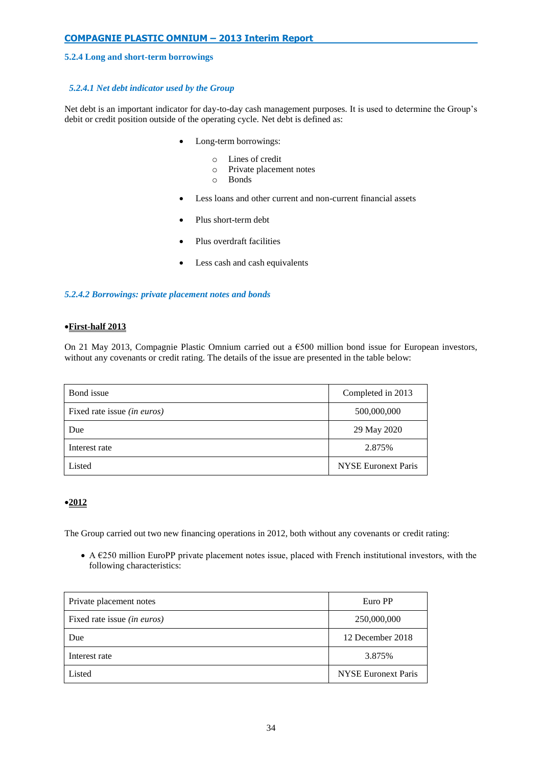### 5.2.4 Long and short-term borrowings

#### *5.2.4.1 Net debt indicator used by the Group*

Net debt is an important indicator for day-to-day cash management purposes. It is used to determine the Group's debit or credit position outside of the operating cycle. Net debt is defined as:

- Long-term borrowings:
  - Lines of credit
  - Private placement notes
  - Bonds
- Less loans and other current and non-current financial assets
- Plus short-term debt
- Plus overdraft facilities
- Less cash and cash equivalents

#### *5.2.4.2 Borrowings: private placement notes and bonds*

- **First-half 2013**

On 21 May 2013, Compagnie Plastic Omnium carried out a €500 million bond issue for European investors, without any covenants or credit rating. The details of the issue are presented in the table below:

| Bond issue | Completed in 2013 |
|---|---|
| Fixed rate issue *(in euros)* | 500,000,000 |
| Due | 29 May 2020 |
| Interest rate | 2.875% |
| Listed | NYSE Euronext Paris |

- **2012**

The Group carried out two new financing operations in 2012, both without any covenants or credit rating:

- A €250 million EuroPP private placement notes issue, placed with French institutional investors, with the following characteristics:

| Private placement notes | Euro PP |
|---|---|
| Fixed rate issue *(in euros)* | 250,000,000 |
| Due | 12 December 2018 |
| Interest rate | 3.875% |
| Listed | NYSE Euronext Paris |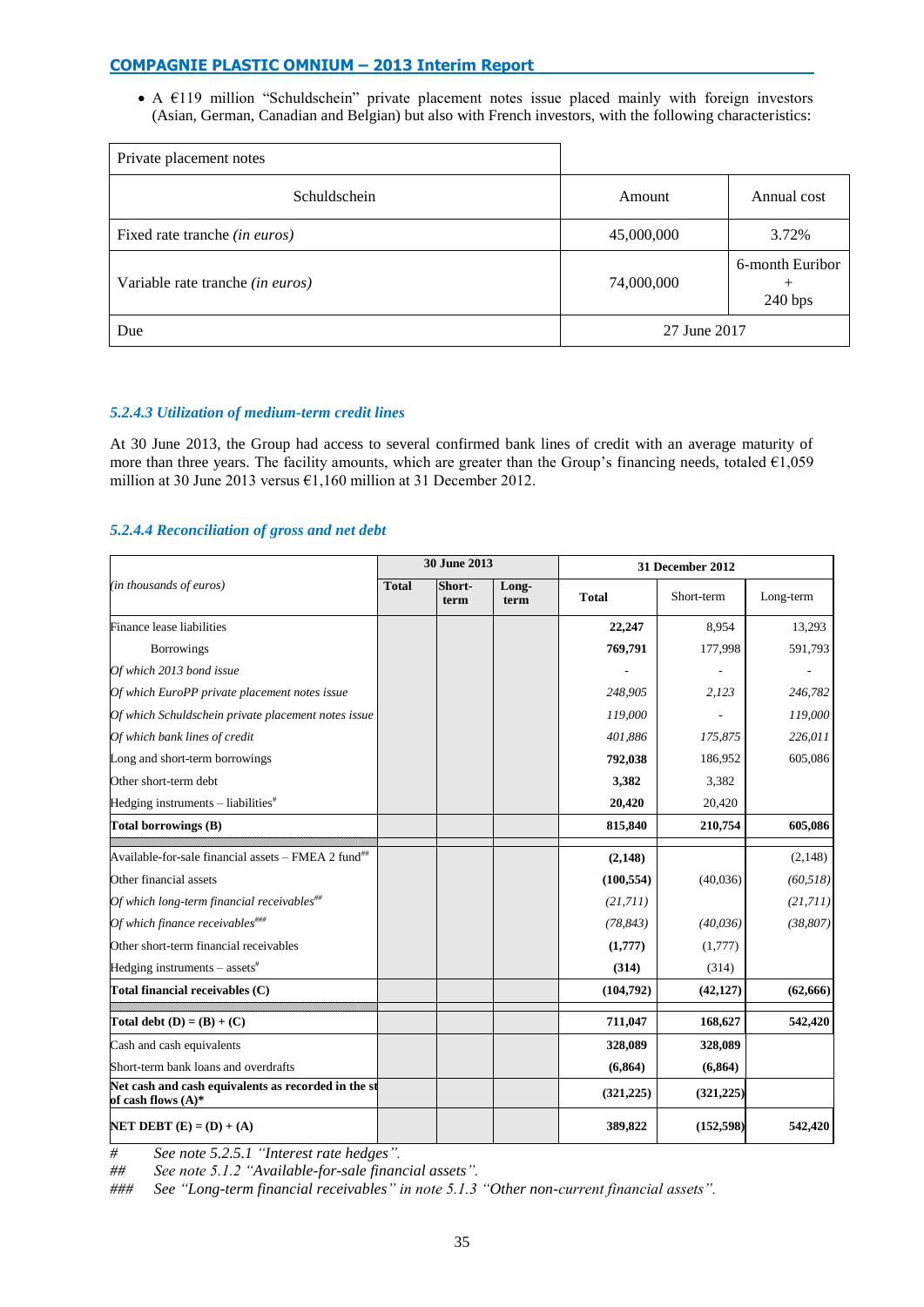- A €119 million "Schuldschein" private placement notes issue placed mainly with foreign investors (Asian, German, Canadian and Belgian) but also with French investors, with the following characteristics:

| Private placement notes | | |
|---|---|---|
| Schuldschein | Amount | Annual cost |
| Fixed rate tranche *(in euros)* | 45,000,000 | 3.72% |
| Variable rate tranche *(in euros)* | 74,000,000 | 6-month Euribor + 240 bps |
| Due | 27 June 2017 | |

#### *5.2.4.3 Utilization of medium-term credit lines*

At 30 June 2013, the Group had access to several confirmed bank lines of credit with an average maturity of more than three years. The facility amounts, which are greater than the Group's financing needs, totaled €1,059 million at 30 June 2013 versus €1,160 million at 31 December 2012.

#### *5.2.4.4 Reconciliation of gross and net debt*

| *(in thousands of euros)* | 30 June 2013 | | | 31 December 2012 | | |
|---|---|---|---|---|---|---|
| | **Total** | **Short-term** | **Long-term** | **Total** | Short-term | Long-term |
| Finance lease liabilities | | | | **22,247** | 8,954 | 13,293 |
| Borrowings | | | | **769,791** | 177,998 | 591,793 |
| *Of which 2013 bond issue* | | | | - | - | - |
| *Of which EuroPP private placement notes issue* | | | | *248,905* | *2,123* | *246,782* |
| *Of which Schuldschein private placement notes issue* | | | | *119,000* | - | *119,000* |
| *Of which bank lines of credit* | | | | *401,886* | *175,875* | *226,011* |
| Long and short-term borrowings | | | | **792,038** | 186,952 | 605,086 |
| Other short-term debt | | | | **3,382** | 3,382 | |
| Hedging instruments – liabilities# | | | | **20,420** | 20,420 | |
| **Total borrowings (B)** | | | | **815,840** | **210,754** | **605,086** |
| Available-for-sale financial assets – FMEA 2 fund## | | | | **(2,148)** | | (2,148) |
| Other financial assets | | | | **(100,554)** | (40,036) | *(60,518)* |
| *Of which long-term financial receivables##* | | | | *(21,711)* | | *(21,711)* |
| *Of which finance receivables###* | | | | *(78,843)* | *(40,036)* | *(38,807)* |
| Other short-term financial receivables | | | | **(1,777)** | (1,777) | |
| Hedging instruments – assets# | | | | **(314)** | (314) | |
| **Total financial receivables (C)** | | | | **(104,792)** | **(42,127)** | **(62,666)** |
| **Total debt (D) = (B) + (C)** | | | | **711,047** | **168,627** | **542,420** |
| Cash and cash equivalents | | | | **328,089** | **328,089** | |
| Short-term bank loans and overdrafts | | | | **(6,864)** | **(6,864)** | |
| **Net cash and cash equivalents as recorded in the statement of cash flows (A)*** | | | | **(321,225)** | **(321,225)** | |
| **NET DEBT (E) = (D) + (A)** | | | | **389,822** | **(152,598)** | **542,420** |

\# *See note 5.2.5.1 "Interest rate hedges".*

\## *See note 5.1.2 "Available-for-sale financial assets".*

\### *See "Long-term financial receivables" in note 5.1.3 "Other non-current financial assets".*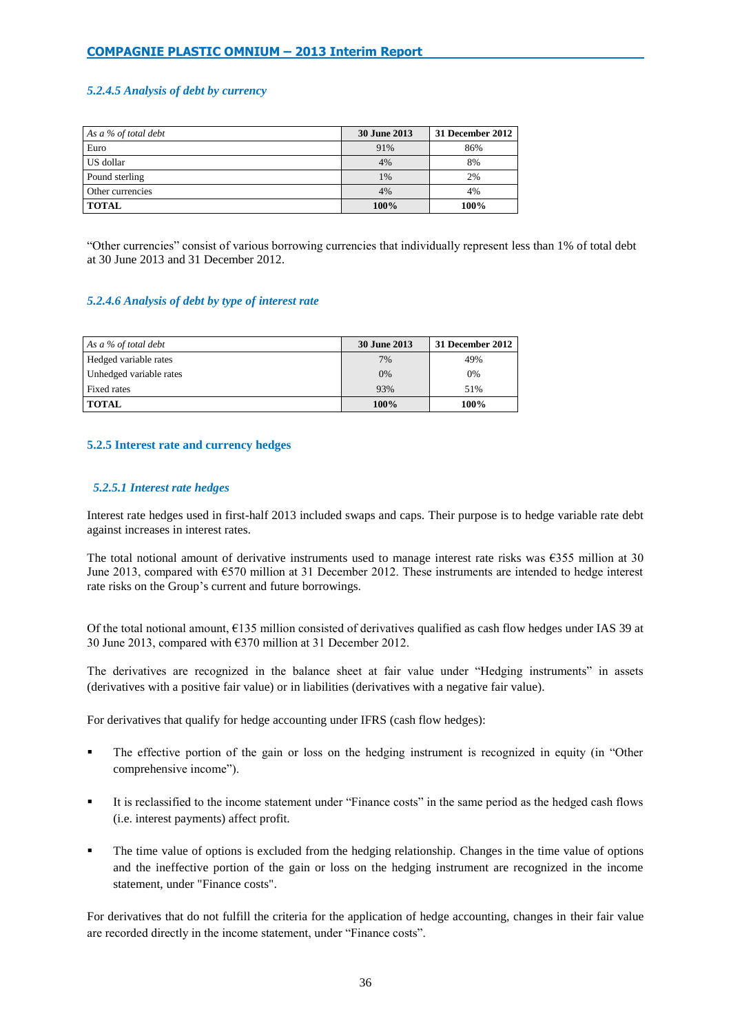#### *5.2.4.5 Analysis of debt by currency*

| *As a % of total debt* | **30 June 2013** | **31 December 2012** |
|---|---|---|
| Euro | 91% | 86% |
| US dollar | 4% | 8% |
| Pound sterling | 1% | 2% |
| Other currencies | 4% | 4% |
| **TOTAL** | **100%** | **100%** |

"Other currencies" consist of various borrowing currencies that individually represent less than 1% of total debt at 30 June 2013 and 31 December 2012.

#### *5.2.4.6 Analysis of debt by type of interest rate*

| *As a % of total debt* | **30 June 2013** | **31 December 2012** |
|---|---|---|
| Hedged variable rates | 7% | 49% |
| Unhedged variable rates | 0% | 0% |
| Fixed rates | 93% | 51% |
| **TOTAL** | **100%** | **100%** |

### 5.2.5 Interest rate and currency hedges

#### *5.2.5.1 Interest rate hedges*

Interest rate hedges used in first-half 2013 included swaps and caps. Their purpose is to hedge variable rate debt against increases in interest rates.

The total notional amount of derivative instruments used to manage interest rate risks was €355 million at 30 June 2013, compared with €570 million at 31 December 2012. These instruments are intended to hedge interest rate risks on the Group's current and future borrowings.

Of the total notional amount, €135 million consisted of derivatives qualified as cash flow hedges under IAS 39 at 30 June 2013, compared with €370 million at 31 December 2012.

The derivatives are recognized in the balance sheet at fair value under "Hedging instruments" in assets (derivatives with a positive fair value) or in liabilities (derivatives with a negative fair value).

For derivatives that qualify for hedge accounting under IFRS (cash flow hedges):

- The effective portion of the gain or loss on the hedging instrument is recognized in equity (in "Other comprehensive income").
- It is reclassified to the income statement under "Finance costs" in the same period as the hedged cash flows (i.e. interest payments) affect profit.
- The time value of options is excluded from the hedging relationship. Changes in the time value of options and the ineffective portion of the gain or loss on the hedging instrument are recognized in the income statement, under "Finance costs".

For derivatives that do not fulfill the criteria for the application of hedge accounting, changes in their fair value are recorded directly in the income statement, under "Finance costs".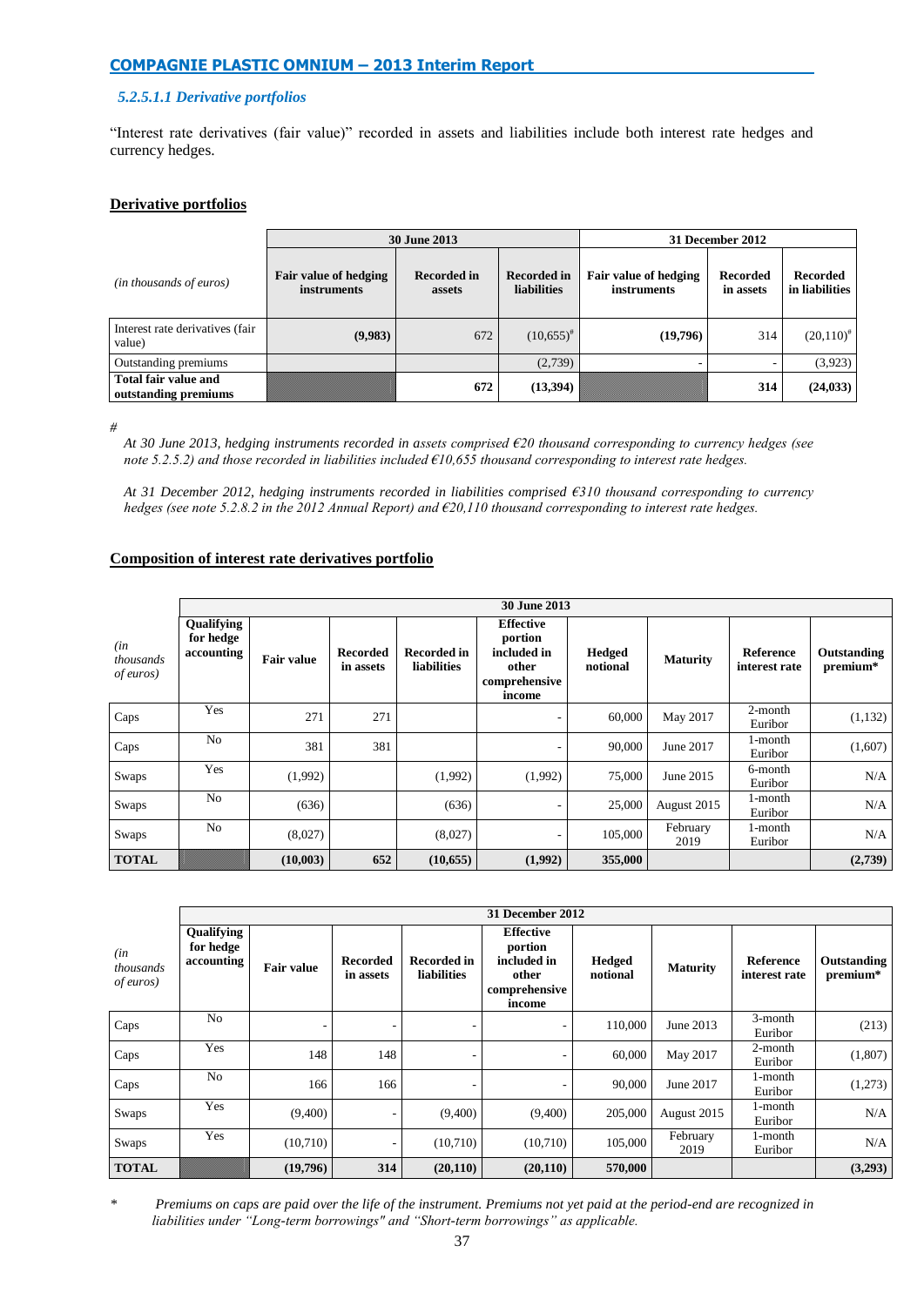#### *5.2.5.1.1 Derivative portfolios*

"Interest rate derivatives (fair value)" recorded in assets and liabilities include both interest rate hedges and currency hedges.

**Derivative portfolios**

| *(in thousands of euros)* | 30 June 2013 | | | 31 December 2012 | | |
|---|---|---|---|---|---|---|
| | **Fair value of hedging instruments** | **Recorded in assets** | **Recorded in liabilities** | **Fair value of hedging instruments** | **Recorded in assets** | **Recorded in liabilities** |
| Interest rate derivatives (fair value) | **(9,983)** | 672 | (10,655)# | **(19,796)** | 314 | (20,110)# |
| Outstanding premiums | | | (2,739) | - | - | (3,923) |
| **Total fair value and outstanding premiums** | | **672** | **(13,394)** | | **314** | **(24,033)** |

\#

*At 30 June 2013, hedging instruments recorded in assets comprised €20 thousand corresponding to currency hedges (see note 5.2.5.2) and those recorded in liabilities included €10,655 thousand corresponding to interest rate hedges.*

*At 31 December 2012, hedging instruments recorded in liabilities comprised €310 thousand corresponding to currency hedges (see note 5.2.8.2 in the 2012 Annual Report) and €20,110 thousand corresponding to interest rate hedges.*

**Composition of interest rate derivatives portfolio**

| *(in thousands of euros)* | 30 June 2013 | | | | | | | | |
|---|---|---|---|---|---|---|---|---|---|
| | **Qualifying for hedge accounting** | **Fair value** | **Recorded in assets** | **Recorded in liabilities** | **Effective portion included in other comprehensive income** | **Hedged notional** | **Maturity** | **Reference interest rate** | **Outstanding premium*** |
| Caps | Yes | 271 | 271 | | - | 60,000 | May 2017 | 2-month Euribor | (1,132) |
| Caps | No | 381 | 381 | | - | 90,000 | June 2017 | 1-month Euribor | (1,607) |
| Swaps | Yes | (1,992) | | (1,992) | (1,992) | 75,000 | June 2015 | 6-month Euribor | N/A |
| Swaps | No | (636) | | (636) | - | 25,000 | August 2015 | 1-month Euribor | N/A |
| Swaps | No | (8,027) | | (8,027) | - | 105,000 | February 2019 | 1-month Euribor | N/A |
| **TOTAL** | | **(10,003)** | **652** | **(10,655)** | **(1,992)** | **355,000** | | | **(2,739)** |

| *(in thousands of euros)* | 31 December 2012 | | | | | | | | |
|---|---|---|---|---|---|---|---|---|---|
| | **Qualifying for hedge accounting** | **Fair value** | **Recorded in assets** | **Recorded in liabilities** | **Effective portion included in other comprehensive income** | **Hedged notional** | **Maturity** | **Reference interest rate** | **Outstanding premium*** |
| Caps | No | - | - | - | - | 110,000 | June 2013 | 3-month Euribor | (213) |
| Caps | Yes | 148 | 148 | - | - | 60,000 | May 2017 | 2-month Euribor | (1,807) |
| Caps | No | 166 | 166 | - | - | 90,000 | June 2017 | 1-month Euribor | (1,273) |
| Swaps | Yes | (9,400) | - | (9,400) | (9,400) | 205,000 | August 2015 | 1-month Euribor | N/A |
| Swaps | Yes | (10,710) | - | (10,710) | (10,710) | 105,000 | February 2019 | 1-month Euribor | N/A |
| **TOTAL** | | **(19,796)** | **314** | **(20,110)** | **(20,110)** | **570,000** | | | **(3,293)** |

\* *Premiums on caps are paid over the life of the instrument. Premiums not yet paid at the period-end are recognized in liabilities under "Long-term borrowings" and "Short-term borrowings" as applicable.*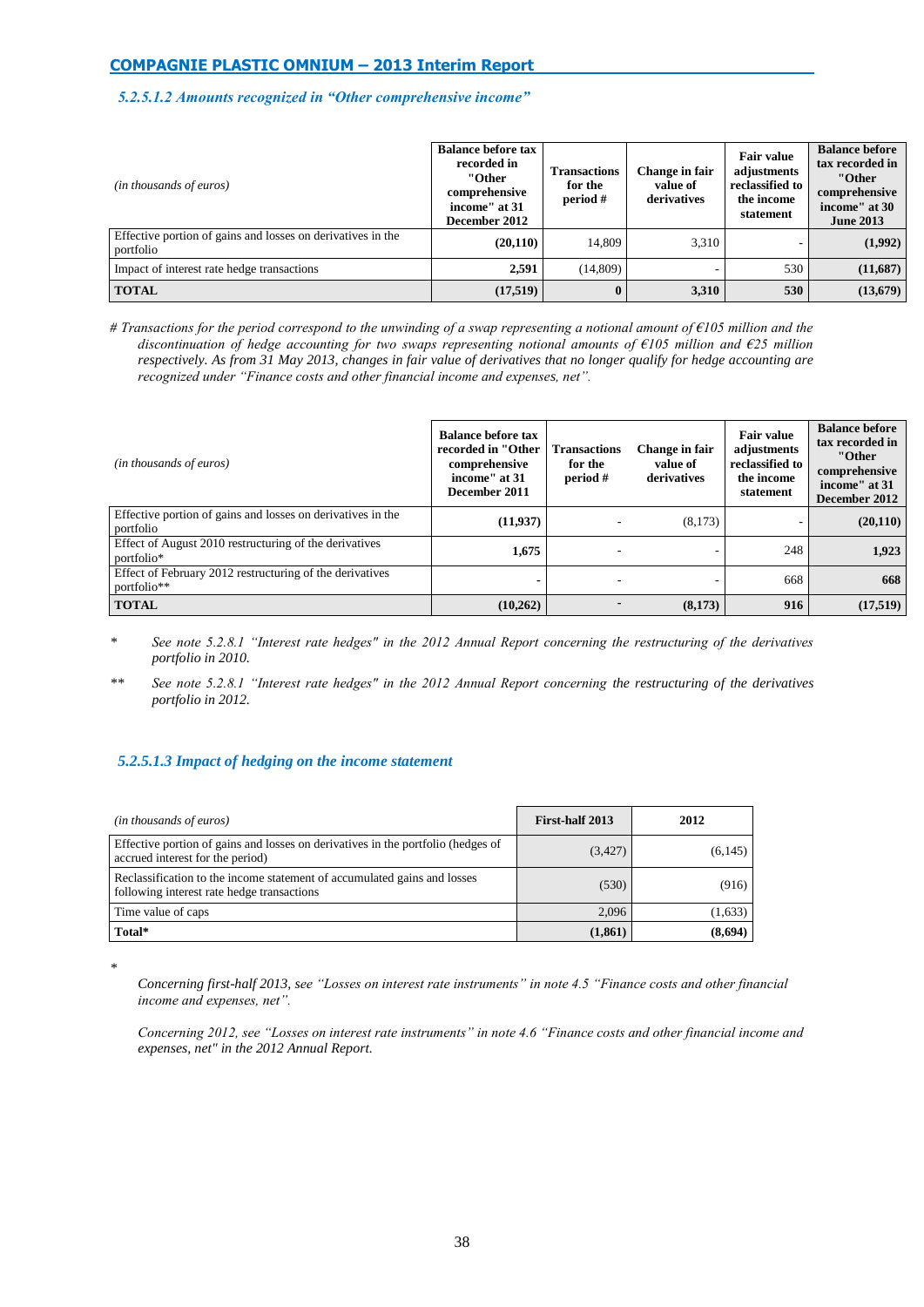### *5.2.5.1.2 Amounts recognized in "Other comprehensive income"*

| *(in thousands of euros)* | **Balance before tax recorded in "Other comprehensive income" at 31 December 2012** | **Transactions for the period #** | **Change in fair value of derivatives** | **Fair value adjustments reclassified to the income statement** | **Balance before tax recorded in "Other comprehensive income" at 30 June 2013** |
|---|---|---|---|---|---|
| Effective portion of gains and losses on derivatives in the portfolio | **(20,110)** | 14,809 | 3,310 | - | **(1,992)** |
| Impact of interest rate hedge transactions | **2,591** | (14,809) | - | 530 | **(11,687)** |
| **TOTAL** | **(17,519)** | **0** | **3,310** | **530** | **(13,679)** |

*# Transactions for the period correspond to the unwinding of a swap representing a notional amount of €105 million and the discontinuation of hedge accounting for two swaps representing notional amounts of €105 million and €25 million respectively. As from 31 May 2013, changes in fair value of derivatives that no longer qualify for hedge accounting are recognized under "Finance costs and other financial income and expenses, net".*

| *(in thousands of euros)* | **Balance before tax recorded in "Other comprehensive income" at 31 December 2011** | **Transactions for the period #** | **Change in fair value of derivatives** | **Fair value adjustments reclassified to the income statement** | **Balance before tax recorded in "Other comprehensive income" at 31 December 2012** |
|---|---|---|---|---|---|
| Effective portion of gains and losses on derivatives in the portfolio | **(11,937)** | - | (8,173) | - | **(20,110)** |
| Effect of August 2010 restructuring of the derivatives portfolio* | **1,675** | - | - | 248 | **1,923** |
| Effect of February 2012 restructuring of the derivatives portfolio** | - | - | - | 668 | **668** |
| **TOTAL** | **(10,262)** | - | **(8,173)** | **916** | **(17,519)** |

\* *See note 5.2.8.1 "Interest rate hedges" in the 2012 Annual Report concerning the restructuring of the derivatives portfolio in 2010.*

\*\* *See note 5.2.8.1 "Interest rate hedges" in the 2012 Annual Report concerning the restructuring of the derivatives portfolio in 2012.*

### *5.2.5.1.3 Impact of hedging on the income statement*

| *(in thousands of euros)* | **First-half 2013** | **2012** |
|---|---|---|
| Effective portion of gains and losses on derivatives in the portfolio (hedges of accrued interest for the period) | (3,427) | (6,145) |
| Reclassification to the income statement of accumulated gains and losses following interest rate hedge transactions | (530) | (916) |
| Time value of caps | 2,096 | (1,633) |
| **Total*** | **(1,861)** | **(8,694)** |

\*

*Concerning first-half 2013, see "Losses on interest rate instruments" in note 4.5 "Finance costs and other financial income and expenses, net".*

*Concerning 2012, see "Losses on interest rate instruments" in note 4.6 "Finance costs and other financial income and expenses, net" in the 2012 Annual Report.*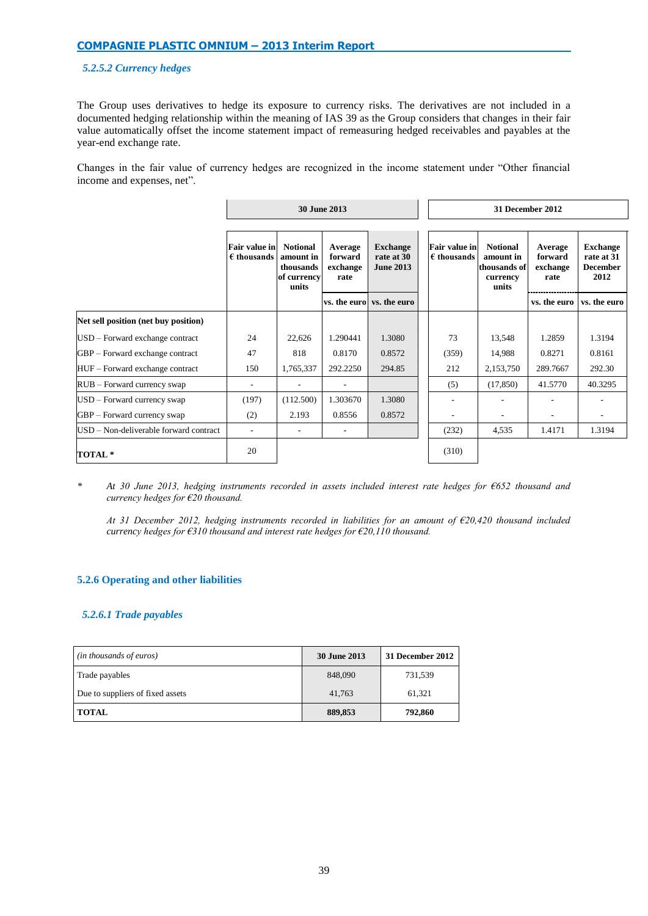### 5.2.5.2 Currency hedges

The Group uses derivatives to hedge its exposure to currency risks. The derivatives are not included in a documented hedging relationship within the meaning of IAS 39 as the Group considers that changes in their fair value automatically offset the income statement impact of remeasuring hedged receivables and payables at the year-end exchange rate.

Changes in the fair value of currency hedges are recognized in the income statement under "Other financial income and expenses, net".

| | 30 June 2013 | | | | 31 December 2012 | | | |
|---|---|---|---|---|---|---|---|---|
| | Fair value in € thousands | Notional amount in thousands of currency units | Average forward exchange rate | Exchange rate at 30 June 2013 | Fair value in € thousands | Notional amount in thousands of currency units | Average forward exchange rate | Exchange rate at 31 December 2012 |
| | | | vs. the euro | vs. the euro | | | vs. the euro | vs. the euro |
| **Net sell position (net buy position)** | | | | | | | | |
| USD – Forward exchange contract | 24 | 22,626 | 1.290441 | 1.3080 | 73 | 13,548 | 1.2859 | 1.3194 |
| GBP – Forward exchange contract | 47 | 818 | 0.8170 | 0.8572 | (359) | 14,988 | 0.8271 | 0.8161 |
| HUF – Forward exchange contract | 150 | 1,765,337 | 292.2250 | 294.85 | 212 | 2,153,750 | 289.7667 | 292.30 |
| RUB – Forward currency swap | - | - | - | | (5) | (17,850) | 41.5770 | 40.3295 |
| USD – Forward currency swap | (197) | (112.500) | 1.303670 | 1.3080 | - | - | - | - |
| GBP – Forward currency swap | (2) | 2.193 | 0.8556 | 0.8572 | - | - | - | - |
| USD – Non-deliverable forward contract | - | - | - | | (232) | 4,535 | 1.4171 | 1.3194 |
| **TOTAL \*** | 20 | | | | (310) | | | |

\* *At 30 June 2013, hedging instruments recorded in assets included interest rate hedges for €652 thousand and currency hedges for €20 thousand.*

*At 31 December 2012, hedging instruments recorded in liabilities for an amount of €20,420 thousand included currency hedges for €310 thousand and interest rate hedges for €20,110 thousand.*

## 5.2.6 Operating and other liabilities

### 5.2.6.1 Trade payables

| *(in thousands of euros)* | 30 June 2013 | 31 December 2012 |
|---|---|---|
| Trade payables | 848,090 | 731,539 |
| Due to suppliers of fixed assets | 41,763 | 61,321 |
| **TOTAL** | **889,853** | **792,860** |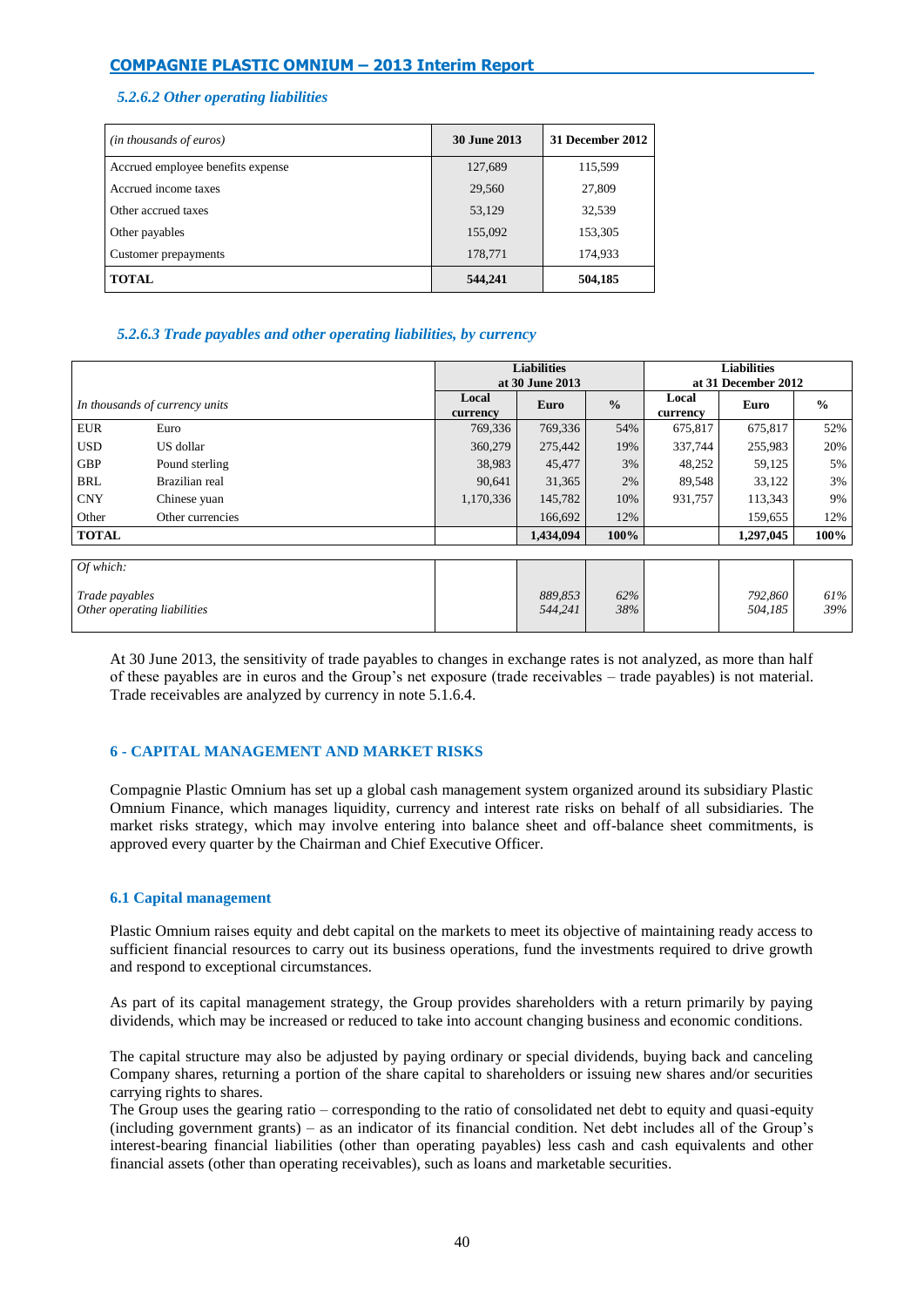#### *5.2.6.2 Other operating liabilities*

| *(in thousands of euros)* | **30 June 2013** | **31 December 2012** |
|---|---|---|
| Accrued employee benefits expense | 127,689 | 115,599 |
| Accrued income taxes | 29,560 | 27,809 |
| Other accrued taxes | 53,129 | 32,539 |
| Other payables | 155,092 | 153,305 |
| Customer prepayments | 178,771 | 174,933 |
| **TOTAL** | **544,241** | **504,185** |

#### *5.2.6.3 Trade payables and other operating liabilities, by currency*

| | | **Liabilities at 30 June 2013** | | | **Liabilities at 31 December 2012** | | |
|---|---|---|---|---|---|---|---|
| *In thousands of currency units* | | **Local currency** | **Euro** | **%** | **Local currency** | **Euro** | **%** |
| EUR | Euro | 769,336 | 769,336 | 54% | 675,817 | 675,817 | 52% |
| USD | US dollar | 360,279 | 275,442 | 19% | 337,744 | 255,983 | 20% |
| GBP | Pound sterling | 38,983 | 45,477 | 3% | 48,252 | 59,125 | 5% |
| BRL | Brazilian real | 90,641 | 31,365 | 2% | 89,548 | 33,122 | 3% |
| CNY | Chinese yuan | 1,170,336 | 145,782 | 10% | 931,757 | 113,343 | 9% |
| Other | Other currencies | | 166,692 | 12% | | 159,655 | 12% |
| **TOTAL** | | | **1,434,094** | **100%** | | **1,297,045** | **100%** |
| *Of which:* | | | | | | | |
| *Trade payables* | | | *889,853* | *62%* | | *792,860* | *61%* |
| *Other operating liabilities* | | | *544,241* | *38%* | | *504,185* | *39%* |

At 30 June 2013, the sensitivity of trade payables to changes in exchange rates is not analyzed, as more than half of these payables are in euros and the Group's net exposure (trade receivables – trade payables) is not material. Trade receivables are analyzed by currency in note 5.1.6.4.

## 6 - CAPITAL MANAGEMENT AND MARKET RISKS

Compagnie Plastic Omnium has set up a global cash management system organized around its subsidiary Plastic Omnium Finance, which manages liquidity, currency and interest rate risks on behalf of all subsidiaries. The market risks strategy, which may involve entering into balance sheet and off-balance sheet commitments, is approved every quarter by the Chairman and Chief Executive Officer.

### 6.1 Capital management

Plastic Omnium raises equity and debt capital on the markets to meet its objective of maintaining ready access to sufficient financial resources to carry out its business operations, fund the investments required to drive growth and respond to exceptional circumstances.

As part of its capital management strategy, the Group provides shareholders with a return primarily by paying dividends, which may be increased or reduced to take into account changing business and economic conditions.

The capital structure may also be adjusted by paying ordinary or special dividends, buying back and canceling Company shares, returning a portion of the share capital to shareholders or issuing new shares and/or securities carrying rights to shares.
The Group uses the gearing ratio – corresponding to the ratio of consolidated net debt to equity and quasi-equity (including government grants) – as an indicator of its financial condition. Net debt includes all of the Group's interest-bearing financial liabilities (other than operating payables) less cash and cash equivalents and other financial assets (other than operating receivables), such as loans and marketable securities.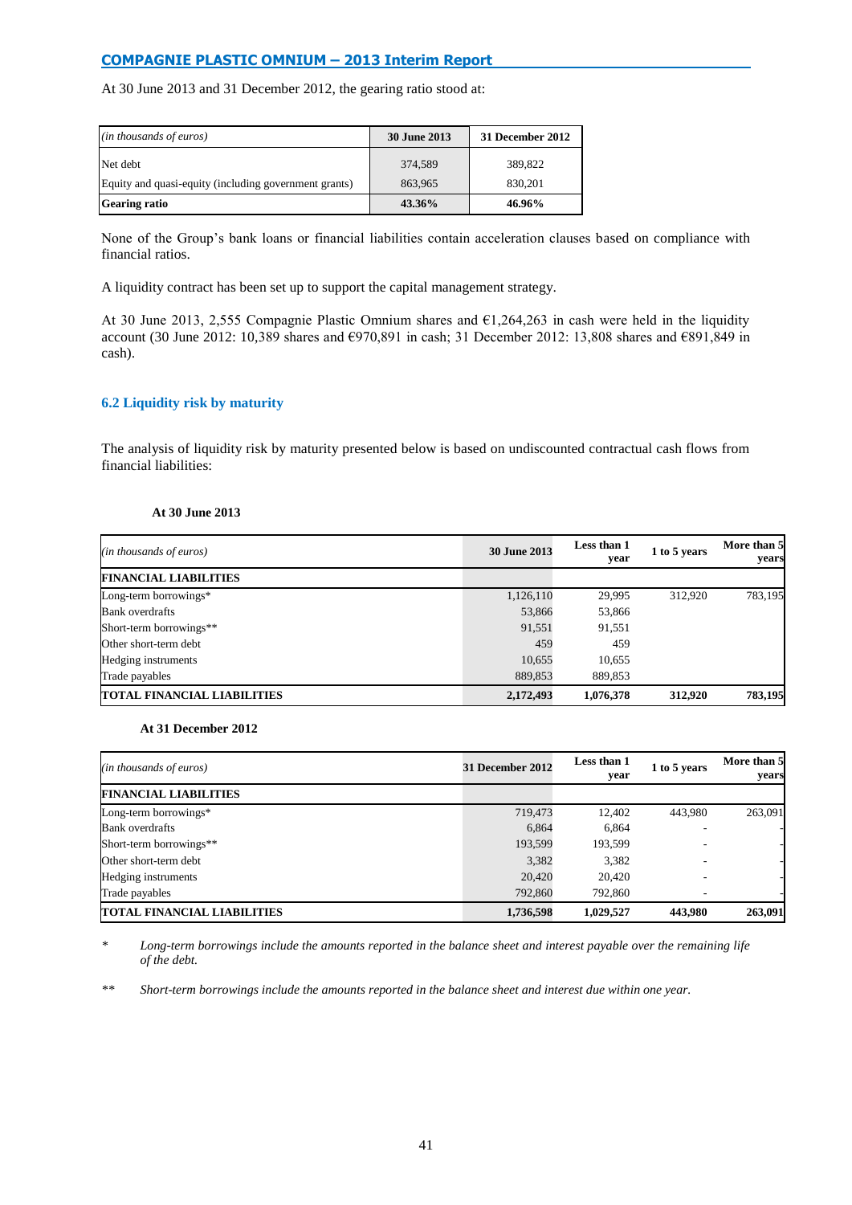At 30 June 2013 and 31 December 2012, the gearing ratio stood at:

| *(in thousands of euros)* | 30 June 2013 | 31 December 2012 |
|---|---|---|
| Net debt | 374,589 | 389,822 |
| Equity and quasi-equity (including government grants) | 863,965 | 830,201 |
| **Gearing ratio** | **43.36%** | **46.96%** |

None of the Group's bank loans or financial liabilities contain acceleration clauses based on compliance with financial ratios.

A liquidity contract has been set up to support the capital management strategy.

At 30 June 2013, 2,555 Compagnie Plastic Omnium shares and €1,264,263 in cash were held in the liquidity account (30 June 2012: 10,389 shares and €970,891 in cash; 31 December 2012: 13,808 shares and €891,849 in cash).

## 6.2 Liquidity risk by maturity

The analysis of liquidity risk by maturity presented below is based on undiscounted contractual cash flows from financial liabilities:

**At 30 June 2013**

| *(in thousands of euros)* | 30 June 2013 | Less than 1 year | 1 to 5 years | More than 5 years |
|---|---|---|---|---|
| **FINANCIAL LIABILITIES** | | | | |
| Long-term borrowings* | 1,126,110 | 29,995 | 312,920 | 783,195 |
| Bank overdrafts | 53,866 | 53,866 | | |
| Short-term borrowings** | 91,551 | 91,551 | | |
| Other short-term debt | 459 | 459 | | |
| Hedging instruments | 10,655 | 10,655 | | |
| Trade payables | 889,853 | 889,853 | | |
| **TOTAL FINANCIAL LIABILITIES** | **2,172,493** | **1,076,378** | **312,920** | **783,195** |

**At 31 December 2012**

| *(in thousands of euros)* | 31 December 2012 | Less than 1 year | 1 to 5 years | More than 5 years |
|---|---|---|---|---|
| **FINANCIAL LIABILITIES** | | | | |
| Long-term borrowings* | 719,473 | 12,402 | 443,980 | 263,091 |
| Bank overdrafts | 6,864 | 6,864 | - | - |
| Short-term borrowings** | 193,599 | 193,599 | - | - |
| Other short-term debt | 3,382 | 3,382 | - | - |
| Hedging instruments | 20,420 | 20,420 | - | - |
| Trade payables | 792,860 | 792,860 | - | - |
| **TOTAL FINANCIAL LIABILITIES** | **1,736,598** | **1,029,527** | **443,980** | **263,091** |

\* *Long-term borrowings include the amounts reported in the balance sheet and interest payable over the remaining life of the debt.*

\** *Short-term borrowings include the amounts reported in the balance sheet and interest due within one year.*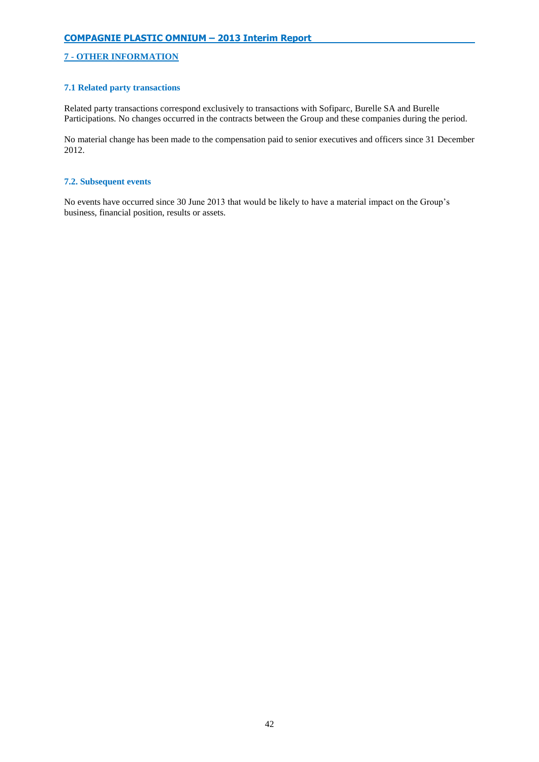## 7 - OTHER INFORMATION

### 7.1 Related party transactions

Related party transactions correspond exclusively to transactions with Sofiparc, Burelle SA and Burelle Participations. No changes occurred in the contracts between the Group and these companies during the period.

No material change has been made to the compensation paid to senior executives and officers since 31 December 2012.

### 7.2. Subsequent events

No events have occurred since 30 June 2013 that would be likely to have a material impact on the Group's business, financial position, results or assets.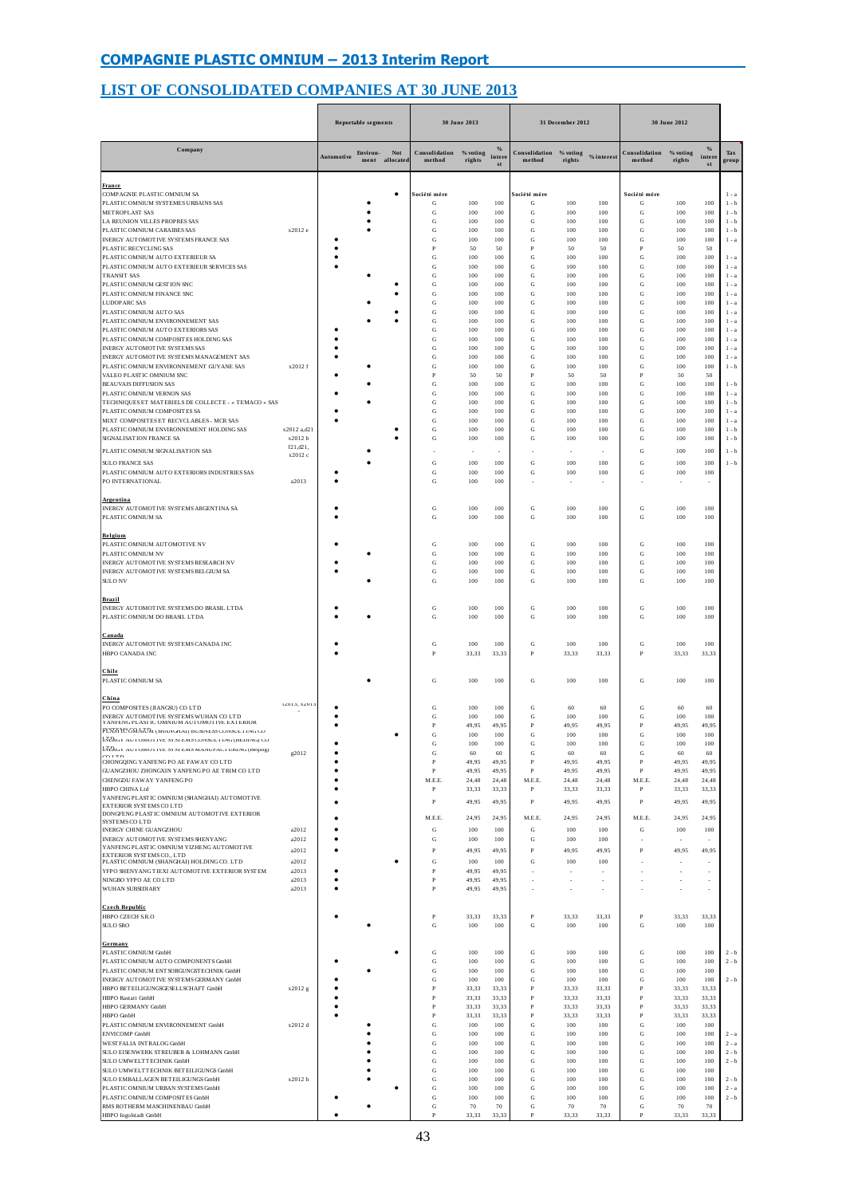## COMPAGNIE PLASTIC OMNIUM – 2013 Interim Report

## LIST OF CONSOLIDATED COMPANIES AT 30 JUNE 2013

| Company | | Reportable segments | | | 30 June 2013 | | | 31 December 2012 | | | 30 June 2012 | | | |
|---|---|---|---|---|---|---|---|---|---|---|---|---|---|---|
| | | Automotive | Environ-ment | Not allocated | Consolidation method | % voting rights | % interest | Consolidation method | % voting rights | % interest | Consolidation method | % voting rights | % interest | Tax group |
| **France** | | | | | | | | | | | | | | |
| COMPAGNIE PLASTIC OMNIUM SA | | | | ● | Société mère | | | Société mère | | | Société mère | | | 1 - a |
| PLASTIC OMNIUM SYSTEMES URBAINS SAS | | | ● | | G | 100 | 100 | G | 100 | 100 | G | 100 | 100 | 1 - b |
| METROPLAST SAS | | | ● | | G | 100 | 100 | G | 100 | 100 | G | 100 | 100 | 1 - b |
| LA REUNION VILLES PROPRES SAS | | | ● | | G | 100 | 100 | G | 100 | 100 | G | 100 | 100 | 1 - b |
| PLASTIC OMNIUM CARAIBES SAS | x2012 e | | ● | | G | 100 | 100 | G | 100 | 100 | G | 100 | 100 | 1 - b |
| INERGY AUTOMOTIVE SYSTEMS FRANCE SAS | | ● | | | G | 100 | 100 | G | 100 | 100 | G | 100 | 100 | 1 - a |
| PLASTIC RECYCLING SAS | | ● | | | P | 50 | 50 | P | 50 | 50 | P | 50 | 50 | |
| PLASTIC OMNIUM AUTO EXTERIEUR SA | | ● | | | G | 100 | 100 | G | 100 | 100 | G | 100 | 100 | 1 - a |
| PLASTIC OMNIUM AUTO EXTERIEUR SERVICES SAS | | ● | | | G | 100 | 100 | G | 100 | 100 | G | 100 | 100 | 1 - a |
| TRANSIT SAS | | | ● | | G | 100 | 100 | G | 100 | 100 | G | 100 | 100 | 1 - a |
| PLASTIC OMNIUM GESTION SNC | | | | ● | G | 100 | 100 | G | 100 | 100 | G | 100 | 100 | 1 - a |
| PLASTIC OMNIUM FINANCE SNC | | | | ● | G | 100 | 100 | G | 100 | 100 | G | 100 | 100 | 1 - a |
| LUDOPARC SAS | | | ● | | G | 100 | 100 | G | 100 | 100 | G | 100 | 100 | 1 - a |
| PLASTIC OMNIUM AUTO SAS | | | | ● | G | 100 | 100 | G | 100 | 100 | G | 100 | 100 | 1 - a |
| PLASTIC OMNIUM ENVIRONNEMENT SAS | | | ● | ● | G | 100 | 100 | G | 100 | 100 | G | 100 | 100 | 1 - a |
| PLASTIC OMNIUM AUTO EXTERIORS SAS | | ● | | | G | 100 | 100 | G | 100 | 100 | G | 100 | 100 | 1 - a |
| PLASTIC OMNIUM COMPOSITES HOLDING SAS | | ● | | | G | 100 | 100 | G | 100 | 100 | G | 100 | 100 | 1 - a |
| INERGY AUTOMOTIVE SYSTEMS SAS | | ● | | | G | 100 | 100 | G | 100 | 100 | G | 100 | 100 | 1 - a |
| INERGY AUTOMOTIVE SYSTEMS MANAGEMENT SAS | | ● | | | G | 100 | 100 | G | 100 | 100 | G | 100 | 100 | 1 - a |
| PLASTIC OMNIUM ENVIRONNEMENT GUYANE SAS | x2012 f | | ● | | G | 100 | 100 | G | 100 | 100 | G | 100 | 100 | 1 - b |
| VALEO PLASTIC OMNIUM SNC | | ● | | | P | 50 | 50 | P | 50 | 50 | P | 50 | 50 | |
| BEAUVAIS DIFFUSION SAS | | | ● | | G | 100 | 100 | G | 100 | 100 | G | 100 | 100 | 1 - b |
| PLASTIC OMNIUM VERNON SAS | | ● | | | G | 100 | 100 | G | 100 | 100 | G | 100 | 100 | 1 - a |
| TECHNIQUES ET MATERIELS DE COLLECTE - « TEMACO » SAS | | | ● | | G | 100 | 100 | G | 100 | 100 | G | 100 | 100 | 1 - b |
| PLASTIC OMNIUM COMPOSITES SA | | ● | | | G | 100 | 100 | G | 100 | 100 | G | 100 | 100 | 1 - a |
| MIXT COMPOSITES ET RECYCLABLES - MCR SAS | | ● | | | G | 100 | 100 | G | 100 | 100 | G | 100 | 100 | 1 - a |
| PLASTIC OMNIUM ENVIRONNEMENT HOLDING SAS | x2012 a,d21 | | | ● | G | 100 | 100 | G | 100 | 100 | G | 100 | 100 | 1 - b |
| SIGNALISATION FRANCE SA | x2012 b | | | ● | G | 100 | 100 | G | 100 | 100 | G | 100 | 100 | 1 - b |
| PLASTIC OMNIUM SIGNALISATION SAS | f21,d21, x2012 c | | ● | | - | - | - | - | - | - | G | 100 | 100 | 1 - b |
| SULO FRANCE SAS | | | ● | | G | 100 | 100 | G | 100 | 100 | G | 100 | 100 | 1 - b |
| PLASTIC OMNIUM AUTO EXTERIORS INDUSTRIES SAS | | ● | | | G | 100 | 100 | G | 100 | 100 | G | 100 | 100 | |
| PO INTERNATIONAL | a2013 | ● | | | G | 100 | 100 | - | - | - | - | - | - | |
| **Argentina** | | | | | | | | | | | | | | |
| INERGY AUTOMOTIVE SYSTEMS ARGENTINA SA | | ● | | | G | 100 | 100 | G | 100 | 100 | G | 100 | 100 | |
| PLASTIC OMNIUM SA | | ● | | | G | 100 | 100 | G | 100 | 100 | G | 100 | 100 | |
| **Belgium** | | | | | | | | | | | | | | |
| PLASTIC OMNIUM AUTOMOTIVE NV | | ● | | | G | 100 | 100 | G | 100 | 100 | G | 100 | 100 | |
| PLASTIC OMNIUM NV | | | ● | | G | 100 | 100 | G | 100 | 100 | G | 100 | 100 | |
| INERGY AUTOMOTIVE SYSTEMS RESEARCH NV | | ● | | | G | 100 | 100 | G | 100 | 100 | G | 100 | 100 | |
| INERGY AUTOMOTIVE SYSTEMS BELGIUM SA | | ● | | | G | 100 | 100 | G | 100 | 100 | G | 100 | 100 | |
| SULO NV | | | ● | | G | 100 | 100 | G | 100 | 100 | G | 100 | 100 | |
| **Brazil** | | | | | | | | | | | | | | |
| INERGY AUTOMOTIVE SYSTEMS DO BRASIL LTDA | | ● | | | G | 100 | 100 | G | 100 | 100 | G | 100 | 100 | |
| PLASTIC OMNIUM DO BRASIL LTDA | | ● | ● | | G | 100 | 100 | G | 100 | 100 | G | 100 | 100 | |
| **Canada** | | | | | | | | | | | | | | |
| INERGY AUTOMOTIVE SYSTEMS CANADA INC | | ● | | | G | 100 | 100 | G | 100 | 100 | G | 100 | 100 | |
| HBPO CANADA INC | | ● | | | P | 33,33 | 33,33 | P | 33,33 | 33,33 | P | 33,33 | 33,33 | |
| **Chile** | | | | | | | | | | | | | | |
| PLASTIC OMNIUM SA | | | ● | | G | 100 | 100 | G | 100 | 100 | G | 100 | 100 | |
| **China** | | | | | | | | | | | | | | |
| PO COMPOSITES (JIANGSU) CO LTD | t2013, x2013 | ● | | | G | 100 | 100 | G | 60 | 60 | G | 60 | 60 | |
| INERGY AUTOMOTIVE SYSTEMS WUHAN CO LTD | | ● | | | G | 100 | 100 | G | 100 | 100 | G | 100 | 100 | |
| YANFENG PLASTIC OMNIUM AUTOMOTIVE EXTERIOR | | ● | | | P | 49,95 | 49,95 | P | 49,95 | 49,95 | P | 49,95 | 49,95 | |
| PLASTIC OMNIUM (SHANGHAI) BUSINESS CONSULTING CO | | | | ● | G | 100 | 100 | G | 100 | 100 | G | 100 | 100 | |
| INERGY AUTOMOTIVE SYSTEMS CONSULTING (BEIJING) CO | | ● | | | G | 100 | 100 | G | 100 | 100 | G | 100 | 100 | |
| INERGY AUTOMOTIVE SYSTEMS MANUFACTURING (Beijing) CO LTD | g2012 | ● | | | G | 60 | 60 | G | 60 | 60 | G | 60 | 60 | |
| CHONGQING YANFENG PO AE FAWAY CO LTD | | ● | | | P | 49,95 | 49,95 | P | 49,95 | 49,95 | P | 49,95 | 49,95 | |
| GUANGZHOU ZHONGXIN YANFENG PO AE TRIM CO LTD | | ● | | | P | 49,95 | 49,95 | P | 49,95 | 49,95 | P | 49,95 | 49,95 | |
| CHENGDU FAWAY YANFENG PO | | ● | | | M.E.E. | 24,48 | 24,48 | M.E.E. | 24,48 | 24,48 | M.E.E. | 24,48 | 24,48 | |
| HBPO CHINA Ltd | | ● | | | P | 33,33 | 33,33 | P | 33,33 | 33,33 | P | 33,33 | 33,33 | |
| YANFENG PLASTIC OMNIUM (SHANGHAI) AUTOMOTIVE EXTERIOR SYSTEMS CO LTD | | ● | | | P | 49,95 | 49,95 | P | 49,95 | 49,95 | P | 49,95 | 49,95 | |
| DONGFENG PLASTIC OMNIUM AUTOMOTIVE EXTERIOR SYSTEMS CO LTD | | ● | | | M.E.E. | 24,95 | 24,95 | M.E.E. | 24,95 | 24,95 | M.E.E. | 24,95 | 24,95 | |
| INERGY CHINE GUANGZHOU | a2012 | ● | | | G | 100 | 100 | G | 100 | 100 | G | 100 | 100 | |
| INERGY AUTOMOTIVE SYSTEMS SHENYANG | a2012 | ● | | | G | 100 | 100 | G | 100 | 100 | - | - | - | |
| YANFENG PLASTIC OMNIUM YIZHENG AUTOMOTIVE EXTERIOR SYSTEMS CO., LTD | a2012 | ● | | | P | 49,95 | 49,95 | P | 49,95 | 49,95 | P | 49,95 | 49,95 | |
| PLASTIC OMNIUM (SHANGHAI) HOLDING CO. LTD | a2012 | | | ● | G | 100 | 100 | G | 100 | 100 | - | - | - | |
| YFPO SHENYANG TIEXI AUTOMOTIVE EXTERIOR SYSTEM | a2013 | ● | | | P | 49,95 | 49,95 | - | - | - | - | - | - | |
| NINGBO YFPO AE CO LTD | a2013 | ● | | | P | 49,95 | 49,95 | - | - | - | - | - | - | |
| WUHAN SUBSIDIARY | a2013 | ● | | | P | 49,95 | 49,95 | - | - | - | - | - | - | |
| **Czech Republic** | | | | | | | | | | | | | | |
| HBPO CZECH S.R.O | | ● | | | P | 33,33 | 33,33 | P | 33,33 | 33,33 | P | 33,33 | 33,33 | |
| SULO SRO | | | ● | | G | 100 | 100 | G | 100 | 100 | G | 100 | 100 | |
| **Germany** | | | | | | | | | | | | | | |
| PLASTIC OMNIUM GmbH | | | | ● | G | 100 | 100 | G | 100 | 100 | G | 100 | 100 | 2 - b |
| PLASTIC OMNIUM AUTO COMPONENTS GmbH | | ● | | | G | 100 | 100 | G | 100 | 100 | G | 100 | 100 | 2 - b |
| PLASTIC OMNIUM ENTSORGUNGSTECHNIK GmbH | | | ● | | G | 100 | 100 | G | 100 | 100 | G | 100 | 100 | |
| INERGY AUTOMOTIVE SYSTEMS GERMANY GmbH | | ● | | | G | 100 | 100 | G | 100 | 100 | G | 100 | 100 | 2 - b |
| HBPO BETEILIGUNGSGESELLSCHAFT GmbH | x2012 g | ● | | | P | 33,33 | 33,33 | P | 33,33 | 33,33 | P | 33,33 | 33,33 | |
| HBPO Rastatt GmbH | | ● | | | P | 33,33 | 33,33 | P | 33,33 | 33,33 | P | 33,33 | 33,33 | |
| HBPO GERMANY GmbH | | ● | | | P | 33,33 | 33,33 | P | 33,33 | 33,33 | P | 33,33 | 33,33 | |
| HBPO GmbH | | ● | | | P | 33,33 | 33,33 | P | 33,33 | 33,33 | P | 33,33 | 33,33 | |
| PLASTIC OMNIUM ENVIRONNEMENT GmbH | x2012 d | | ● | | G | 100 | 100 | G | 100 | 100 | G | 100 | 100 | |
| ENVICOMP GmbH | | | ● | | G | 100 | 100 | G | 100 | 100 | G | 100 | 100 | 2 - a |
| WESTFALIA INTRALOG GmbH | | | ● | | G | 100 | 100 | G | 100 | 100 | G | 100 | 100 | 2 - a |
| SULO EISENWERK STREUBER & LOHMANN GmbH | | | ● | | G | 100 | 100 | G | 100 | 100 | G | 100 | 100 | 2 - b |
| SULO UMWELTTECHNIK GmbH | | | ● | | G | 100 | 100 | G | 100 | 100 | G | 100 | 100 | 2 - b |
| SULO UMWELTTECHNIK BETEILIGUNGS GmbH | | | ● | | G | 100 | 100 | G | 100 | 100 | G | 100 | 100 | |
| SULO EMBALLAGEN BETEILIGUNGS GmbH | x2012 h | | ● | | G | 100 | 100 | G | 100 | 100 | G | 100 | 100 | 2 - b |
| PLASTIC OMNIUM URBAN SYSTEMS GmbH | | | | ● | G | 100 | 100 | G | 100 | 100 | G | 100 | 100 | 2 - a |
| PLASTIC OMNIUM COMPOSITES GmbH | | ● | | | G | 100 | 100 | G | 100 | 100 | G | 100 | 100 | 2 - b |
| RMS ROTHERM MASCHINENBAU GmbH | | | ● | | G | 70 | 70 | G | 70 | 70 | G | 70 | 70 | |
| HBPO Ingolstadt GmbH | | ● | | | P | 33,33 | 33,33 | P | 33,33 | 33,33 | P | 33,33 | 33,33 | |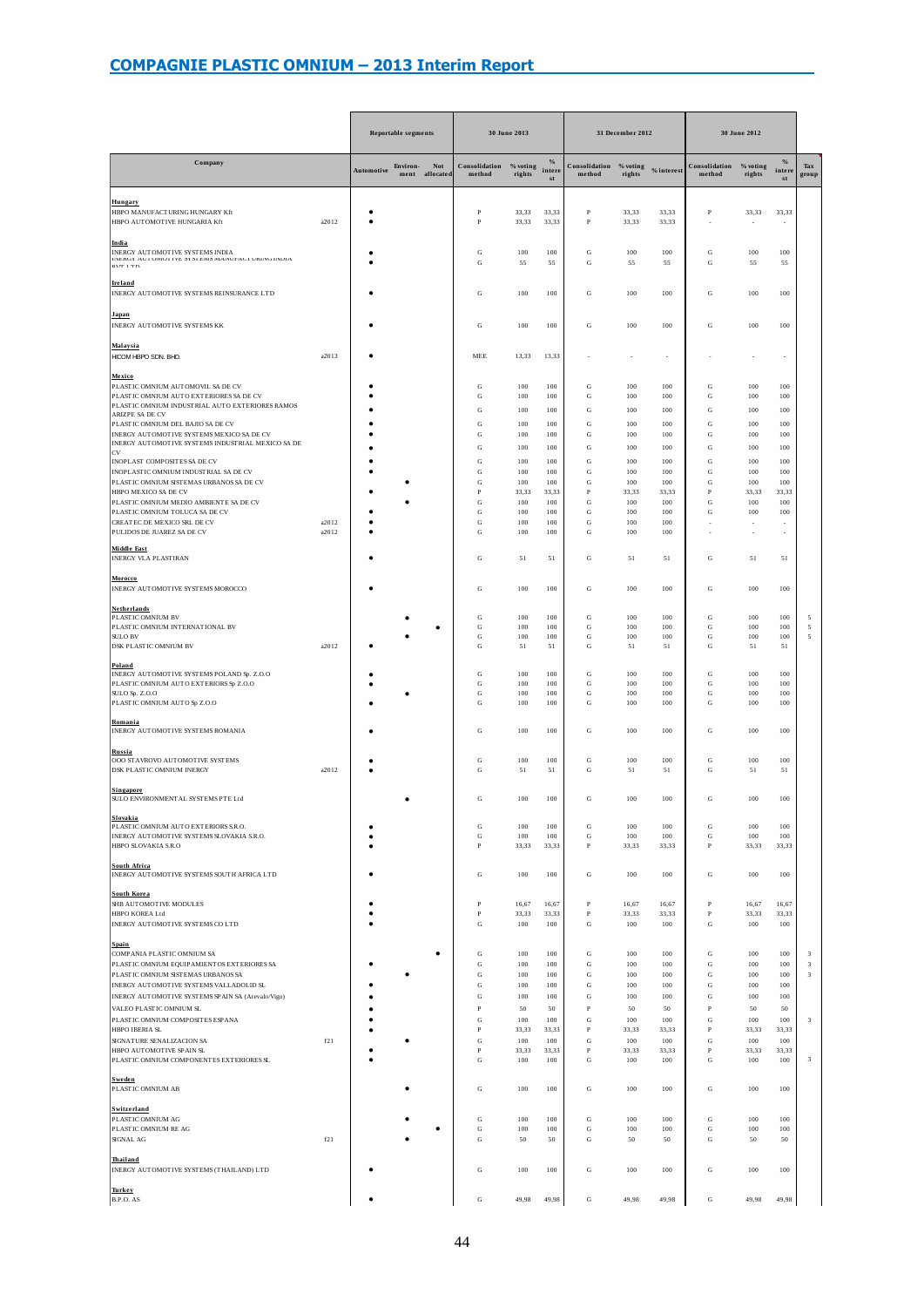## COMPAGNIE PLASTIC OMNIUM – 2013 Interim Report

| Company | | Reportable segments | | | 30 June 2013 | | | 31 December 2012 | | | 30 June 2012 | | | |
|---|---|---|---|---|---|---|---|---|---|---|---|---|---|---|
| | | Automotive | Environ-ment | Not allocated | Consolidation method | % voting rights | % interest | Consolidation method | % voting rights | % interest | Consolidation method | % voting rights | % interest | Tax group |
| **Hungary** | | | | | | | | | | | | | | |
| HBPO MANUFACTURING HUNGARY Kft | | • | | | P | 33,33 | 33,33 | P | 33,33 | 33,33 | P | 33,33 | 33,33 | |
| HBPO AUTOMOTIVE HUNGARIA Kft | a2012 | • | | | P | 33,33 | 33,33 | P | 33,33 | 33,33 | - | - | - | |
| **India** | | | | | | | | | | | | | | |
| INERGY AUTOMOTIVE SYSTEMS INDIA | | • | | | G | 100 | 100 | G | 100 | 100 | G | 100 | 100 | |
| INERGY AUTOMOTIVE SYSTEMS MANUFACTURING INDIA PVT LTD | | • | | | G | 55 | 55 | G | 55 | 55 | G | 55 | 55 | |
| **Ireland** | | | | | | | | | | | | | | |
| INERGY AUTOMOTIVE SYSTEMS REINSURANCE LTD | | • | | | G | 100 | 100 | G | 100 | 100 | G | 100 | 100 | |
| **Japan** | | | | | | | | | | | | | | |
| INERGY AUTOMOTIVE SYSTEMS KK | | • | | | G | 100 | 100 | G | 100 | 100 | G | 100 | 100 | |
| **Malaysia** | | | | | | | | | | | | | | |
| HICOM HBPO SDN. BHD. | a2013 | • | | | MEE | 13,33 | 13,33 | - | - | - | - | - | - | |
| **Mexico** | | | | | | | | | | | | | | |
| PLASTIC OMNIUM AUTOMOVIL SA DE CV | | • | | | G | 100 | 100 | G | 100 | 100 | G | 100 | 100 | |
| PLASTIC OMNIUM AUTO EXTERIORES SA DE CV | | • | | | G | 100 | 100 | G | 100 | 100 | G | 100 | 100 | |
| PLASTIC OMNIUM INDUSTRIAL AUTO EXTERIORES RAMOS ARIZPE SA DE CV | | • | | | G | 100 | 100 | G | 100 | 100 | G | 100 | 100 | |
| PLASTIC OMNIUM DEL BAJIO SA DE CV | | • | | | G | 100 | 100 | G | 100 | 100 | G | 100 | 100 | |
| INERGY AUTOMOTIVE SYSTEMS MEXICO SA DE CV | | • | | | G | 100 | 100 | G | 100 | 100 | G | 100 | 100 | |
| INERGY AUTOMOTIVE SYSTEMS INDUSTRIAL MEXICO SA DE CV | | • | | | G | 100 | 100 | G | 100 | 100 | G | 100 | 100 | |
| INOPLAST COMPOSITES SA DE CV | | • | | | G | 100 | 100 | G | 100 | 100 | G | 100 | 100 | |
| INOPLASTIC OMNIUM INDUSTRIAL SA DE CV | | • | | | G | 100 | 100 | G | 100 | 100 | G | 100 | 100 | |
| PLASTIC OMNIUM SISTEMAS URBANOS SA DE CV | | | • | | G | 100 | 100 | G | 100 | 100 | G | 100 | 100 | |
| HBPO MEXICO SA DE CV | | • | | | P | 33,33 | 33,33 | P | 33,33 | 33,33 | P | 33,33 | 33,33 | |
| PLASTIC OMNIUM MEDIO AMBIENTE SA DE CV | | | • | | G | 100 | 100 | G | 100 | 100 | G | 100 | 100 | |
| PLASTIC OMNIUM TOLUCA SA DE CV | | • | | | G | 100 | 100 | G | 100 | 100 | G | 100 | 100 | |
| CREATEC DE MEXICO SRL DE CV | a2012 | • | | | G | 100 | 100 | G | 100 | 100 | - | - | - | |
| PULIDOS DE JUAREZ SA DE CV | a2012 | • | | | G | 100 | 100 | G | 100 | 100 | - | - | - | |
| **Middle East** | | | | | | | | | | | | | | |
| INERGY VLA PLASTIRAN | | • | | | G | 51 | 51 | G | 51 | 51 | G | 51 | 51 | |
| **Morocco** | | | | | | | | | | | | | | |
| INERGY AUTOMOTIVE SYSTEMS MOROCCO | | • | | | G | 100 | 100 | G | 100 | 100 | G | 100 | 100 | |
| **Netherlands** | | | | | | | | | | | | | | |
| PLASTIC OMNIUM BV | | | • | | G | 100 | 100 | G | 100 | 100 | G | 100 | 100 | 5 |
| PLASTIC OMNIUM INTERNATIONAL BV | | | | • | G | 100 | 100 | G | 100 | 100 | G | 100 | 100 | 5 |
| SULO BV | | | • | | G | 100 | 100 | G | 100 | 100 | G | 100 | 100 | 5 |
| DSK PLASTIC OMNIUM BV | a2012 | • | | | G | 51 | 51 | G | 51 | 51 | G | 51 | 51 | |
| **Poland** | | | | | | | | | | | | | | |
| INERGY AUTOMOTIVE SYSTEMS POLAND Sp. Z.O.O | | • | | | G | 100 | 100 | G | 100 | 100 | G | 100 | 100 | |
| PLASTIC OMNIUM AUTO EXTERIORS Sp Z.O.O | | • | | | G | 100 | 100 | G | 100 | 100 | G | 100 | 100 | |
| SULO Sp. Z.O.O | | | • | | G | 100 | 100 | G | 100 | 100 | G | 100 | 100 | |
| PLASTIC OMNIUM AUTO Sp Z.O.O | | • | | | G | 100 | 100 | G | 100 | 100 | G | 100 | 100 | |
| **Romania** | | | | | | | | | | | | | | |
| INERGY AUTOMOTIVE SYSTEMS ROMANIA | | • | | | G | 100 | 100 | G | 100 | 100 | G | 100 | 100 | |
| **Russia** | | | | | | | | | | | | | | |
| OOO STAVROVO AUTOMOTIVE SYSTEMS | | • | | | G | 100 | 100 | G | 100 | 100 | G | 100 | 100 | |
| DSK PLASTIC OMNIUM INERGY | a2012 | • | | | G | 51 | 51 | G | 51 | 51 | G | 51 | 51 | |
| **Singapore** | | | | | | | | | | | | | | |
| SULO ENVIRONMENTAL SYSTEMS PTE Ltd | | | • | | G | 100 | 100 | G | 100 | 100 | G | 100 | 100 | |
| **Slovakia** | | | | | | | | | | | | | | |
| PLASTIC OMNIUM AUTO EXTERIORS S.R.O. | | • | | | G | 100 | 100 | G | 100 | 100 | G | 100 | 100 | |
| INERGY AUTOMOTIVE SYSTEMS SLOVAKIA S.R.O. | | • | | | G | 100 | 100 | G | 100 | 100 | G | 100 | 100 | |
| HBPO SLOVAKIA S.R.O | | • | | | P | 33,33 | 33,33 | P | 33,33 | 33,33 | P | 33,33 | 33,33 | |
| **South Africa** | | | | | | | | | | | | | | |
| INERGY AUTOMOTIVE SYSTEMS SOUTH AFRICA LTD | | • | | | G | 100 | 100 | G | 100 | 100 | G | 100 | 100 | |
| **South Korea** | | | | | | | | | | | | | | |
| SHB AUTOMOTIVE MODULES | | • | | | P | 16,67 | 16,67 | P | 16,67 | 16,67 | P | 16,67 | 16,67 | |
| HBPO KOREA Ltd | | • | | | P | 33,33 | 33,33 | P | 33,33 | 33,33 | P | 33,33 | 33,33 | |
| INERGY AUTOMOTIVE SYSTEMS CO LTD | | • | | | G | 100 | 100 | G | 100 | 100 | G | 100 | 100 | |
| **Spain** | | | | | | | | | | | | | | |
| COMPANIA PLASTIC OMNIUM SA | | | | • | G | 100 | 100 | G | 100 | 100 | G | 100 | 100 | 3 |
| PLASTIC OMNIUM EQUIPAMIENTOS EXTERIORES SA | | • | | | G | 100 | 100 | G | 100 | 100 | G | 100 | 100 | 3 |
| PLASTIC OMNIUM SISTEMAS URBANOS SA | | | • | | G | 100 | 100 | G | 100 | 100 | G | 100 | 100 | 3 |
| INERGY AUTOMOTIVE SYSTEMS VALLADOLID SL | | • | | | G | 100 | 100 | G | 100 | 100 | G | 100 | 100 | |
| INERGY AUTOMOTIVE SYSTEMS SPAIN SA (Arevalo/Vigo) | | • | | | G | 100 | 100 | G | 100 | 100 | G | 100 | 100 | |
| VALEO PLASTIC OMNIUM SL | | • | | | P | 50 | 50 | P | 50 | 50 | P | 50 | 50 | |
| PLASTIC OMNIUM COMPOSITES ESPANA | | • | | | G | 100 | 100 | G | 100 | 100 | G | 100 | 100 | 3 |
| HBPO IBERIA SL | | • | | | P | 33,33 | 33,33 | P | 33,33 | 33,33 | P | 33,33 | 33,33 | |
| SIGNATURE SENALIZACION SA | f21 | | • | | G | 100 | 100 | G | 100 | 100 | G | 100 | 100 | |
| HBPO AUTOMOTIVE SPAIN SL | | • | | | P | 33,33 | 33,33 | P | 33,33 | 33,33 | P | 33,33 | 33,33 | |
| PLASTIC OMNIUM COMPONENTES EXTERIORES SL | | • | | | G | 100 | 100 | G | 100 | 100 | G | 100 | 100 | 3 |
| **Sweden** | | | | | | | | | | | | | | |
| PLASTIC OMNIUM AB | | | • | | G | 100 | 100 | G | 100 | 100 | G | 100 | 100 | |
| **Switzerland** | | | | | | | | | | | | | | |
| PLASTIC OMNIUM AG | | | • | | G | 100 | 100 | G | 100 | 100 | G | 100 | 100 | |
| PLASTIC OMNIUM RE AG | | | | • | G | 100 | 100 | G | 100 | 100 | G | 100 | 100 | |
| SIGNAL AG | f21 | | • | | G | 50 | 50 | G | 50 | 50 | G | 50 | 50 | |
| **Thailand** | | | | | | | | | | | | | | |
| INERGY AUTOMOTIVE SYSTEMS (THAILAND) LTD | | • | | | G | 100 | 100 | G | 100 | 100 | G | 100 | 100 | |
| **Turkey** | | | | | | | | | | | | | | |
| B.P.O. AS | | • | | | G | 49,98 | 49,98 | G | 49,98 | 49,98 | G | 49,98 | 49,98 | |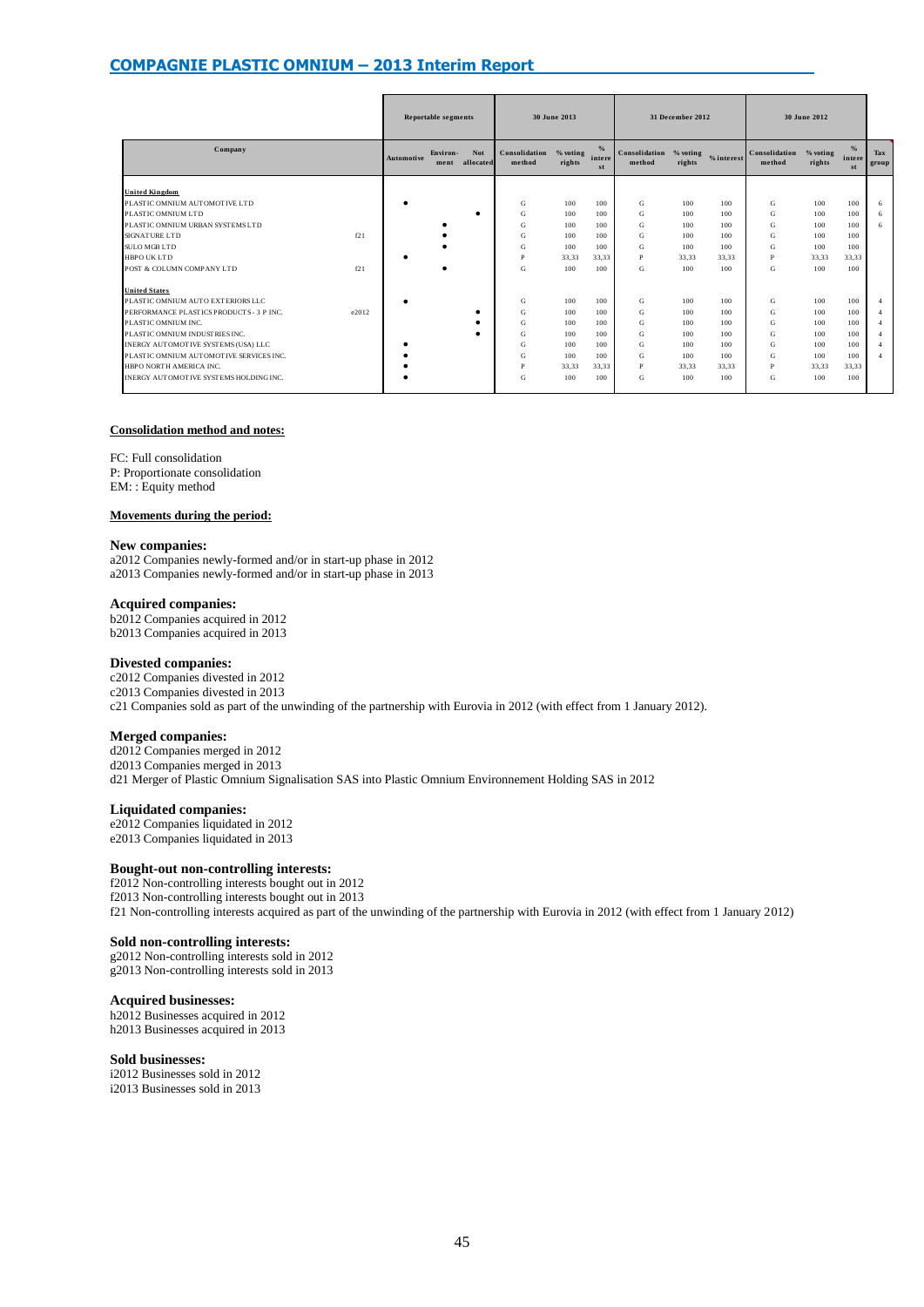## COMPAGNIE PLASTIC OMNIUM – 2013 Interim Report

| Company | | Reportable segments | | | 30 June 2013 | | | 31 December 2012 | | | 30 June 2012 | | | |
|---|---|---|---|---|---|---|---|---|---|---|---|---|---|---|
| | | Automotive | Environ-ment | Not allocated | Consolidation method | % voting rights | % interest | Consolidation method | % voting rights | % interest | Consolidation method | % voting rights | % interest | Tax group |
| **United Kingdom** | | | | | | | | | | | | | | |
| PLASTIC OMNIUM AUTOMOTIVE LTD | | • | | | G | 100 | 100 | G | 100 | 100 | G | 100 | 100 | 6 |
| PLASTIC OMNIUM LTD | | | | • | G | 100 | 100 | G | 100 | 100 | G | 100 | 100 | 6 |
| PLASTIC OMNIUM URBAN SYSTEMS LTD | | | • | | G | 100 | 100 | G | 100 | 100 | G | 100 | 100 | 6 |
| SIGNATURE LTD | f21 | | • | | G | 100 | 100 | G | 100 | 100 | G | 100 | 100 | |
| SULO MGB LTD | | | • | | G | 100 | 100 | G | 100 | 100 | G | 100 | 100 | |
| HBPO UK LTD | | • | | | P | 33,33 | 33,33 | P | 33,33 | 33,33 | P | 33,33 | 33,33 | |
| POST & COLUMN COMPANY LTD | f21 | | • | | G | 100 | 100 | G | 100 | 100 | G | 100 | 100 | |
| **United States** | | | | | | | | | | | | | | |
| PLASTIC OMNIUM AUTO EXTERIORS LLC | | • | | | G | 100 | 100 | G | 100 | 100 | G | 100 | 100 | 4 |
| PERFORMANCE PLASTICS PRODUCTS - 3 P INC. | e2012 | | | • | G | 100 | 100 | G | 100 | 100 | G | 100 | 100 | 4 |
| PLASTIC OMNIUM INC. | | | | • | G | 100 | 100 | G | 100 | 100 | G | 100 | 100 | 4 |
| PLASTIC OMNIUM INDUSTRIES INC. | | | | • | G | 100 | 100 | G | 100 | 100 | G | 100 | 100 | 4 |
| INERGY AUTOMOTIVE SYSTEMS (USA) LLC | | • | | | G | 100 | 100 | G | 100 | 100 | G | 100 | 100 | 4 |
| PLASTIC OMNIUM AUTOMOTIVE SERVICES INC. | | • | | | G | 100 | 100 | G | 100 | 100 | G | 100 | 100 | 4 |
| HBPO NORTH AMERICA INC. | | • | | | P | 33,33 | 33,33 | P | 33,33 | 33,33 | P | 33,33 | 33,33 | |
| INERGY AUTOMOTIVE SYSTEMS HOLDING INC. | | • | | | G | 100 | 100 | G | 100 | 100 | G | 100 | 100 | |

**Consolidation method and notes:**

FC: Full consolidation
P: Proportionate consolidation
EM: : Equity method

**Movements during the period:**

**New companies:**
a2012 Companies newly-formed and/or in start-up phase in 2012
a2013 Companies newly-formed and/or in start-up phase in 2013

**Acquired companies:**
b2012 Companies acquired in 2012
b2013 Companies acquired in 2013

**Divested companies:**
c2012 Companies divested in 2012
c2013 Companies divested in 2013
c21 Companies sold as part of the unwinding of the partnership with Eurovia in 2012 (with effect from 1 January 2012).

**Merged companies:**
d2012 Companies merged in 2012
d2013 Companies merged in 2013
d21 Merger of Plastic Omnium Signalisation SAS into Plastic Omnium Environnement Holding SAS in 2012

**Liquidated companies:**
e2012 Companies liquidated in 2012
e2013 Companies liquidated in 2013

**Bought-out non-controlling interests:**
f2012 Non-controlling interests bought out in 2012
f2013 Non-controlling interests bought out in 2013
f21 Non-controlling interests acquired as part of the unwinding of the partnership with Eurovia in 2012 (with effect from 1 January 2012)

**Sold non-controlling interests:**
g2012 Non-controlling interests sold in 2012
g2013 Non-controlling interests sold in 2013

**Acquired businesses:**
h2012 Businesses acquired in 2012
h2013 Businesses acquired in 2013

**Sold businesses:**
i2012 Businesses sold in 2012
i2013 Businesses sold in 2013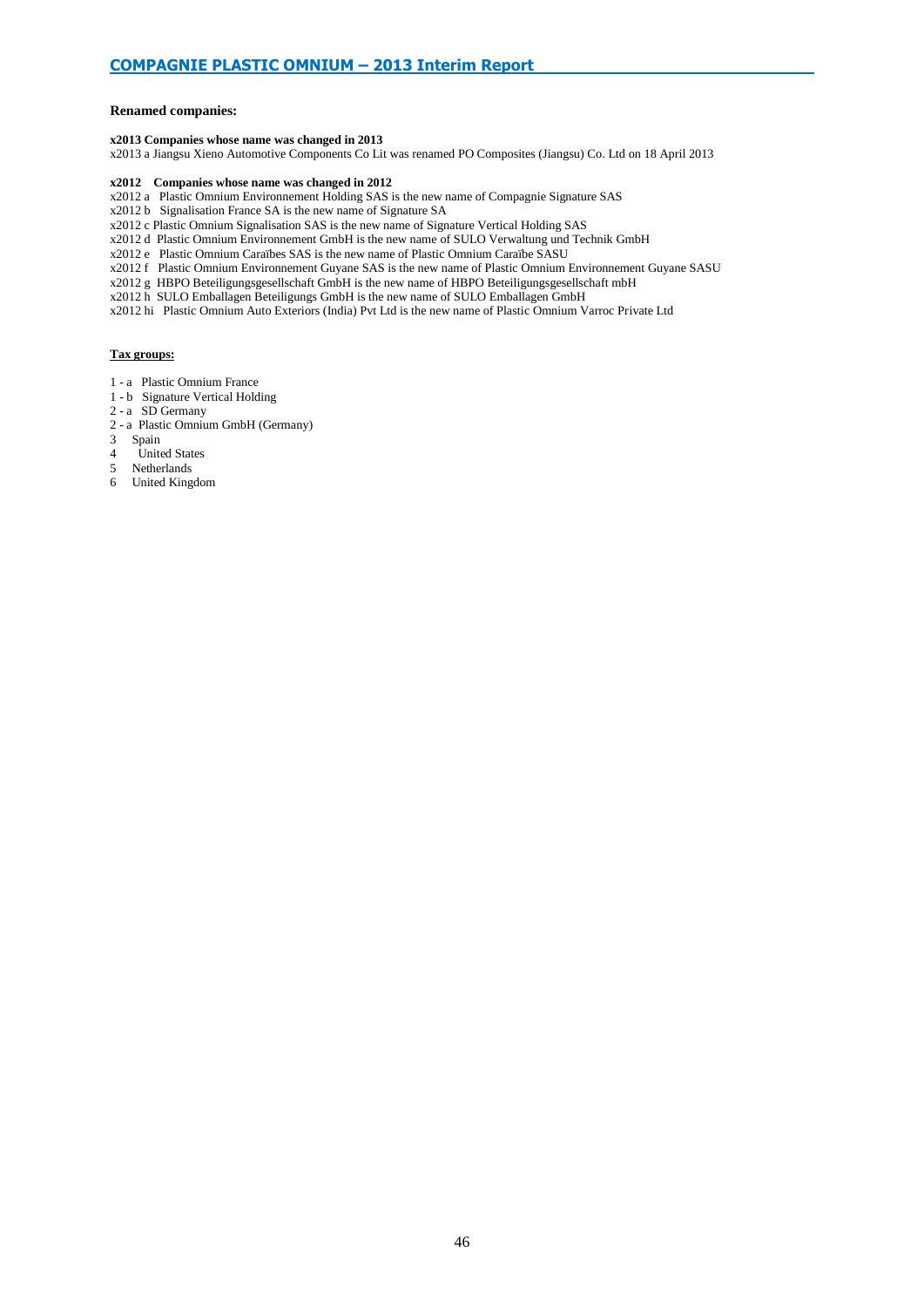**Renamed companies:**

**x2013 Companies whose name was changed in 2013**

x2013 a Jiangsu Xieno Automotive Components Co Lit was renamed PO Composites (Jiangsu) Co. Ltd on 18 April 2013

**x2012 Companies whose name was changed in 2012**

x2012 a Plastic Omnium Environnement Holding SAS is the new name of Compagnie Signature SAS
x2012 b Signalisation France SA is the new name of Signature SA
x2012 c Plastic Omnium Signalisation SAS is the new name of Signature Vertical Holding SAS
x2012 d Plastic Omnium Environnement GmbH is the new name of SULO Verwaltung und Technik GmbH
x2012 e Plastic Omnium Caraïbes SAS is the new name of Plastic Omnium Caraïbe SASU
x2012 f Plastic Omnium Environnement Guyane SAS is the new name of Plastic Omnium Environnement Guyane SASU
x2012 g HBPO Beteiligungsgesellschaft GmbH is the new name of HBPO Beteiligungsgesellschaft mbH
x2012 h SULO Emballagen Beteiligungs GmbH is the new name of SULO Emballagen GmbH
x2012 hi Plastic Omnium Auto Exteriors (India) Pvt Ltd is the new name of Plastic Omnium Varroc Private Ltd

**Tax groups:**

1 - a Plastic Omnium France
1 - b Signature Vertical Holding
2 - a SD Germany
2 - a Plastic Omnium GmbH (Germany)
3 Spain
4 United States
5 Netherlands
6 United Kingdom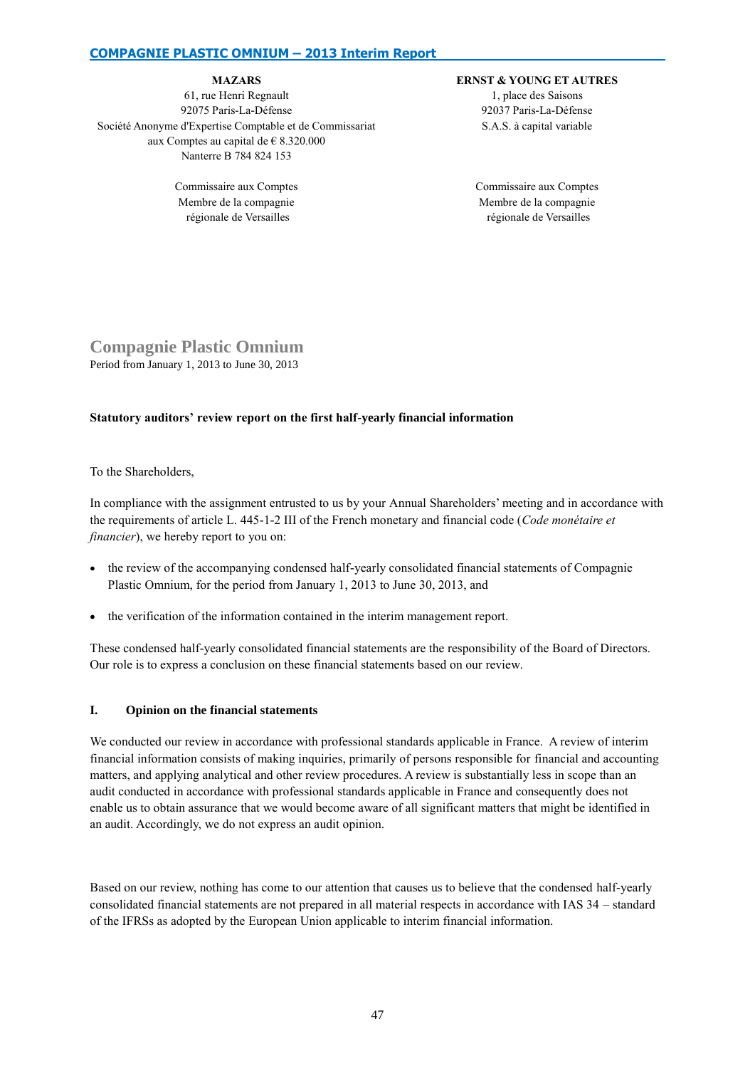| MAZARS | ERNST & YOUNG ET AUTRES |
|---|---|
| 61, rue Henri Regnault<br>92075 Paris-La-Défense<br>Société Anonyme d'Expertise Comptable et de Commissariat aux Comptes au capital de € 8.320.000<br>Nanterre B 784 824 153 | 1, place des Saisons<br>92037 Paris-La-Défense<br>S.A.S. à capital variable |
| Commissaire aux Comptes<br>Membre de la compagnie régionale de Versailles | Commissaire aux Comptes<br>Membre de la compagnie régionale de Versailles |

# Compagnie Plastic Omnium

Period from January 1, 2013 to June 30, 2013

**Statutory auditors' review report on the first half-yearly financial information**

To the Shareholders,

In compliance with the assignment entrusted to us by your Annual Shareholders' meeting and in accordance with the requirements of article L. 445-1-2 III of the French monetary and financial code (*Code monétaire et financier*), we hereby report to you on:

- the review of the accompanying condensed half-yearly consolidated financial statements of Compagnie Plastic Omnium, for the period from January 1, 2013 to June 30, 2013, and
- the verification of the information contained in the interim management report.

These condensed half-yearly consolidated financial statements are the responsibility of the Board of Directors. Our role is to express a conclusion on these financial statements based on our review.

## I. Opinion on the financial statements

We conducted our review in accordance with professional standards applicable in France. A review of interim financial information consists of making inquiries, primarily of persons responsible for financial and accounting matters, and applying analytical and other review procedures. A review is substantially less in scope than an audit conducted in accordance with professional standards applicable in France and consequently does not enable us to obtain assurance that we would become aware of all significant matters that might be identified in an audit. Accordingly, we do not express an audit opinion.

Based on our review, nothing has come to our attention that causes us to believe that the condensed half-yearly consolidated financial statements are not prepared in all material respects in accordance with IAS 34 – standard of the IFRSs as adopted by the European Union applicable to interim financial information.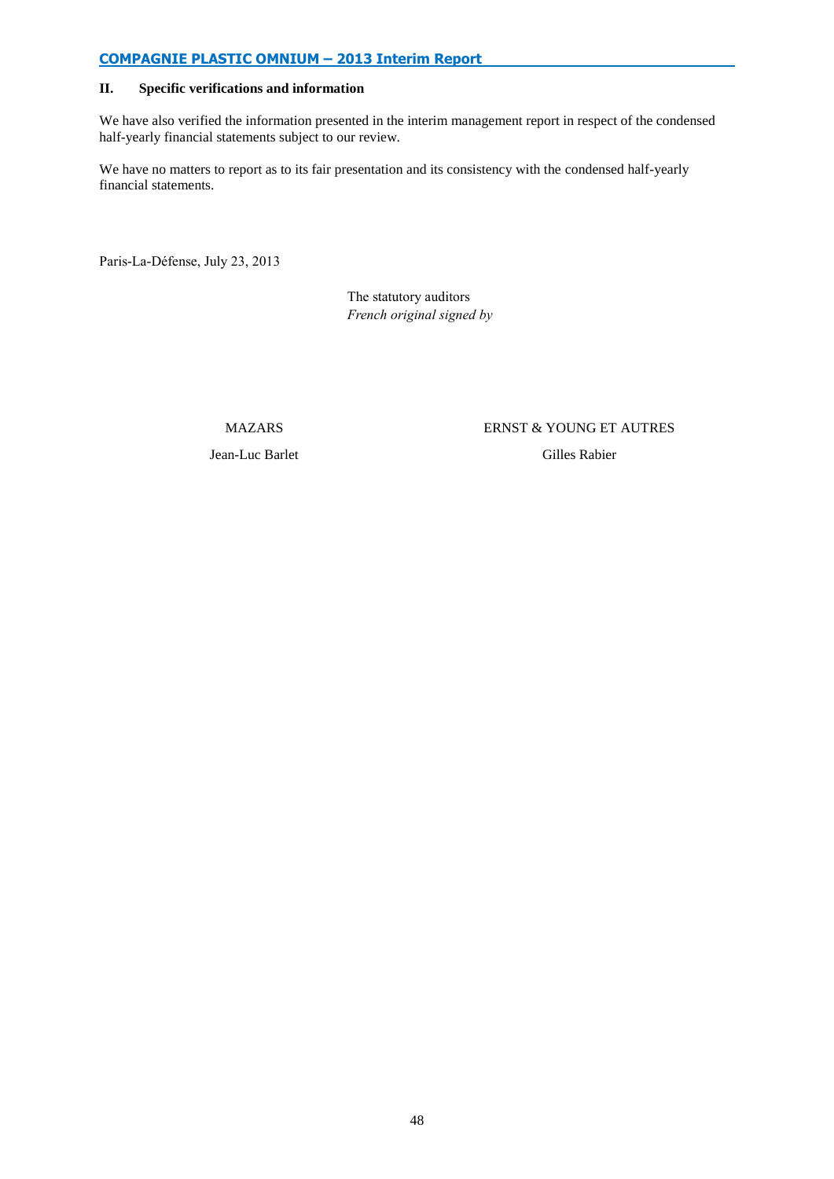## II. Specific verifications and information

We have also verified the information presented in the interim management report in respect of the condensed half-yearly financial statements subject to our review.

We have no matters to report as to its fair presentation and its consistency with the condensed half-yearly financial statements.

Paris-La-Défense, July 23, 2013

The statutory auditors
*French original signed by*

| MAZARS | ERNST & YOUNG ET AUTRES |
| --- | --- |
| Jean-Luc Barlet | Gilles Rabier |